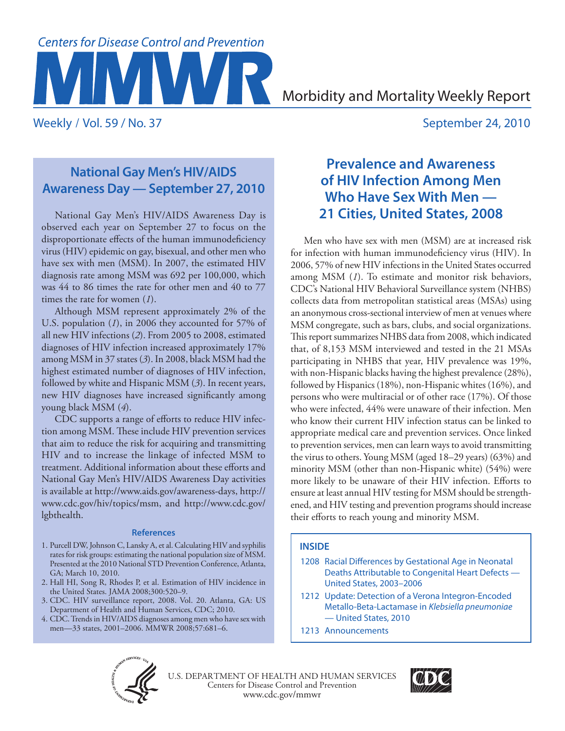# Morbidity and Mortality Weekly Report

Weekly / Vol. 59 / No. 37 — September 24, 2010

## National Gay Men's HIV/AIDS Awareness Day — September 27, 2010

National Gay Men's HIV/AIDS Awareness Day is observed each year on September 27 to focus on the disproportionate effects of the human immunodeficiency virus (HIV) epidemic on gay, bisexual, and other men who have sex with men (MSM). In 2007, the estimated HIV diagnosis rate among MSM was 692 per 100,000, which was 44 to 86 times the rate for other men and 40 to 77 times the rate for women (*1*).

Although MSM represent approximately 2% of the U.S. population (*1*), in 2006 they accounted for 57% of all new HIV infections (*2*). From 2005 to 2008, estimated diagnoses of HIV infection increased approximately 17% among MSM in 37 states (*3*). In 2008, black MSM had the highest estimated number of diagnoses of HIV infection, followed by white and Hispanic MSM (*3*). In recent years, new HIV diagnoses have increased significantly among young black MSM (*4*).

CDC supports a range of efforts to reduce HIV infection among MSM. These include HIV prevention services that aim to reduce the risk for acquiring and transmitting HIV and to increase the linkage of infected MSM to treatment. Additional information about these efforts and National Gay Men's HIV/AIDS Awareness Day activities is available at http://www.aids.gov/awareness-days, http://www.cdc.gov/hiv/topics/msm, and http://www.cdc.gov/lgbthealth.

### References

1. Purcell DW, Johnson C, Lansky A, et al. Calculating HIV and syphilis rates for risk groups: estimating the national population size of MSM. Presented at the 2010 National STD Prevention Conference, Atlanta, GA; March 10, 2010.
2. Hall HI, Song R, Rhodes P, et al. Estimation of HIV incidence in the United States. JAMA 2008;300:520–9.
3. CDC. HIV surveillance report, 2008. Vol. 20. Atlanta, GA: US Department of Health and Human Services, CDC; 2010.
4. CDC. Trends in HIV/AIDS diagnoses among men who have sex with men—33 states, 2001–2006. MMWR 2008;57:681–6.

## Prevalence and Awareness of HIV Infection Among Men Who Have Sex With Men — 21 Cities, United States, 2008

Men who have sex with men (MSM) are at increased risk for infection with human immunodeficiency virus (HIV). In 2006, 57% of new HIV infections in the United States occurred among MSM (*1*). To estimate and monitor risk behaviors, CDC's National HIV Behavioral Surveillance system (NHBS) collects data from metropolitan statistical areas (MSAs) using an anonymous cross-sectional interview of men at venues where MSM congregate, such as bars, clubs, and social organizations. This report summarizes NHBS data from 2008, which indicated that, of 8,153 MSM interviewed and tested in the 21 MSAs participating in NHBS that year, HIV prevalence was 19%, with non-Hispanic blacks having the highest prevalence (28%), followed by Hispanics (18%), non-Hispanic whites (16%), and persons who were multiracial or of other race (17%). Of those who were infected, 44% were unaware of their infection. Men who know their current HIV infection status can be linked to appropriate medical care and prevention services. Once linked to prevention services, men can learn ways to avoid transmitting the virus to others. Young MSM (aged 18–29 years) (63%) and minority MSM (other than non-Hispanic white) (54%) were more likely to be unaware of their HIV infection. Efforts to ensure at least annual HIV testing for MSM should be strengthened, and HIV testing and prevention programs should increase their efforts to reach young and minority MSM.

**INSIDE**

- 1208 Racial Differences by Gestational Age in Neonatal Deaths Attributable to Congenital Heart Defects — United States, 2003–2006
- 1212 Update: Detection of a Verona Integron-Encoded Metallo-Beta-Lactamase in *Klebsiella pneumoniae* — United States, 2010
- 1213 Announcements

U.S. DEPARTMENT OF HEALTH AND HUMAN SERVICES
Centers for Disease Control and Prevention
www.cdc.gov/mmwr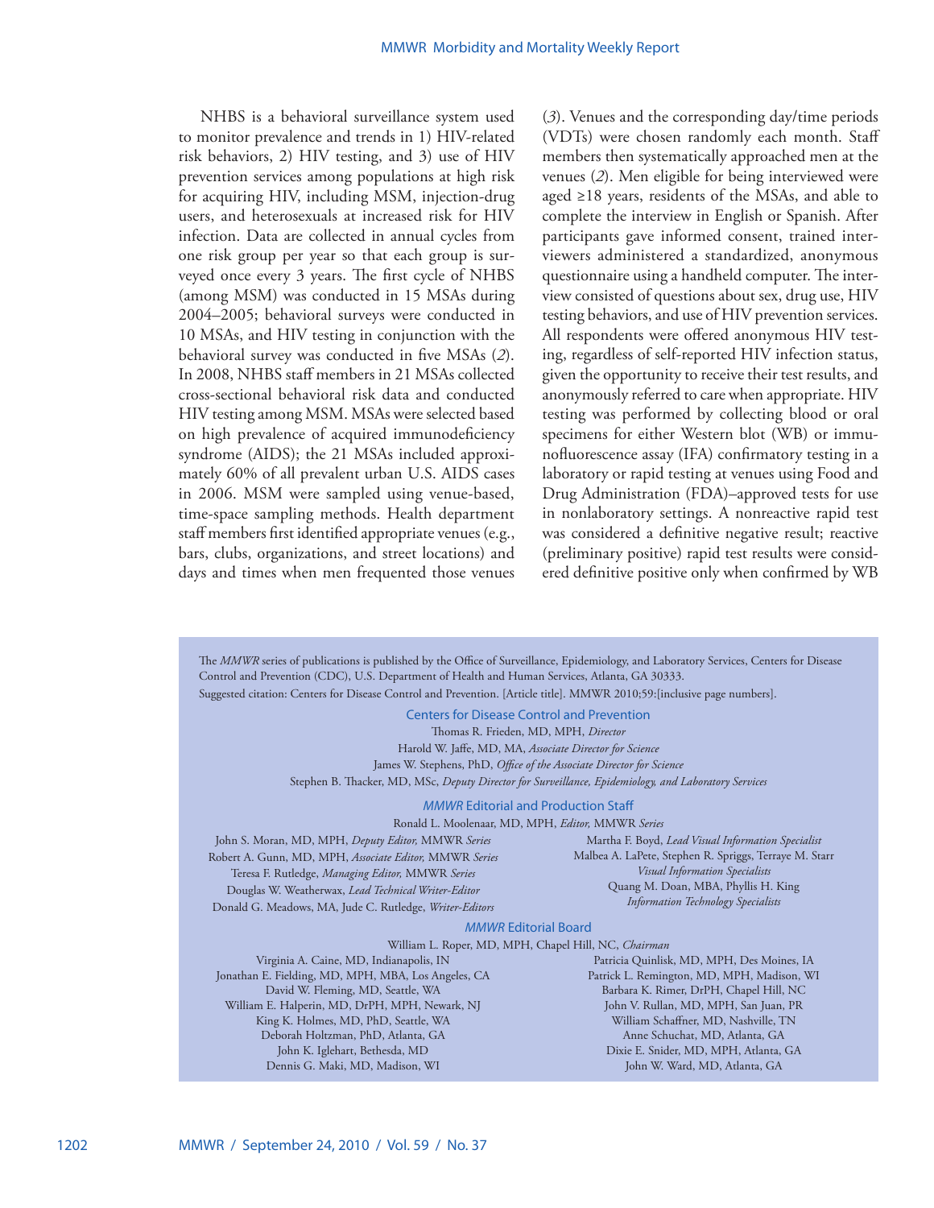NHBS is a behavioral surveillance system used to monitor prevalence and trends in 1) HIV-related risk behaviors, 2) HIV testing, and 3) use of HIV prevention services among populations at high risk for acquiring HIV, including MSM, injection-drug users, and heterosexuals at increased risk for HIV infection. Data are collected in annual cycles from one risk group per year so that each group is surveyed once every 3 years. The first cycle of NHBS (among MSM) was conducted in 15 MSAs during 2004–2005; behavioral surveys were conducted in 10 MSAs, and HIV testing in conjunction with the behavioral survey was conducted in five MSAs (*2*). In 2008, NHBS staff members in 21 MSAs collected cross-sectional behavioral risk data and conducted HIV testing among MSM. MSAs were selected based on high prevalence of acquired immunodeficiency syndrome (AIDS); the 21 MSAs included approximately 60% of all prevalent urban U.S. AIDS cases in 2006. MSM were sampled using venue-based, time-space sampling methods. Health department staff members first identified appropriate venues (e.g., bars, clubs, organizations, and street locations) and days and times when men frequented those venues (*3*). Venues and the corresponding day/time periods (VDTs) were chosen randomly each month. Staff members then systematically approached men at the venues (*2*). Men eligible for being interviewed were aged ≥18 years, residents of the MSAs, and able to complete the interview in English or Spanish. After participants gave informed consent, trained interviewers administered a standardized, anonymous questionnaire using a handheld computer. The interview consisted of questions about sex, drug use, HIV testing behaviors, and use of HIV prevention services. All respondents were offered anonymous HIV testing, regardless of self-reported HIV infection status, given the opportunity to receive their test results, and anonymously referred to care when appropriate. HIV testing was performed by collecting blood or oral specimens for either Western blot (WB) or immunofluorescence assay (IFA) confirmatory testing in a laboratory or rapid testing at venues using Food and Drug Administration (FDA)–approved tests for use in nonlaboratory settings. A nonreactive rapid test was considered a definitive negative result; reactive (preliminary positive) rapid test results were considered definitive positive only when confirmed by WB

---

The *MMWR* series of publications is published by the Office of Surveillance, Epidemiology, and Laboratory Services, Centers for Disease Control and Prevention (CDC), U.S. Department of Health and Human Services, Atlanta, GA 30333.

Suggested citation: Centers for Disease Control and Prevention. [Article title]. MMWR 2010;59:[inclusive page numbers].

**Centers for Disease Control and Prevention**

Thomas R. Frieden, MD, MPH, *Director*
Harold W. Jaffe, MD, MA, *Associate Director for Science*
James W. Stephens, PhD, *Office of the Associate Director for Science*
Stephen B. Thacker, MD, MSc, *Deputy Director for Surveillance, Epidemiology, and Laboratory Services*

***MMWR* Editorial and Production Staff**

Ronald L. Moolenaar, MD, MPH, *Editor,* MMWR *Series*
John S. Moran, MD, MPH, *Deputy Editor,* MMWR *Series*
Robert A. Gunn, MD, MPH, *Associate Editor,* MMWR *Series*
Teresa F. Rutledge, *Managing Editor,* MMWR *Series*
Douglas W. Weatherwax, *Lead Technical Writer-Editor*
Donald G. Meadows, MA, Jude C. Rutledge, *Writer-Editors*
Martha F. Boyd, *Lead Visual Information Specialist*
Malbea A. LaPete, Stephen R. Spriggs, Terraye M. Starr, *Visual Information Specialists*
Quang M. Doan, MBA, Phyllis H. King, *Information Technology Specialists*

***MMWR* Editorial Board**

William L. Roper, MD, MPH, Chapel Hill, NC, *Chairman*
Virginia A. Caine, MD, Indianapolis, IN
Jonathan E. Fielding, MD, MPH, MBA, Los Angeles, CA
David W. Fleming, MD, Seattle, WA
William E. Halperin, MD, DrPH, MPH, Newark, NJ
King K. Holmes, MD, PhD, Seattle, WA
Deborah Holtzman, PhD, Atlanta, GA
John K. Iglehart, Bethesda, MD
Dennis G. Maki, MD, Madison, WI
Patricia Quinlisk, MD, MPH, Des Moines, IA
Patrick L. Remington, MD, MPH, Madison, WI
Barbara K. Rimer, DrPH, Chapel Hill, NC
John V. Rullan, MD, MPH, San Juan, PR
William Schaffner, MD, Nashville, TN
Anne Schuchat, MD, Atlanta, GA
Dixie E. Snider, MD, MPH, Atlanta, GA
John W. Ward, MD, Atlanta, GA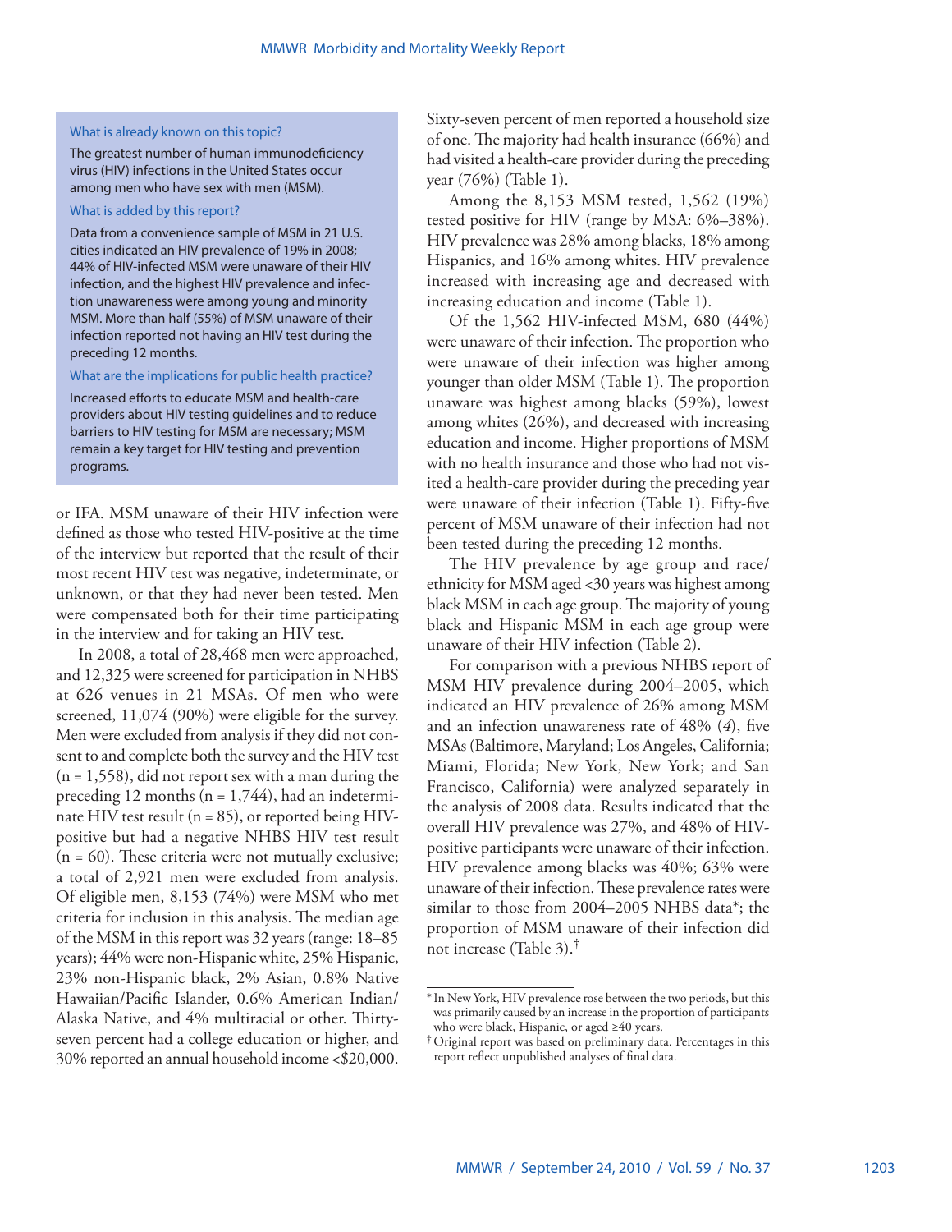**What is already known on this topic?**

The greatest number of human immunodeficiency virus (HIV) infections in the United States occur among men who have sex with men (MSM).

**What is added by this report?**

Data from a convenience sample of MSM in 21 U.S. cities indicated an HIV prevalence of 19% in 2008; 44% of HIV-infected MSM were unaware of their HIV infection, and the highest HIV prevalence and infection unawareness were among young and minority MSM. More than half (55%) of MSM unaware of their infection reported not having an HIV test during the preceding 12 months.

**What are the implications for public health practice?**

Increased efforts to educate MSM and health-care providers about HIV testing guidelines and to reduce barriers to HIV testing for MSM are necessary; MSM remain a key target for HIV testing and prevention programs.

or IFA. MSM unaware of their HIV infection were defined as those who tested HIV-positive at the time of the interview but reported that the result of their most recent HIV test was negative, indeterminate, or unknown, or that they had never been tested. Men were compensated both for their time participating in the interview and for taking an HIV test.

In 2008, a total of 28,468 men were approached, and 12,325 were screened for participation in NHBS at 626 venues in 21 MSAs. Of men who were screened, 11,074 (90%) were eligible for the survey. Men were excluded from analysis if they did not consent to and complete both the survey and the HIV test (n = 1,558), did not report sex with a man during the preceding 12 months (n = 1,744), had an indeterminate HIV test result (n = 85), or reported being HIV-positive but had a negative NHBS HIV test result (n = 60). These criteria were not mutually exclusive; a total of 2,921 men were excluded from analysis. Of eligible men, 8,153 (74%) were MSM who met criteria for inclusion in this analysis. The median age of the MSM in this report was 32 years (range: 18–85 years); 44% were non-Hispanic white, 25% Hispanic, 23% non-Hispanic black, 2% Asian, 0.8% Native Hawaiian/Pacific Islander, 0.6% American Indian/Alaska Native, and 4% multiracial or other. Thirty-seven percent had a college education or higher, and 30% reported an annual household income <$20,000. Sixty-seven percent of men reported a household size of one. The majority had health insurance (66%) and had visited a health-care provider during the preceding year (76%) (Table 1).

Among the 8,153 MSM tested, 1,562 (19%) tested positive for HIV (range by MSA: 6%–38%). HIV prevalence was 28% among blacks, 18% among Hispanics, and 16% among whites. HIV prevalence increased with increasing age and decreased with increasing education and income (Table 1).

Of the 1,562 HIV-infected MSM, 680 (44%) were unaware of their infection. The proportion who were unaware of their infection was higher among younger than older MSM (Table 1). The proportion unaware was highest among blacks (59%), lowest among whites (26%), and decreased with increasing education and income. Higher proportions of MSM with no health insurance and those who had not visited a health-care provider during the preceding year were unaware of their infection (Table 1). Fifty-five percent of MSM unaware of their infection had not been tested during the preceding 12 months.

The HIV prevalence by age group and race/ethnicity for MSM aged <30 years was highest among black MSM in each age group. The majority of young black and Hispanic MSM in each age group were unaware of their HIV infection (Table 2).

For comparison with a previous NHBS report of MSM HIV prevalence during 2004–2005, which indicated an HIV prevalence of 26% among MSM and an infection unawareness rate of 48% (*4*), five MSAs (Baltimore, Maryland; Los Angeles, California; Miami, Florida; New York, New York; and San Francisco, California) were analyzed separately in the analysis of 2008 data. Results indicated that the overall HIV prevalence was 27%, and 48% of HIV-positive participants were unaware of their infection. HIV prevalence among blacks was 40%; 63% were unaware of their infection. These prevalence rates were similar to those from 2004–2005 NHBS data*; the proportion of MSM unaware of their infection did not increase (Table 3).†

\* In New York, HIV prevalence rose between the two periods, but this was primarily caused by an increase in the proportion of participants who were black, Hispanic, or aged ≥40 years.

† Original report was based on preliminary data. Percentages in this report reflect unpublished analyses of final data.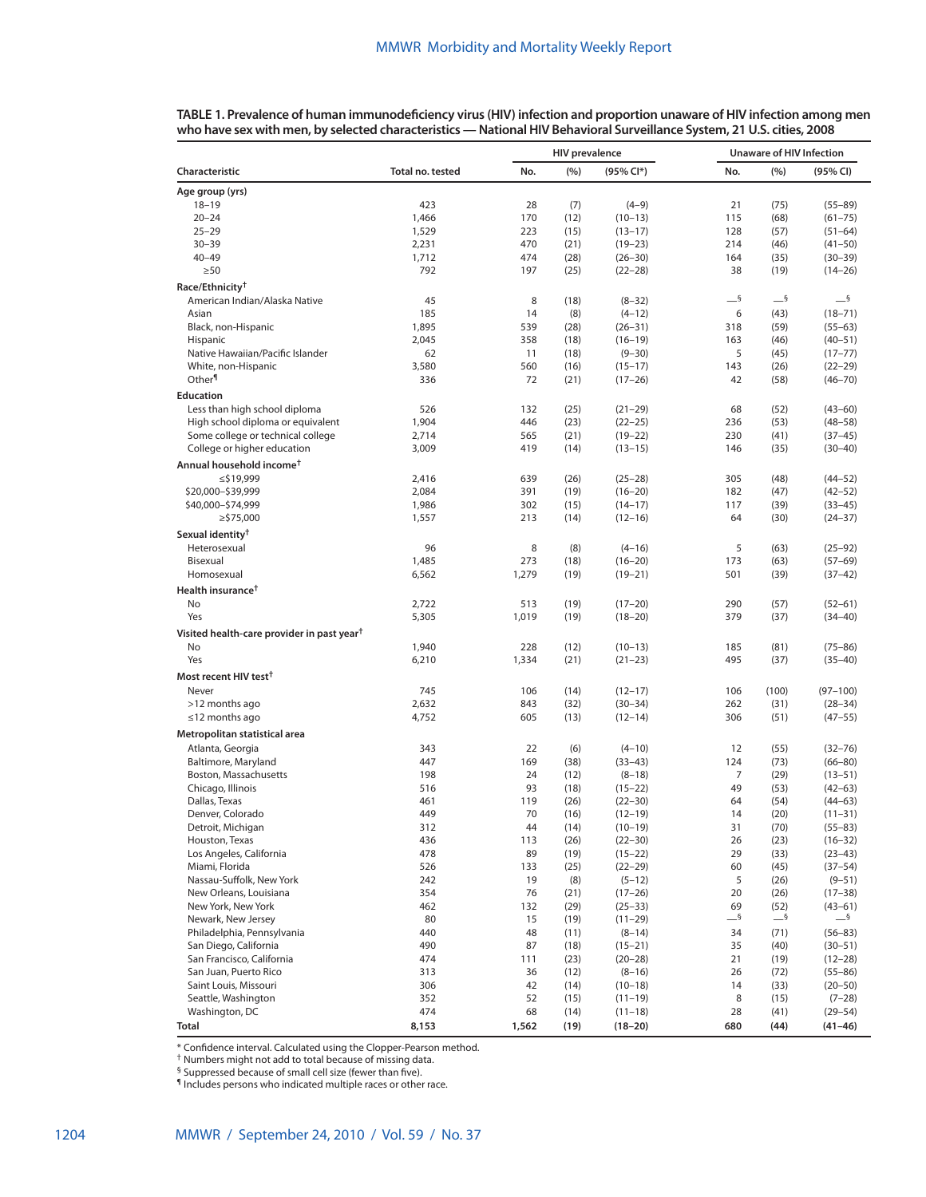**TABLE 1. Prevalence of human immunodeficiency virus (HIV) infection and proportion unaware of HIV infection among men who have sex with men, by selected characteristics — National HIV Behavioral Surveillance System, 21 U.S. cities, 2008**

| Characteristic | Total no. tested | HIV prevalence | | | Unaware of HIV Infection | | |
|---|---|---|---|---|---|---|---|
| | | No. | (%) | (95% CI*) | No. | (%) | (95% CI) |
| **Age group (yrs)** | | | | | | | |
| 18–19 | 423 | 28 | (7) | (4–9) | 21 | (75) | (55–89) |
| 20–24 | 1,466 | 170 | (12) | (10–13) | 115 | (68) | (61–75) |
| 25–29 | 1,529 | 223 | (15) | (13–17) | 128 | (57) | (51–64) |
| 30–39 | 2,231 | 470 | (21) | (19–23) | 214 | (46) | (41–50) |
| 40–49 | 1,712 | 474 | (28) | (26–30) | 164 | (35) | (30–39) |
| ≥50 | 792 | 197 | (25) | (22–28) | 38 | (19) | (14–26) |
| **Race/Ethnicity†** | | | | | | | |
| American Indian/Alaska Native | 45 | 8 | (18) | (8–32) | —§ | —§ | —§ |
| Asian | 185 | 14 | (8) | (4–12) | 6 | (43) | (18–71) |
| Black, non-Hispanic | 1,895 | 539 | (28) | (26–31) | 318 | (59) | (55–63) |
| Hispanic | 2,045 | 358 | (18) | (16–19) | 163 | (46) | (40–51) |
| Native Hawaiian/Pacific Islander | 62 | 11 | (18) | (9–30) | 5 | (45) | (17–77) |
| White, non-Hispanic | 3,580 | 560 | (16) | (15–17) | 143 | (26) | (22–29) |
| Other¶ | 336 | 72 | (21) | (17–26) | 42 | (58) | (46–70) |
| **Education** | | | | | | | |
| Less than high school diploma | 526 | 132 | (25) | (21–29) | 68 | (52) | (43–60) |
| High school diploma or equivalent | 1,904 | 446 | (23) | (22–25) | 236 | (53) | (48–58) |
| Some college or technical college | 2,714 | 565 | (21) | (19–22) | 230 | (41) | (37–45) |
| College or higher education | 3,009 | 419 | (14) | (13–15) | 146 | (35) | (30–40) |
| **Annual household income†** | | | | | | | |
| ≤$19,999 | 2,416 | 639 | (26) | (25–28) | 305 | (48) | (44–52) |
| $20,000–$39,999 | 2,084 | 391 | (19) | (16–20) | 182 | (47) | (42–52) |
| $40,000–$74,999 | 1,986 | 302 | (15) | (14–17) | 117 | (39) | (33–45) |
| ≥$75,000 | 1,557 | 213 | (14) | (12–16) | 64 | (30) | (24–37) |
| **Sexual identity†** | | | | | | | |
| Heterosexual | 96 | 8 | (8) | (4–16) | 5 | (63) | (25–92) |
| Bisexual | 1,485 | 273 | (18) | (16–20) | 173 | (63) | (57–69) |
| Homosexual | 6,562 | 1,279 | (19) | (19–21) | 501 | (39) | (37–42) |
| **Health insurance†** | | | | | | | |
| No | 2,722 | 513 | (19) | (17–20) | 290 | (57) | (52–61) |
| Yes | 5,305 | 1,019 | (19) | (18–20) | 379 | (37) | (34–40) |
| **Visited health-care provider in past year†** | | | | | | | |
| No | 1,940 | 228 | (12) | (10–13) | 185 | (81) | (75–86) |
| Yes | 6,210 | 1,334 | (21) | (21–23) | 495 | (37) | (35–40) |
| **Most recent HIV test†** | | | | | | | |
| Never | 745 | 106 | (14) | (12–17) | 106 | (100) | (97–100) |
| >12 months ago | 2,632 | 843 | (32) | (30–34) | 262 | (31) | (28–34) |
| ≤12 months ago | 4,752 | 605 | (13) | (12–14) | 306 | (51) | (47–55) |
| **Metropolitan statistical area** | | | | | | | |
| Atlanta, Georgia | 343 | 22 | (6) | (4–10) | 12 | (55) | (32–76) |
| Baltimore, Maryland | 447 | 169 | (38) | (33–43) | 124 | (73) | (66–80) |
| Boston, Massachusetts | 198 | 24 | (12) | (8–18) | 7 | (29) | (13–51) |
| Chicago, Illinois | 516 | 93 | (18) | (15–22) | 49 | (53) | (42–63) |
| Dallas, Texas | 461 | 119 | (26) | (22–30) | 64 | (54) | (44–63) |
| Denver, Colorado | 449 | 70 | (16) | (12–19) | 14 | (20) | (11–31) |
| Detroit, Michigan | 312 | 44 | (14) | (10–19) | 31 | (70) | (55–83) |
| Houston, Texas | 436 | 113 | (26) | (22–30) | 26 | (23) | (16–32) |
| Los Angeles, California | 478 | 89 | (19) | (15–22) | 29 | (33) | (23–43) |
| Miami, Florida | 526 | 133 | (25) | (22–29) | 60 | (45) | (37–54) |
| Nassau-Suffolk, New York | 242 | 19 | (8) | (5–12) | 5 | (26) | (9–51) |
| New Orleans, Louisiana | 354 | 76 | (21) | (17–26) | 20 | (26) | (17–38) |
| New York, New York | 462 | 132 | (29) | (25–33) | 69 | (52) | (43–61) |
| Newark, New Jersey | 80 | 15 | (19) | (11–29) | —§ | —§ | —§ |
| Philadelphia, Pennsylvania | 440 | 48 | (11) | (8–14) | 34 | (71) | (56–83) |
| San Diego, California | 490 | 87 | (18) | (15–21) | 35 | (40) | (30–51) |
| San Francisco, California | 474 | 111 | (23) | (20–28) | 21 | (19) | (12–28) |
| San Juan, Puerto Rico | 313 | 36 | (12) | (8–16) | 26 | (72) | (55–86) |
| Saint Louis, Missouri | 306 | 42 | (14) | (10–18) | 14 | (33) | (20–50) |
| Seattle, Washington | 352 | 52 | (15) | (11–19) | 8 | (15) | (7–28) |
| Washington, DC | 474 | 68 | (14) | (11–18) | 28 | (41) | (29–54) |
| **Total** | **8,153** | **1,562** | **(19)** | **(18–20)** | **680** | **(44)** | **(41–46)** |

\* Confidence interval. Calculated using the Clopper-Pearson method.
† Numbers might not add to total because of missing data.
§ Suppressed because of small cell size (fewer than five).
¶ Includes persons who indicated multiple races or other race.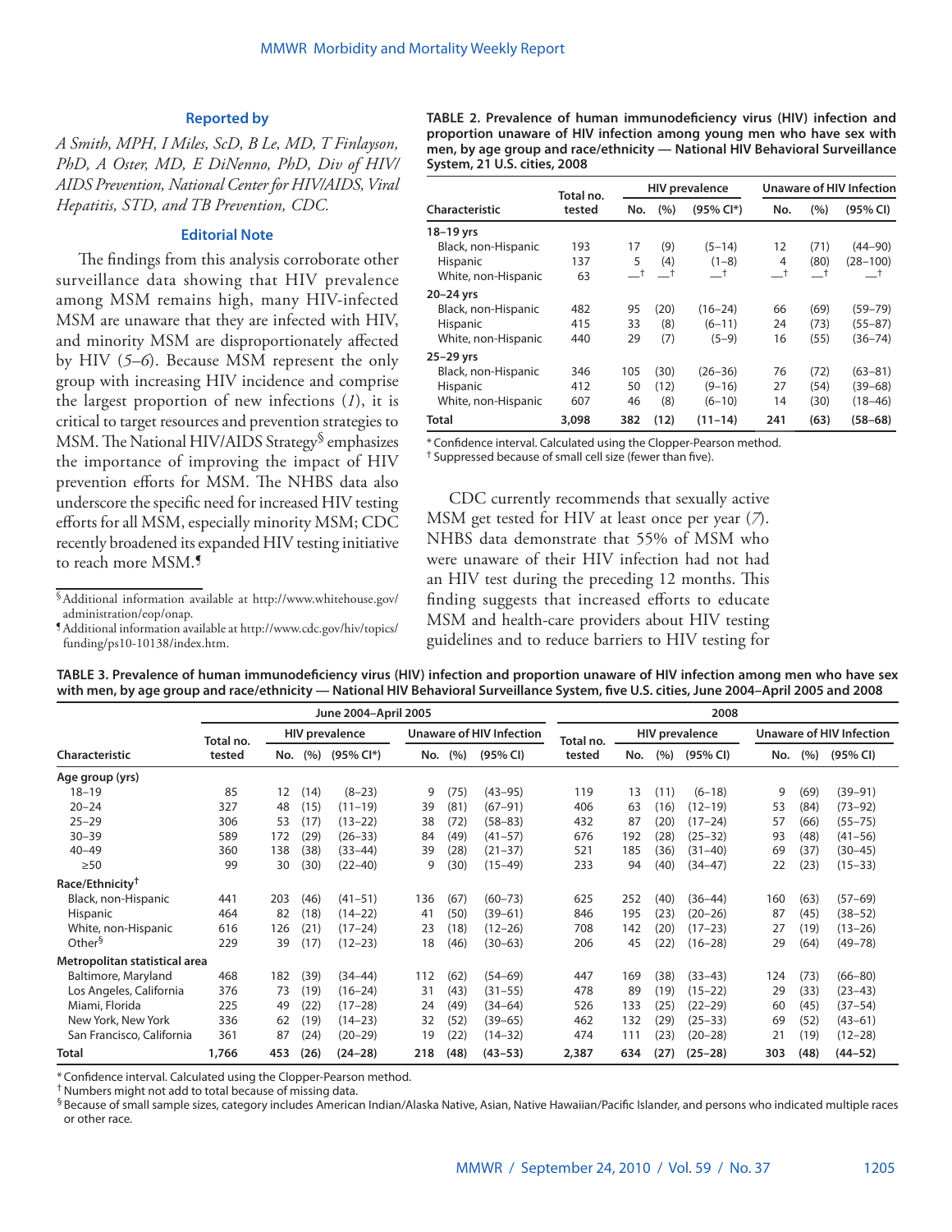### Reported by

*A Smith, MPH, I Miles, ScD, B Le, MD, T Finlayson, PhD, A Oster, MD, E DiNenno, PhD, Div of HIV/AIDS Prevention, National Center for HIV/AIDS, Viral Hepatitis, STD, and TB Prevention, CDC.*

### Editorial Note

The findings from this analysis corroborate other surveillance data showing that HIV prevalence among MSM remains high, many HIV-infected MSM are unaware that they are infected with HIV, and minority MSM are disproportionately affected by HIV (*5–6*). Because MSM represent the only group with increasing HIV incidence and comprise the largest proportion of new infections (*1*), it is critical to target resources and prevention strategies to MSM. The National HIV/AIDS Strategy[§] emphasizes the importance of improving the impact of HIV prevention efforts for MSM. The NHBS data also underscore the specific need for increased HIV testing efforts for all MSM, especially minority MSM; CDC recently broadened its expanded HIV testing initiative to reach more MSM.[¶]

[§] Additional information available at http://www.whitehouse.gov/administration/eop/onap.

[¶] Additional information available at http://www.cdc.gov/hiv/topics/funding/ps10-10138/index.htm.

**TABLE 2. Prevalence of human immunodeficiency virus (HIV) infection and proportion unaware of HIV infection among young men who have sex with men, by age group and race/ethnicity — National HIV Behavioral Surveillance System, 21 U.S. cities, 2008**

| | | HIV prevalence | | | Unaware of HIV Infection | | |
|---|---|---|---|---|---|---|---|
| Characteristic | Total no. tested | No. | (%) | (95% CI*) | No. | (%) | (95% CI) |
| **18–19 yrs** | | | | | | | |
| Black, non-Hispanic | 193 | 17 | (9) | (5–14) | 12 | (71) | (44–90) |
| Hispanic | 137 | 5 | (4) | (1–8) | 4 | (80) | (28–100) |
| White, non-Hispanic | 63 | —† | —† | —† | —† | —† | —† |
| **20–24 yrs** | | | | | | | |
| Black, non-Hispanic | 482 | 95 | (20) | (16–24) | 66 | (69) | (59–79) |
| Hispanic | 415 | 33 | (8) | (6–11) | 24 | (73) | (55–87) |
| White, non-Hispanic | 440 | 29 | (7) | (5–9) | 16 | (55) | (36–74) |
| **25–29 yrs** | | | | | | | |
| Black, non-Hispanic | 346 | 105 | (30) | (26–36) | 76 | (72) | (63–81) |
| Hispanic | 412 | 50 | (12) | (9–16) | 27 | (54) | (39–68) |
| White, non-Hispanic | 607 | 46 | (8) | (6–10) | 14 | (30) | (18–46) |
| **Total** | **3,098** | **382** | **(12)** | **(11–14)** | **241** | **(63)** | **(58–68)** |

\* Confidence interval. Calculated using the Clopper-Pearson method.
† Suppressed because of small cell size (fewer than five).

CDC currently recommends that sexually active MSM get tested for HIV at least once per year (*7*). NHBS data demonstrate that 55% of MSM who were unaware of their HIV infection had not had an HIV test during the preceding 12 months. This finding suggests that increased efforts to educate MSM and health-care providers about HIV testing guidelines and to reduce barriers to HIV testing for

**TABLE 3. Prevalence of human immunodeficiency virus (HIV) infection and proportion unaware of HIV infection among men who have sex with men, by age group and race/ethnicity — National HIV Behavioral Surveillance System, five U.S. cities, June 2004–April 2005 and 2008**

| | June 2004–April 2005 | | | | | | | 2008 | | | | | | |
|---|---|---|---|---|---|---|---|---|---|---|---|---|---|---|
| | | HIV prevalence | | | Unaware of HIV Infection | | | | HIV prevalence | | | Unaware of HIV Infection | | |
| Characteristic | Total no. tested | No. | (%) | (95% CI*) | No. | (%) | (95% CI) | Total no. tested | No. | (%) | (95% CI) | No. | (%) | (95% CI) |
| **Age group (yrs)** | | | | | | | | | | | | | | |
| 18–19 | 85 | 12 | (14) | (8–23) | 9 | (75) | (43–95) | 119 | 13 | (11) | (6–18) | 9 | (69) | (39–91) |
| 20–24 | 327 | 48 | (15) | (11–19) | 39 | (81) | (67–91) | 406 | 63 | (16) | (12–19) | 53 | (84) | (73–92) |
| 25–29 | 306 | 53 | (17) | (13–22) | 38 | (72) | (58–83) | 432 | 87 | (20) | (17–24) | 57 | (66) | (55–75) |
| 30–39 | 589 | 172 | (29) | (26–33) | 84 | (49) | (41–57) | 676 | 192 | (28) | (25–32) | 93 | (48) | (41–56) |
| 40–49 | 360 | 138 | (38) | (33–44) | 39 | (28) | (21–37) | 521 | 185 | (36) | (31–40) | 69 | (37) | (30–45) |
| ≥50 | 99 | 30 | (30) | (22–40) | 9 | (30) | (15–49) | 233 | 94 | (40) | (34–47) | 22 | (23) | (15–33) |
| **Race/Ethnicity†** | | | | | | | | | | | | | | |
| Black, non-Hispanic | 441 | 203 | (46) | (41–51) | 136 | (67) | (60–73) | 625 | 252 | (40) | (36–44) | 160 | (63) | (57–69) |
| Hispanic | 464 | 82 | (18) | (14–22) | 41 | (50) | (39–61) | 846 | 195 | (23) | (20–26) | 87 | (45) | (38–52) |
| White, non-Hispanic | 616 | 126 | (21) | (17–24) | 23 | (18) | (12–26) | 708 | 142 | (20) | (17–23) | 27 | (19) | (13–26) |
| Other§ | 229 | 39 | (17) | (12–23) | 18 | (46) | (30–63) | 206 | 45 | (22) | (16–28) | 29 | (64) | (49–78) |
| **Metropolitan statistical area** | | | | | | | | | | | | | | |
| Baltimore, Maryland | 468 | 182 | (39) | (34–44) | 112 | (62) | (54–69) | 447 | 169 | (38) | (33–43) | 124 | (73) | (66–80) |
| Los Angeles, California | 376 | 73 | (19) | (16–24) | 31 | (43) | (31–55) | 478 | 89 | (19) | (15–22) | 29 | (33) | (23–43) |
| Miami, Florida | 225 | 49 | (22) | (17–28) | 24 | (49) | (34–64) | 526 | 133 | (25) | (22–29) | 60 | (45) | (37–54) |
| New York, New York | 336 | 62 | (19) | (14–23) | 32 | (52) | (39–65) | 462 | 132 | (29) | (25–33) | 69 | (52) | (43–61) |
| San Francisco, California | 361 | 87 | (24) | (20–29) | 19 | (22) | (14–32) | 474 | 111 | (23) | (20–28) | 21 | (19) | (12–28) |
| **Total** | **1,766** | **453** | **(26)** | **(24–28)** | **218** | **(48)** | **(43–53)** | **2,387** | **634** | **(27)** | **(25–28)** | **303** | **(48)** | **(44–52)** |

\* Confidence interval. Calculated using the Clopper-Pearson method.
† Numbers might not add to total because of missing data.
§ Because of small sample sizes, category includes American Indian/Alaska Native, Asian, Native Hawaiian/Pacific Islander, and persons who indicated multiple races or other race.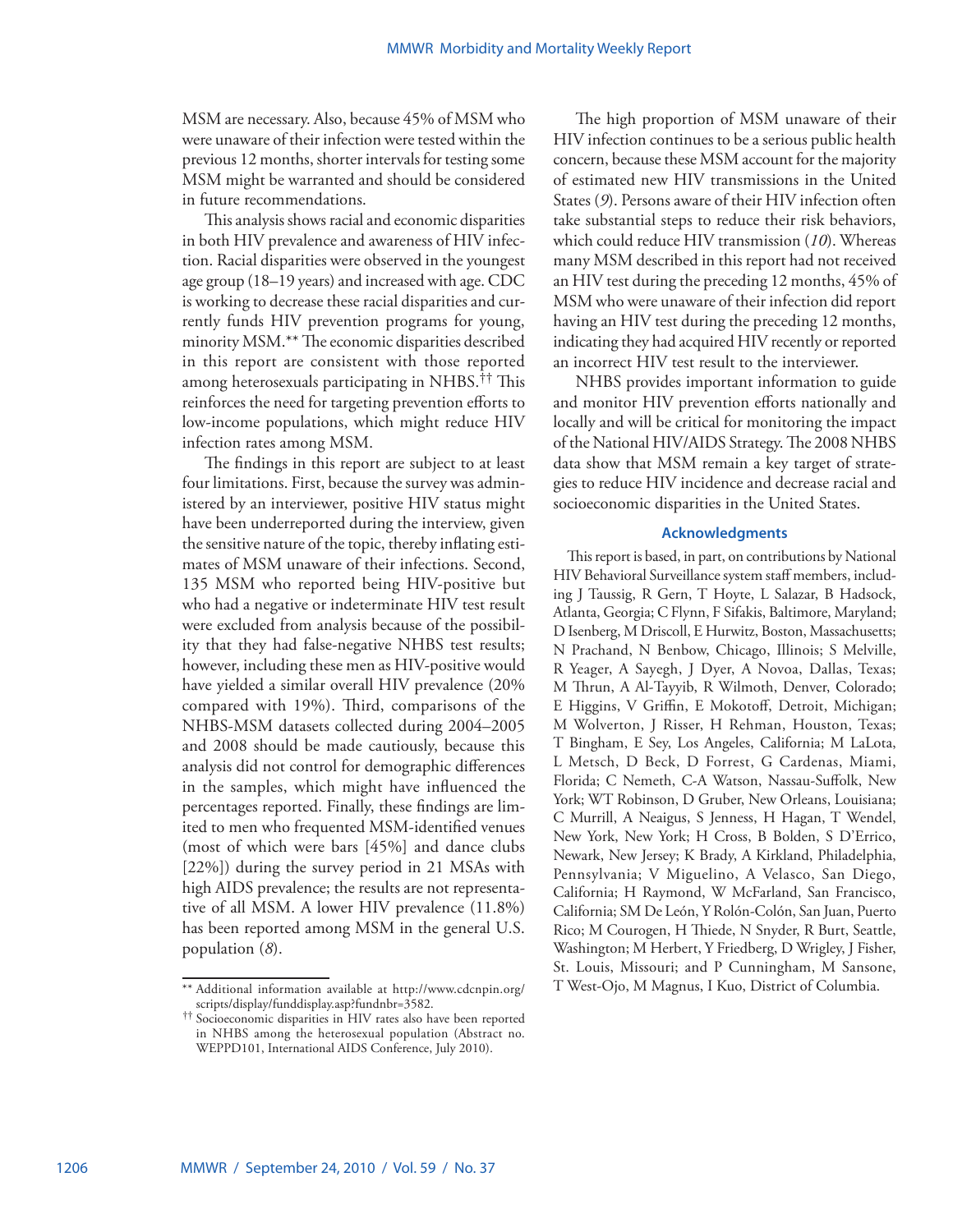MSM are necessary. Also, because 45% of MSM who were unaware of their infection were tested within the previous 12 months, shorter intervals for testing some MSM might be warranted and should be considered in future recommendations.

This analysis shows racial and economic disparities in both HIV prevalence and awareness of HIV infection. Racial disparities were observed in the youngest age group (18–19 years) and increased with age. CDC is working to decrease these racial disparities and currently funds HIV prevention programs for young, minority MSM.** The economic disparities described in this report are consistent with those reported among heterosexuals participating in NHBS.†† This reinforces the need for targeting prevention efforts to low-income populations, which might reduce HIV infection rates among MSM.

The findings in this report are subject to at least four limitations. First, because the survey was administered by an interviewer, positive HIV status might have been underreported during the interview, given the sensitive nature of the topic, thereby inflating estimates of MSM unaware of their infections. Second, 135 MSM who reported being HIV-positive but who had a negative or indeterminate HIV test result were excluded from analysis because of the possibility that they had false-negative NHBS test results; however, including these men as HIV-positive would have yielded a similar overall HIV prevalence (20% compared with 19%). Third, comparisons of the NHBS-MSM datasets collected during 2004–2005 and 2008 should be made cautiously, because this analysis did not control for demographic differences in the samples, which might have influenced the percentages reported. Finally, these findings are limited to men who frequented MSM-identified venues (most of which were bars [45%] and dance clubs [22%]) during the survey period in 21 MSAs with high AIDS prevalence; the results are not representative of all MSM. A lower HIV prevalence (11.8%) has been reported among MSM in the general U.S. population (*8*).

The high proportion of MSM unaware of their HIV infection continues to be a serious public health concern, because these MSM account for the majority of estimated new HIV transmissions in the United States (*9*). Persons aware of their HIV infection often take substantial steps to reduce their risk behaviors, which could reduce HIV transmission (*10*). Whereas many MSM described in this report had not received an HIV test during the preceding 12 months, 45% of MSM who were unaware of their infection did report having an HIV test during the preceding 12 months, indicating they had acquired HIV recently or reported an incorrect HIV test result to the interviewer.

NHBS provides important information to guide and monitor HIV prevention efforts nationally and locally and will be critical for monitoring the impact of the National HIV/AIDS Strategy. The 2008 NHBS data show that MSM remain a key target of strategies to reduce HIV incidence and decrease racial and socioeconomic disparities in the United States.

## Acknowledgments

This report is based, in part, on contributions by National HIV Behavioral Surveillance system staff members, including J Taussig, R Gern, T Hoyte, L Salazar, B Hadsock, Atlanta, Georgia; C Flynn, F Sifakis, Baltimore, Maryland; D Isenberg, M Driscoll, E Hurwitz, Boston, Massachusetts; N Prachand, N Benbow, Chicago, Illinois; S Melville, R Yeager, A Sayegh, J Dyer, A Novoa, Dallas, Texas; M Thrun, A Al-Tayyib, R Wilmoth, Denver, Colorado; E Higgins, V Griffin, E Mokotoff, Detroit, Michigan; M Wolverton, J Risser, H Rehman, Houston, Texas; T Bingham, E Sey, Los Angeles, California; M LaLota, L Metsch, D Beck, D Forrest, G Cardenas, Miami, Florida; C Nemeth, C-A Watson, Nassau-Suffolk, New York; WT Robinson, D Gruber, New Orleans, Louisiana; C Murrill, A Neaigus, S Jenness, H Hagan, T Wendel, New York, New York; H Cross, B Bolden, S D'Errico, Newark, New Jersey; K Brady, A Kirkland, Philadelphia, Pennsylvania; V Miguelino, A Velasco, San Diego, California; H Raymond, W McFarland, San Francisco, California; SM De León, Y Rolón-Colón, San Juan, Puerto Rico; M Courogen, H Thiede, N Snyder, R Burt, Seattle, Washington; M Herbert, Y Friedberg, D Wrigley, J Fisher, St. Louis, Missouri; and P Cunningham, M Sansone, T West-Ojo, M Magnus, I Kuo, District of Columbia.

---

** Additional information available at http://www.cdcnpin.org/scripts/display/funddisplay.asp?fundnbr=3582.

†† Socioeconomic disparities in HIV rates also have been reported in NHBS among the heterosexual population (Abstract no. WEPPD101, International AIDS Conference, July 2010).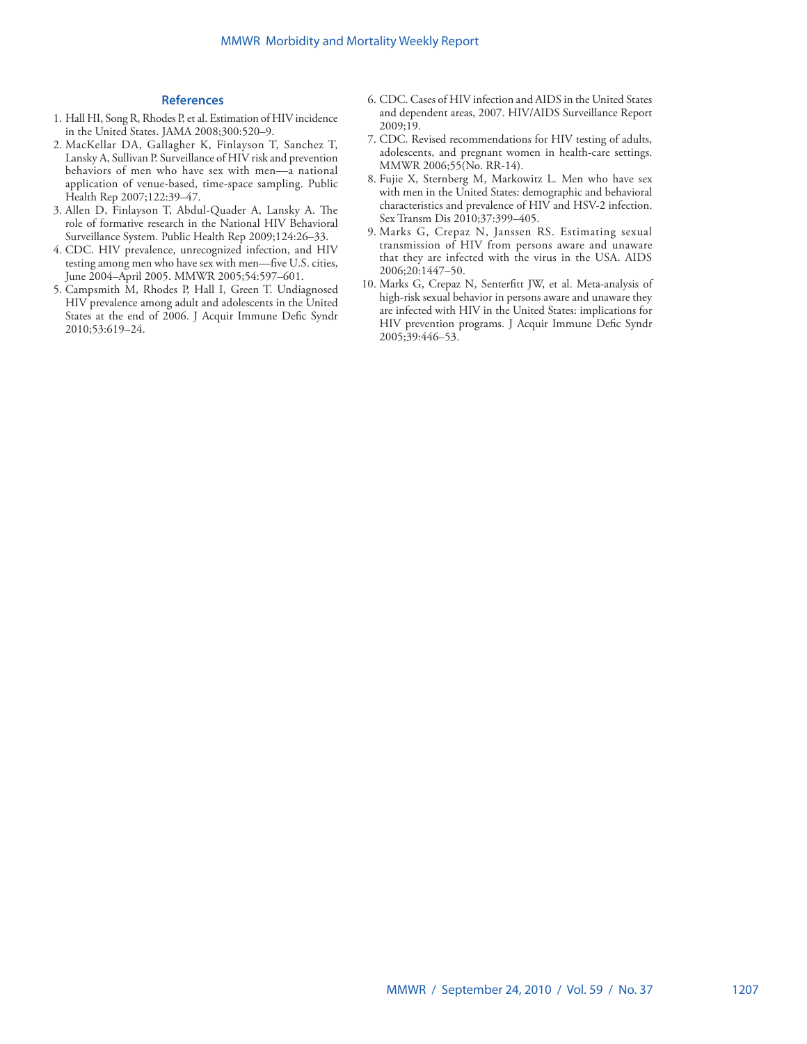### References

1. Hall HI, Song R, Rhodes P, et al. Estimation of HIV incidence in the United States. JAMA 2008;300:520–9.
2. MacKellar DA, Gallagher K, Finlayson T, Sanchez T, Lansky A, Sullivan P. Surveillance of HIV risk and prevention behaviors of men who have sex with men—a national application of venue-based, time-space sampling. Public Health Rep 2007;122:39–47.
3. Allen D, Finlayson T, Abdul-Quader A, Lansky A. The role of formative research in the National HIV Behavioral Surveillance System. Public Health Rep 2009;124:26–33.
4. CDC. HIV prevalence, unrecognized infection, and HIV testing among men who have sex with men—five U.S. cities, June 2004–April 2005. MMWR 2005;54:597–601.
5. Campsmith M, Rhodes P, Hall I, Green T. Undiagnosed HIV prevalence among adult and adolescents in the United States at the end of 2006. J Acquir Immune Defic Syndr 2010;53:619–24.
6. CDC. Cases of HIV infection and AIDS in the United States and dependent areas, 2007. HIV/AIDS Surveillance Report 2009;19.
7. CDC. Revised recommendations for HIV testing of adults, adolescents, and pregnant women in health-care settings. MMWR 2006;55(No. RR-14).
8. Fujie X, Sternberg M, Markowitz L. Men who have sex with men in the United States: demographic and behavioral characteristics and prevalence of HIV and HSV-2 infection. Sex Transm Dis 2010;37:399–405.
9. Marks G, Crepaz N, Janssen RS. Estimating sexual transmission of HIV from persons aware and unaware that they are infected with the virus in the USA. AIDS 2006;20:1447–50.
10. Marks G, Crepaz N, Senterfitt JW, et al. Meta-analysis of high-risk sexual behavior in persons aware and unaware they are infected with HIV in the United States: implications for HIV prevention programs. J Acquir Immune Defic Syndr 2005;39:446–53.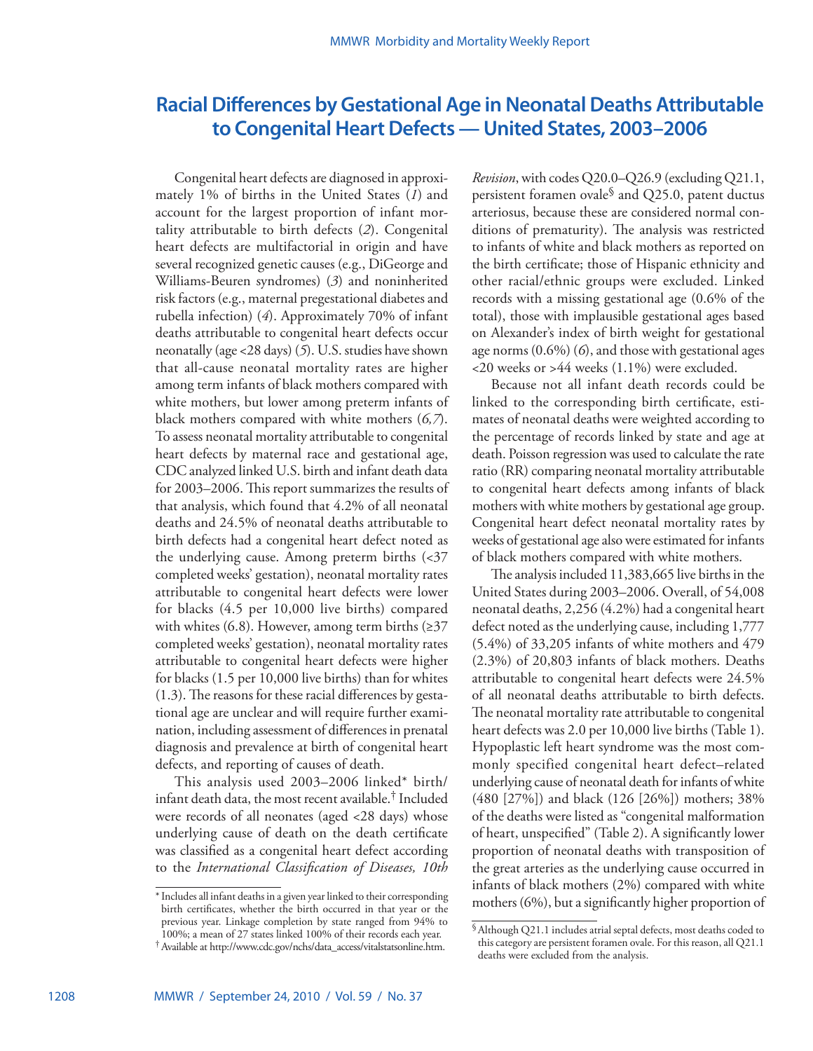# Racial Differences by Gestational Age in Neonatal Deaths Attributable to Congenital Heart Defects — United States, 2003–2006

Congenital heart defects are diagnosed in approximately 1% of births in the United States (*1*) and account for the largest proportion of infant mortality attributable to birth defects (*2*). Congenital heart defects are multifactorial in origin and have several recognized genetic causes (e.g., DiGeorge and Williams-Beuren syndromes) (*3*) and noninherited risk factors (e.g., maternal pregestational diabetes and rubella infection) (*4*). Approximately 70% of infant deaths attributable to congenital heart defects occur neonatally (age <28 days) (*5*). U.S. studies have shown that all-cause neonatal mortality rates are higher among term infants of black mothers compared with white mothers, but lower among preterm infants of black mothers compared with white mothers (*6,7*). To assess neonatal mortality attributable to congenital heart defects by maternal race and gestational age, CDC analyzed linked U.S. birth and infant death data for 2003–2006. This report summarizes the results of that analysis, which found that 4.2% of all neonatal deaths and 24.5% of neonatal deaths attributable to birth defects had a congenital heart defect noted as the underlying cause. Among preterm births (<37 completed weeks' gestation), neonatal mortality rates attributable to congenital heart defects were lower for blacks (4.5 per 10,000 live births) compared with whites (6.8). However, among term births (≥37 completed weeks' gestation), neonatal mortality rates attributable to congenital heart defects were higher for blacks (1.5 per 10,000 live births) than for whites (1.3). The reasons for these racial differences by gestational age are unclear and will require further examination, including assessment of differences in prenatal diagnosis and prevalence at birth of congenital heart defects, and reporting of causes of death.

This analysis used 2003–2006 linked* birth/infant death data, the most recent available.[†] Included were records of all neonates (aged <28 days) whose underlying cause of death on the death certificate was classified as a congenital heart defect according to the *International Classification of Diseases, 10th Revision*, with codes Q20.0–Q26.9 (excluding Q21.1, persistent foramen ovale[§] and Q25.0, patent ductus arteriosus, because these are considered normal conditions of prematurity). The analysis was restricted to infants of white and black mothers as reported on the birth certificate; those of Hispanic ethnicity and other racial/ethnic groups were excluded. Linked records with a missing gestational age (0.6% of the total), those with implausible gestational ages based on Alexander's index of birth weight for gestational age norms (0.6%) (*6*), and those with gestational ages <20 weeks or >44 weeks (1.1%) were excluded.

Because not all infant death records could be linked to the corresponding birth certificate, estimates of neonatal deaths were weighted according to the percentage of records linked by state and age at death. Poisson regression was used to calculate the rate ratio (RR) comparing neonatal mortality attributable to congenital heart defects among infants of black mothers with white mothers by gestational age group. Congenital heart defect neonatal mortality rates by weeks of gestational age also were estimated for infants of black mothers compared with white mothers.

The analysis included 11,383,665 live births in the United States during 2003–2006. Overall, of 54,008 neonatal deaths, 2,256 (4.2%) had a congenital heart defect noted as the underlying cause, including 1,777 (5.4%) of 33,205 infants of white mothers and 479 (2.3%) of 20,803 infants of black mothers. Deaths attributable to congenital heart defects were 24.5% of all neonatal deaths attributable to birth defects. The neonatal mortality rate attributable to congenital heart defects was 2.0 per 10,000 live births (Table 1). Hypoplastic left heart syndrome was the most commonly specified congenital heart defect–related underlying cause of neonatal death for infants of white (480 [27%]) and black (126 [26%]) mothers; 38% of the deaths were listed as "congenital malformation of heart, unspecified" (Table 2). A significantly lower proportion of neonatal deaths with transposition of the great arteries as the underlying cause occurred in infants of black mothers (2%) compared with white mothers (6%), but a significantly higher proportion of

---

\* Includes all infant deaths in a given year linked to their corresponding birth certificates, whether the birth occurred in that year or the previous year. Linkage completion by state ranged from 94% to 100%; a mean of 27 states linked 100% of their records each year.

† Available at http://www.cdc.gov/nchs/data_access/vitalstatsonline.htm.

§ Although Q21.1 includes atrial septal defects, most deaths coded to this category are persistent foramen ovale. For this reason, all Q21.1 deaths were excluded from the analysis.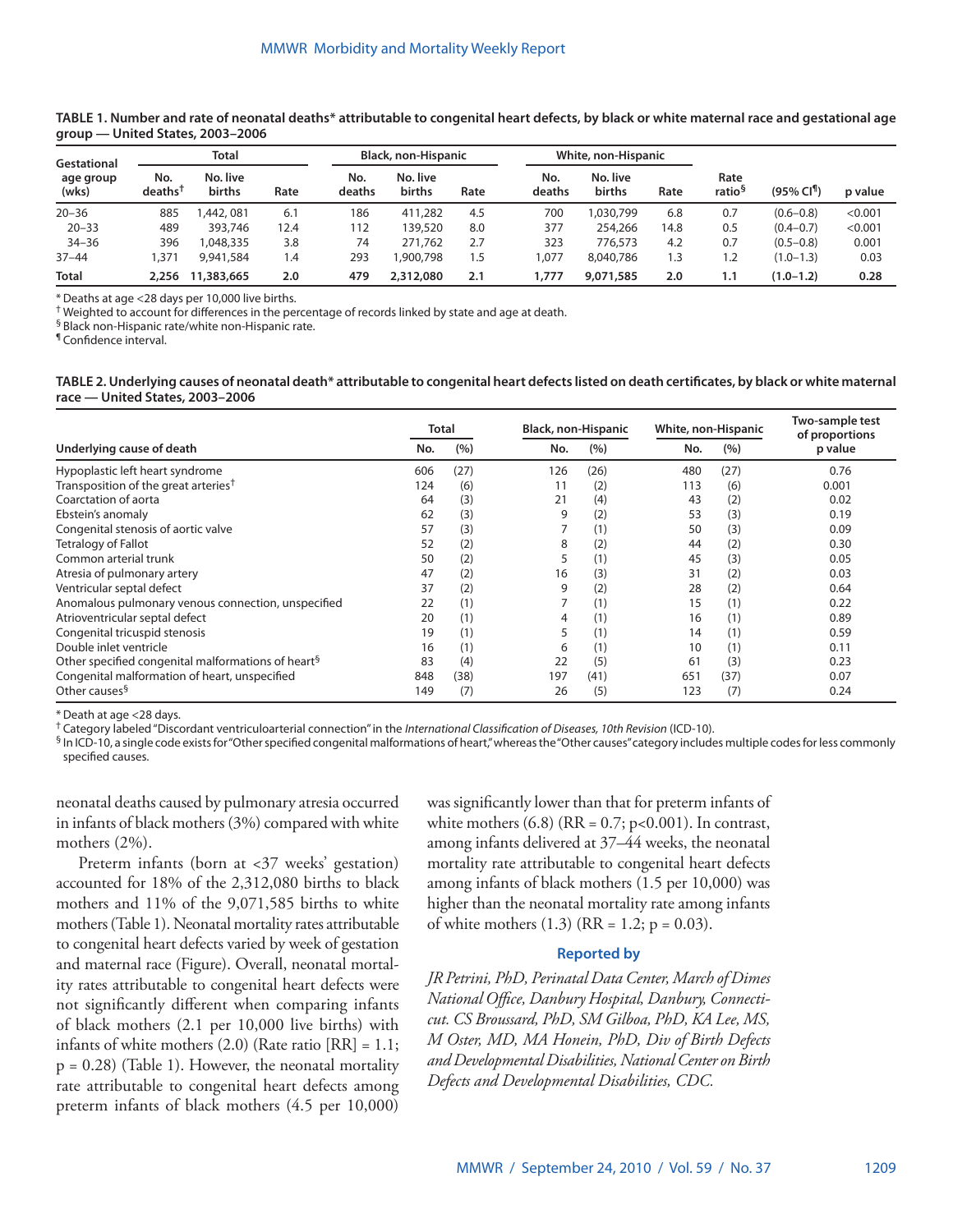**TABLE 1. Number and rate of neonatal deaths* attributable to congenital heart defects, by black or white maternal race and gestational age group — United States, 2003–2006**

| Gestational age group (wks) | Total | | | Black, non-Hispanic | | | White, non-Hispanic | | | | | |
|---|---|---|---|---|---|---|---|---|---|---|---|---|
| | No. deaths[†] | No. live births | Rate | No. deaths | No. live births | Rate | No. deaths | No. live births | Rate | Rate ratio[§] | (95% CI[¶]) | p value |
| 20–36 | 885 | 1,442, 081 | 6.1 | 186 | 411,282 | 4.5 | 700 | 1,030,799 | 6.8 | 0.7 | (0.6–0.8) | <0.001 |
| 20–33 | 489 | 393,746 | 12.4 | 112 | 139,520 | 8.0 | 377 | 254,266 | 14.8 | 0.5 | (0.4–0.7) | <0.001 |
| 34–36 | 396 | 1,048,335 | 3.8 | 74 | 271,762 | 2.7 | 323 | 776,573 | 4.2 | 0.7 | (0.5–0.8) | 0.001 |
| 37–44 | 1,371 | 9,941,584 | 1.4 | 293 | 1,900,798 | 1.5 | 1,077 | 8,040,786 | 1.3 | 1.2 | (1.0–1.3) | 0.03 |
| **Total** | **2,256** | **11,383,665** | **2.0** | **479** | **2,312,080** | **2.1** | **1,777** | **9,071,585** | **2.0** | **1.1** | **(1.0–1.2)** | **0.28** |

* Deaths at age <28 days per 10,000 live births.
† Weighted to account for differences in the percentage of records linked by state and age at death.
§ Black non-Hispanic rate/white non-Hispanic rate.
¶ Confidence interval.

**TABLE 2. Underlying causes of neonatal death* attributable to congenital heart defects listed on death certificates, by black or white maternal race — United States, 2003–2006**

| Underlying cause of death | Total | | Black, non-Hispanic | | White, non-Hispanic | | Two-sample test of proportions |
|---|---|---|---|---|---|---|---|
| | No. | (%) | No. | (%) | No. | (%) | p value |
| Hypoplastic left heart syndrome | 606 | (27) | 126 | (26) | 480 | (27) | 0.76 |
| Transposition of the great arteries[†] | 124 | (6) | 11 | (2) | 113 | (6) | 0.001 |
| Coarctation of aorta | 64 | (3) | 21 | (4) | 43 | (2) | 0.02 |
| Ebstein's anomaly | 62 | (3) | 9 | (2) | 53 | (3) | 0.19 |
| Congenital stenosis of aortic valve | 57 | (3) | 7 | (1) | 50 | (3) | 0.09 |
| Tetralogy of Fallot | 52 | (2) | 8 | (2) | 44 | (2) | 0.30 |
| Common arterial trunk | 50 | (2) | 5 | (1) | 45 | (3) | 0.05 |
| Atresia of pulmonary artery | 47 | (2) | 16 | (3) | 31 | (2) | 0.03 |
| Ventricular septal defect | 37 | (2) | 9 | (2) | 28 | (2) | 0.64 |
| Anomalous pulmonary venous connection, unspecified | 22 | (1) | 7 | (1) | 15 | (1) | 0.22 |
| Atrioventricular septal defect | 20 | (1) | 4 | (1) | 16 | (1) | 0.89 |
| Congenital tricuspid stenosis | 19 | (1) | 5 | (1) | 14 | (1) | 0.59 |
| Double inlet ventricle | 16 | (1) | 6 | (1) | 10 | (1) | 0.11 |
| Other specified congenital malformations of heart[§] | 83 | (4) | 22 | (5) | 61 | (3) | 0.23 |
| Congenital malformation of heart, unspecified | 848 | (38) | 197 | (41) | 651 | (37) | 0.07 |
| Other causes[§] | 149 | (7) | 26 | (5) | 123 | (7) | 0.24 |

* Death at age <28 days.
† Category labeled "Discordant ventriculoarterial connection" in the *International Classification of Diseases, 10th Revision* (ICD-10).
§ In ICD-10, a single code exists for "Other specified congenital malformations of heart," whereas the "Other causes" category includes multiple codes for less commonly specified causes.

neonatal deaths caused by pulmonary atresia occurred in infants of black mothers (3%) compared with white mothers (2%).

Preterm infants (born at <37 weeks' gestation) accounted for 18% of the 2,312,080 births to black mothers and 11% of the 9,071,585 births to white mothers (Table 1). Neonatal mortality rates attributable to congenital heart defects varied by week of gestation and maternal race (Figure). Overall, neonatal mortality rates attributable to congenital heart defects were not significantly different when comparing infants of black mothers (2.1 per 10,000 live births) with infants of white mothers (2.0) (Rate ratio [RR] = 1.1; p = 0.28) (Table 1). However, the neonatal mortality rate attributable to congenital heart defects among preterm infants of black mothers (4.5 per 10,000) was significantly lower than that for preterm infants of white mothers (6.8) (RR = 0.7; p<0.001). In contrast, among infants delivered at 37–44 weeks, the neonatal mortality rate attributable to congenital heart defects among infants of black mothers (1.5 per 10,000) was higher than the neonatal mortality rate among infants of white mothers (1.3) (RR = 1.2; p = 0.03).

### Reported by

*JR Petrini, PhD, Perinatal Data Center, March of Dimes National Office, Danbury Hospital, Danbury, Connecticut. CS Broussard, PhD, SM Gilboa, PhD, KA Lee, MS, M Oster, MD, MA Honein, PhD, Div of Birth Defects and Developmental Disabilities, National Center on Birth Defects and Developmental Disabilities, CDC.*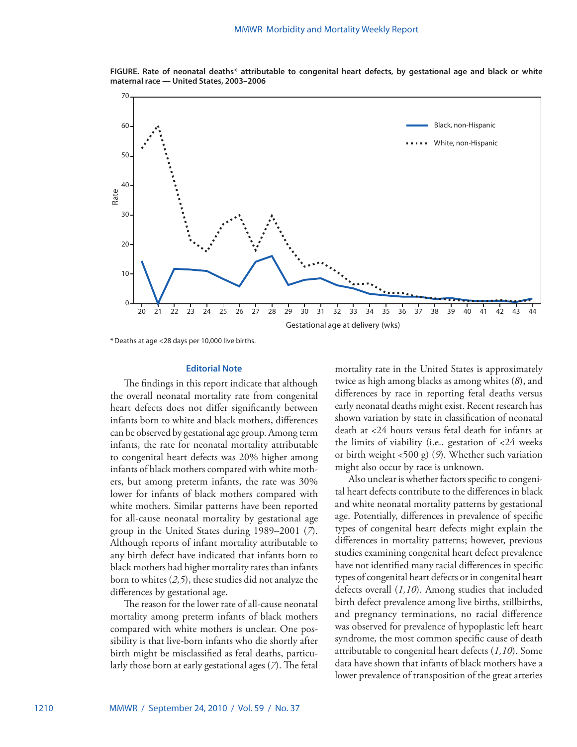**FIGURE. Rate of neonatal deaths* attributable to congenital heart defects, by gestational age and black or white maternal race — United States, 2003–2006**

\* Deaths at age <28 days per 10,000 live births.

### Editorial Note

The findings in this report indicate that although the overall neonatal mortality rate from congenital heart defects does not differ significantly between infants born to white and black mothers, differences can be observed by gestational age group. Among term infants, the rate for neonatal mortality attributable to congenital heart defects was 20% higher among infants of black mothers compared with white mothers, but among preterm infants, the rate was 30% lower for infants of black mothers compared with white mothers. Similar patterns have been reported for all-cause neonatal mortality by gestational age group in the United States during 1989–2001 (*7*). Although reports of infant mortality attributable to any birth defect have indicated that infants born to black mothers had higher mortality rates than infants born to whites (*2,5*), these studies did not analyze the differences by gestational age.

The reason for the lower rate of all-cause neonatal mortality among preterm infants of black mothers compared with white mothers is unclear. One possibility is that live-born infants who die shortly after birth might be misclassified as fetal deaths, particularly those born at early gestational ages (*7*). The fetal mortality rate in the United States is approximately twice as high among blacks as among whites (*8*), and differences by race in reporting fetal deaths versus early neonatal deaths might exist. Recent research has shown variation by state in classification of neonatal death at <24 hours versus fetal death for infants at the limits of viability (i.e., gestation of <24 weeks or birth weight <500 g) (*9*). Whether such variation might also occur by race is unknown.

Also unclear is whether factors specific to congenital heart defects contribute to the differences in black and white neonatal mortality patterns by gestational age. Potentially, differences in prevalence of specific types of congenital heart defects might explain the differences in mortality patterns; however, previous studies examining congenital heart defect prevalence have not identified many racial differences in specific types of congenital heart defects or in congenital heart defects overall (*1,10*). Among studies that included birth defect prevalence among live births, stillbirths, and pregnancy terminations, no racial difference was observed for prevalence of hypoplastic left heart syndrome, the most common specific cause of death attributable to congenital heart defects (*1,10*). Some data have shown that infants of black mothers have a lower prevalence of transposition of the great arteries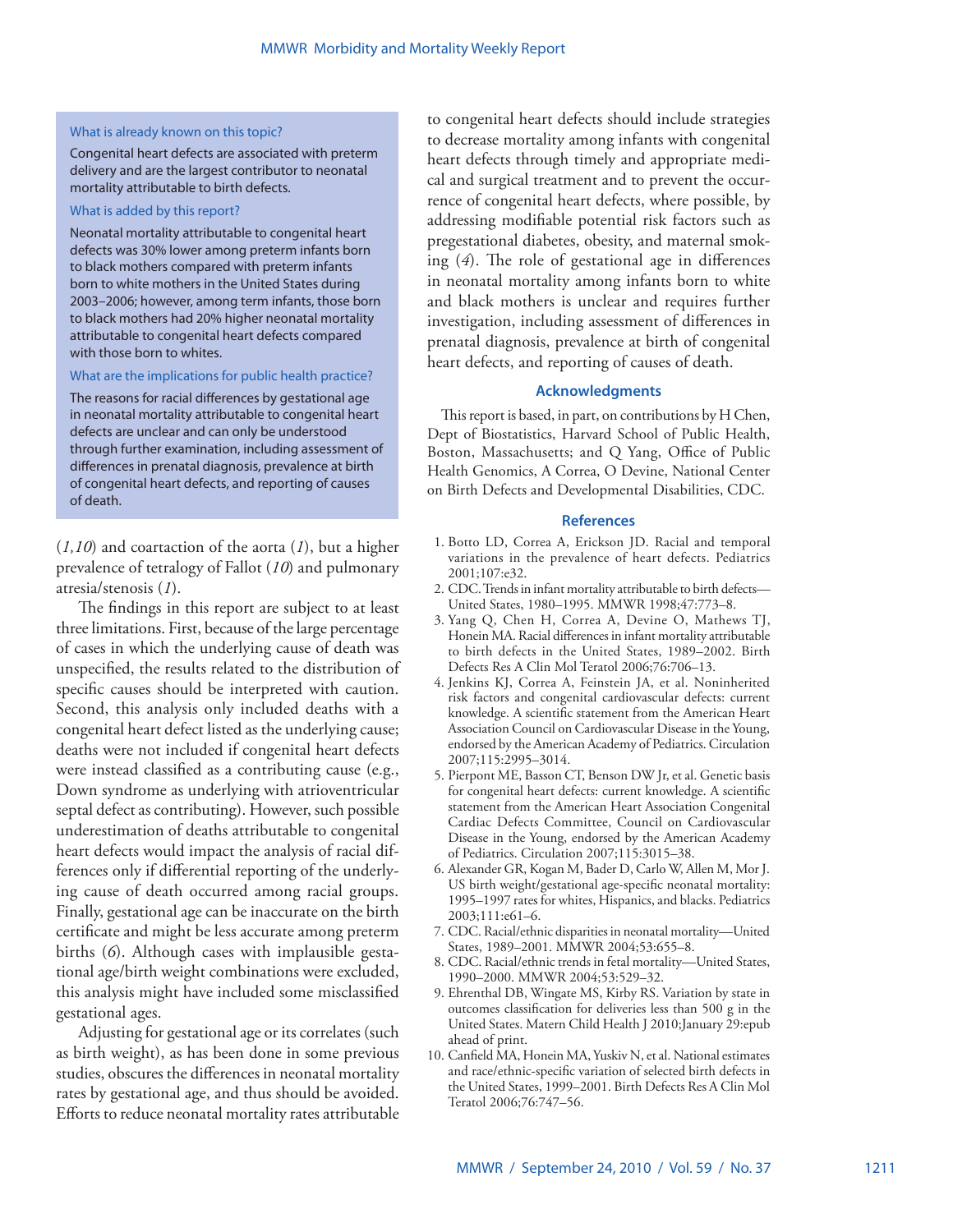What is already known on this topic?

Congenital heart defects are associated with preterm delivery and are the largest contributor to neonatal mortality attributable to birth defects.

What is added by this report?

Neonatal mortality attributable to congenital heart defects was 30% lower among preterm infants born to black mothers compared with preterm infants born to white mothers in the United States during 2003–2006; however, among term infants, those born to black mothers had 20% higher neonatal mortality attributable to congenital heart defects compared with those born to whites.

What are the implications for public health practice?

The reasons for racial differences by gestational age in neonatal mortality attributable to congenital heart defects are unclear and can only be understood through further examination, including assessment of differences in prenatal diagnosis, prevalence at birth of congenital heart defects, and reporting of causes of death.

(*1,10*) and coartaction of the aorta (*1*), but a higher prevalence of tetralogy of Fallot (*10*) and pulmonary atresia/stenosis (*1*).

The findings in this report are subject to at least three limitations. First, because of the large percentage of cases in which the underlying cause of death was unspecified, the results related to the distribution of specific causes should be interpreted with caution. Second, this analysis only included deaths with a congenital heart defect listed as the underlying cause; deaths were not included if congenital heart defects were instead classified as a contributing cause (e.g., Down syndrome as underlying with atrioventricular septal defect as contributing). However, such possible underestimation of deaths attributable to congenital heart defects would impact the analysis of racial differences only if differential reporting of the underlying cause of death occurred among racial groups. Finally, gestational age can be inaccurate on the birth certificate and might be less accurate among preterm births (*6*). Although cases with implausible gestational age/birth weight combinations were excluded, this analysis might have included some misclassified gestational ages.

Adjusting for gestational age or its correlates (such as birth weight), as has been done in some previous studies, obscures the differences in neonatal mortality rates by gestational age, and thus should be avoided. Efforts to reduce neonatal mortality rates attributable to congenital heart defects should include strategies to decrease mortality among infants with congenital heart defects through timely and appropriate medical and surgical treatment and to prevent the occurrence of congenital heart defects, where possible, by addressing modifiable potential risk factors such as pregestational diabetes, obesity, and maternal smoking (*4*). The role of gestational age in differences in neonatal mortality among infants born to white and black mothers is unclear and requires further investigation, including assessment of differences in prenatal diagnosis, prevalence at birth of congenital heart defects, and reporting of causes of death.

## Acknowledgments

This report is based, in part, on contributions by H Chen, Dept of Biostatistics, Harvard School of Public Health, Boston, Massachusetts; and Q Yang, Office of Public Health Genomics, A Correa, O Devine, National Center on Birth Defects and Developmental Disabilities, CDC.

## References

1. Botto LD, Correa A, Erickson JD. Racial and temporal variations in the prevalence of heart defects. Pediatrics 2001;107:e32.
2. CDC. Trends in infant mortality attributable to birth defects—United States, 1980–1995. MMWR 1998;47:773–8.
3. Yang Q, Chen H, Correa A, Devine O, Mathews TJ, Honein MA. Racial differences in infant mortality attributable to birth defects in the United States, 1989–2002. Birth Defects Res A Clin Mol Teratol 2006;76:706–13.
4. Jenkins KJ, Correa A, Feinstein JA, et al. Noninherited risk factors and congenital cardiovascular defects: current knowledge. A scientific statement from the American Heart Association Council on Cardiovascular Disease in the Young, endorsed by the American Academy of Pediatrics. Circulation 2007;115:2995–3014.
5. Pierpont ME, Basson CT, Benson DW Jr, et al. Genetic basis for congenital heart defects: current knowledge. A scientific statement from the American Heart Association Congenital Cardiac Defects Committee, Council on Cardiovascular Disease in the Young, endorsed by the American Academy of Pediatrics. Circulation 2007;115:3015–38.
6. Alexander GR, Kogan M, Bader D, Carlo W, Allen M, Mor J. US birth weight/gestational age-specific neonatal mortality: 1995–1997 rates for whites, Hispanics, and blacks. Pediatrics 2003;111:e61–6.
7. CDC. Racial/ethnic disparities in neonatal mortality—United States, 1989–2001. MMWR 2004;53:655–8.
8. CDC. Racial/ethnic trends in fetal mortality—United States, 1990–2000. MMWR 2004;53:529–32.
9. Ehrenthal DB, Wingate MS, Kirby RS. Variation by state in outcomes classification for deliveries less than 500 g in the United States. Matern Child Health J 2010;January 29:epub ahead of print.
10. Canfield MA, Honein MA, Yuskiv N, et al. National estimates and race/ethnic-specific variation of selected birth defects in the United States, 1999–2001. Birth Defects Res A Clin Mol Teratol 2006;76:747–56.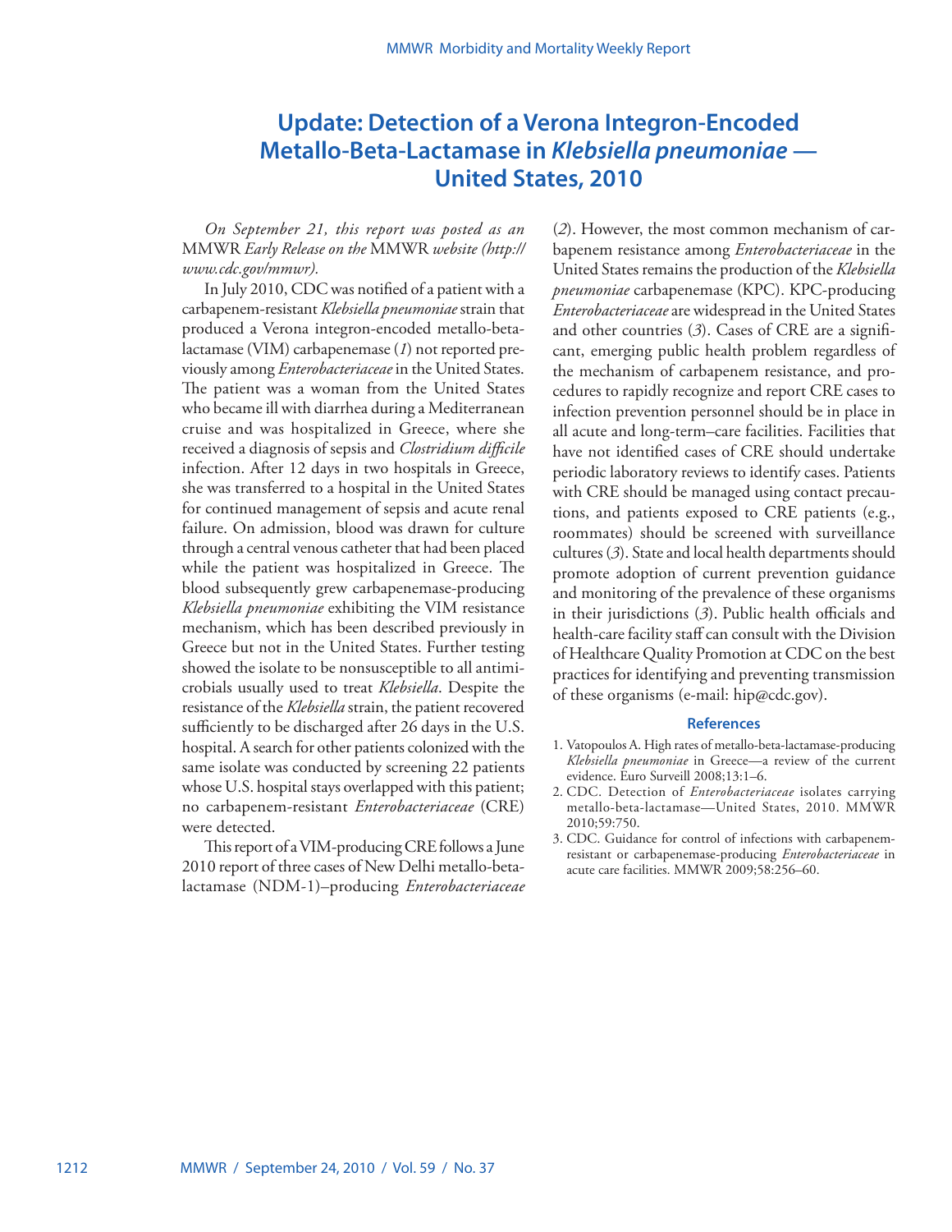# Update: Detection of a Verona Integron-Encoded Metallo-Beta-Lactamase in *Klebsiella pneumoniae* — United States, 2010

*On September 21, this report was posted as an* MMWR *Early Release on the* MMWR *website (http://www.cdc.gov/mmwr).*

In July 2010, CDC was notified of a patient with a carbapenem-resistant *Klebsiella pneumoniae* strain that produced a Verona integron-encoded metallo-beta-lactamase (VIM) carbapenemase (*1*) not reported previously among *Enterobacteriaceae* in the United States. The patient was a woman from the United States who became ill with diarrhea during a Mediterranean cruise and was hospitalized in Greece, where she received a diagnosis of sepsis and *Clostridium difficile* infection. After 12 days in two hospitals in Greece, she was transferred to a hospital in the United States for continued management of sepsis and acute renal failure. On admission, blood was drawn for culture through a central venous catheter that had been placed while the patient was hospitalized in Greece. The blood subsequently grew carbapenemase-producing *Klebsiella pneumoniae* exhibiting the VIM resistance mechanism, which has been described previously in Greece but not in the United States. Further testing showed the isolate to be nonsusceptible to all antimicrobials usually used to treat *Klebsiella*. Despite the resistance of the *Klebsiella* strain, the patient recovered sufficiently to be discharged after 26 days in the U.S. hospital. A search for other patients colonized with the same isolate was conducted by screening 22 patients whose U.S. hospital stays overlapped with this patient; no carbapenem-resistant *Enterobacteriaceae* (CRE) were detected.

This report of a VIM-producing CRE follows a June 2010 report of three cases of New Delhi metallo-beta-lactamase (NDM-1)–producing *Enterobacteriaceae* (*2*). However, the most common mechanism of carbapenem resistance among *Enterobacteriaceae* in the United States remains the production of the *Klebsiella pneumoniae* carbapenemase (KPC). KPC-producing *Enterobacteriaceae* are widespread in the United States and other countries (*3*). Cases of CRE are a significant, emerging public health problem regardless of the mechanism of carbapenem resistance, and procedures to rapidly recognize and report CRE cases to infection prevention personnel should be in place in all acute and long-term–care facilities. Facilities that have not identified cases of CRE should undertake periodic laboratory reviews to identify cases. Patients with CRE should be managed using contact precautions, and patients exposed to CRE patients (e.g., roommates) should be screened with surveillance cultures (*3*). State and local health departments should promote adoption of current prevention guidance and monitoring of the prevalence of these organisms in their jurisdictions (*3*). Public health officials and health-care facility staff can consult with the Division of Healthcare Quality Promotion at CDC on the best practices for identifying and preventing transmission of these organisms (e-mail: hip@cdc.gov).

## References

1. Vatopoulos A. High rates of metallo-beta-lactamase-producing *Klebsiella pneumoniae* in Greece—a review of the current evidence. Euro Surveill 2008;13:1–6.
2. CDC. Detection of *Enterobacteriaceae* isolates carrying metallo-beta-lactamase—United States, 2010. MMWR 2010;59:750.
3. CDC. Guidance for control of infections with carbapenem-resistant or carbapenemase-producing *Enterobacteriaceae* in acute care facilities. MMWR 2009;58:256–60.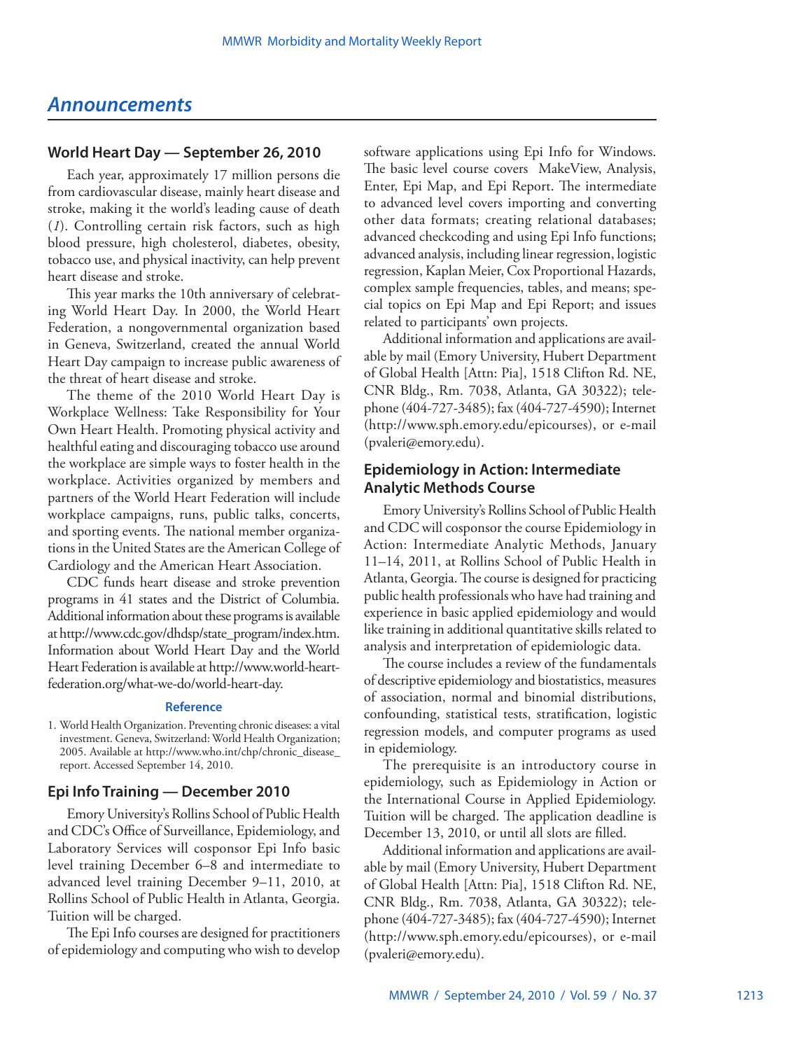## Announcements

### World Heart Day — September 26, 2010

Each year, approximately 17 million persons die from cardiovascular disease, mainly heart disease and stroke, making it the world's leading cause of death (*1*). Controlling certain risk factors, such as high blood pressure, high cholesterol, diabetes, obesity, tobacco use, and physical inactivity, can help prevent heart disease and stroke.

This year marks the 10th anniversary of celebrating World Heart Day. In 2000, the World Heart Federation, a nongovernmental organization based in Geneva, Switzerland, created the annual World Heart Day campaign to increase public awareness of the threat of heart disease and stroke.

The theme of the 2010 World Heart Day is Workplace Wellness: Take Responsibility for Your Own Heart Health. Promoting physical activity and healthful eating and discouraging tobacco use around the workplace are simple ways to foster health in the workplace. Activities organized by members and partners of the World Heart Federation will include workplace campaigns, runs, public talks, concerts, and sporting events. The national member organizations in the United States are the American College of Cardiology and the American Heart Association.

CDC funds heart disease and stroke prevention programs in 41 states and the District of Columbia. Additional information about these programs is available at http://www.cdc.gov/dhdsp/state_program/index.htm. Information about World Heart Day and the World Heart Federation is available at http://www.world-heart-federation.org/what-we-do/world-heart-day.

#### Reference

1. World Health Organization. Preventing chronic diseases: a vital investment. Geneva, Switzerland: World Health Organization; 2005. Available at http://www.who.int/chp/chronic_disease_report. Accessed September 14, 2010.

### Epi Info Training — December 2010

Emory University's Rollins School of Public Health and CDC's Office of Surveillance, Epidemiology, and Laboratory Services will cosponsor Epi Info basic level training December 6–8 and intermediate to advanced level training December 9–11, 2010, at Rollins School of Public Health in Atlanta, Georgia. Tuition will be charged.

The Epi Info courses are designed for practitioners of epidemiology and computing who wish to develop software applications using Epi Info for Windows. The basic level course covers MakeView, Analysis, Enter, Epi Map, and Epi Report. The intermediate to advanced level covers importing and converting other data formats; creating relational databases; advanced checkcoding and using Epi Info functions; advanced analysis, including linear regression, logistic regression, Kaplan Meier, Cox Proportional Hazards, complex sample frequencies, tables, and means; special topics on Epi Map and Epi Report; and issues related to participants' own projects.

Additional information and applications are available by mail (Emory University, Hubert Department of Global Health [Attn: Pia], 1518 Clifton Rd. NE, CNR Bldg., Rm. 7038, Atlanta, GA 30322); telephone (404-727-3485); fax (404-727-4590); Internet (http://www.sph.emory.edu/epicourses), or e-mail (pvaleri@emory.edu).

### Epidemiology in Action: Intermediate Analytic Methods Course

Emory University's Rollins School of Public Health and CDC will cosponsor the course Epidemiology in Action: Intermediate Analytic Methods, January 11–14, 2011, at Rollins School of Public Health in Atlanta, Georgia. The course is designed for practicing public health professionals who have had training and experience in basic applied epidemiology and would like training in additional quantitative skills related to analysis and interpretation of epidemiologic data.

The course includes a review of the fundamentals of descriptive epidemiology and biostatistics, measures of association, normal and binomial distributions, confounding, statistical tests, stratification, logistic regression models, and computer programs as used in epidemiology.

The prerequisite is an introductory course in epidemiology, such as Epidemiology in Action or the International Course in Applied Epidemiology. Tuition will be charged. The application deadline is December 13, 2010, or until all slots are filled.

Additional information and applications are available by mail (Emory University, Hubert Department of Global Health [Attn: Pia], 1518 Clifton Rd. NE, CNR Bldg., Rm. 7038, Atlanta, GA 30322); telephone (404-727-3485); fax (404-727-4590); Internet (http://www.sph.emory.edu/epicourses), or e-mail (pvaleri@emory.edu).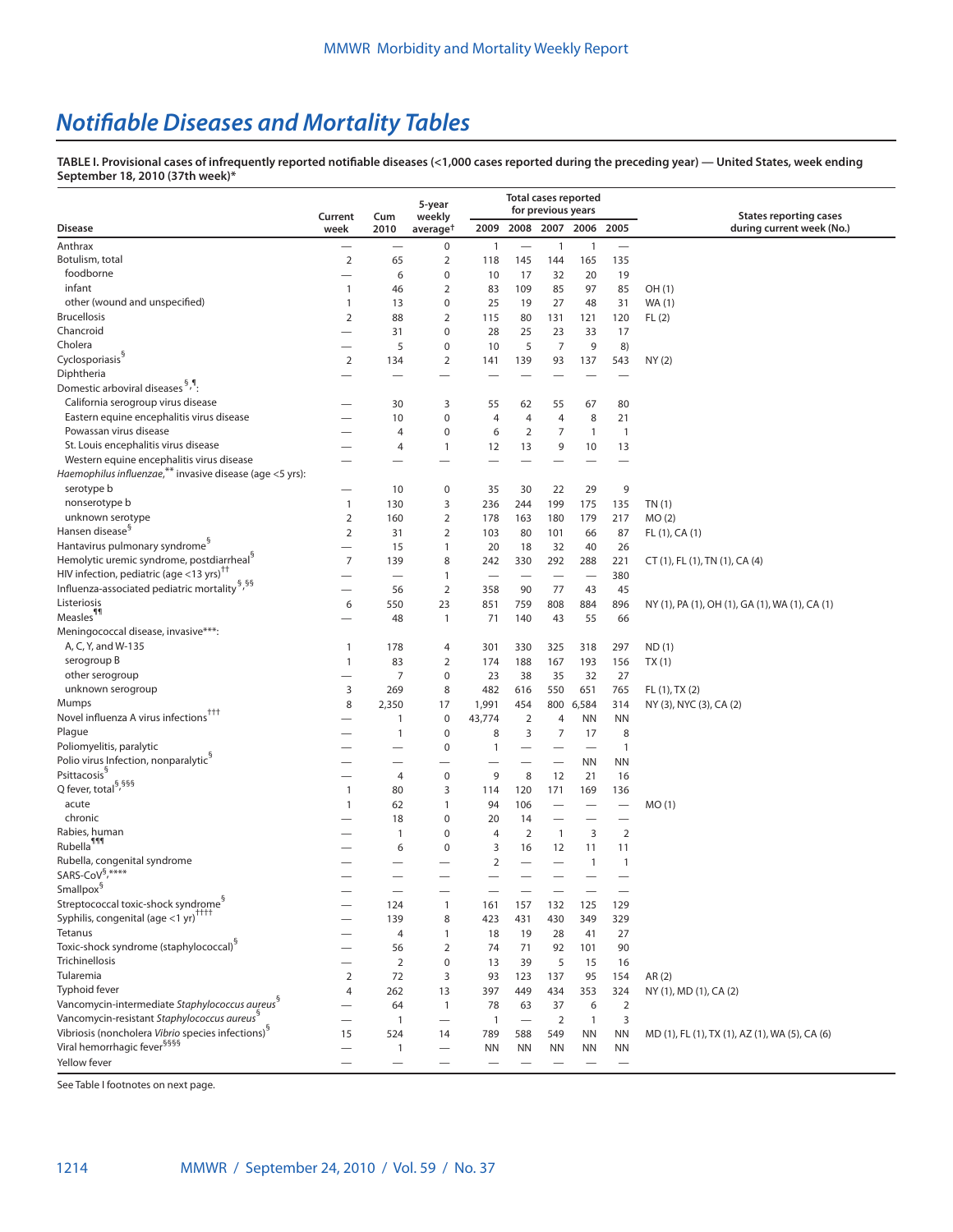## *Notifiable Diseases and Mortality Tables*

**TABLE I. Provisional cases of infrequently reported notifiable diseases (<1,000 cases reported during the preceding year) — United States, week ending September 18, 2010 (37th week)***

| Disease | Current week | Cum 2010 | 5-year weekly average† | Total cases reported for previous years | | | | | States reporting cases during current week (No.) |
|---|---|---|---|---|---|---|---|---|---|
| | | | | 2009 | 2008 | 2007 | 2006 | 2005 | |
| Anthrax | — | — | 0 | 1 | — | 1 | 1 | — | |
| Botulism, total | 2 | 65 | 2 | 118 | 145 | 144 | 165 | 135 | |
| foodborne | — | 6 | 0 | 10 | 17 | 32 | 20 | 19 | |
| infant | 1 | 46 | 2 | 83 | 109 | 85 | 97 | 85 | OH (1) |
| other (wound and unspecified) | 1 | 13 | 0 | 25 | 19 | 27 | 48 | 31 | WA (1) |
| Brucellosis | 2 | 88 | 2 | 115 | 80 | 131 | 121 | 120 | FL (2) |
| Chancroid | — | 31 | 0 | 28 | 25 | 23 | 33 | 17 | |
| Cholera | — | 5 | 0 | 10 | 5 | 7 | 9 | 8) | |
| Cyclosporiasis§ | 2 | 134 | 2 | 141 | 139 | 93 | 137 | 543 | NY (2) |
| Diphtheria | — | — | — | — | — | — | — | — | |
| Domestic arboviral diseases §,¶: | | | | | | | | | |
| California serogroup virus disease | — | 30 | 3 | 55 | 62 | 55 | 67 | 80 | |
| Eastern equine encephalitis virus disease | — | 10 | 0 | 4 | 4 | 4 | 8 | 21 | |
| Powassan virus disease | — | 4 | 0 | 6 | 2 | 7 | 1 | 1 | |
| St. Louis encephalitis virus disease | — | 4 | 1 | 12 | 13 | 9 | 10 | 13 | |
| Western equine encephalitis virus disease | — | — | — | — | — | — | — | — | |
| *Haemophilus influenzae*,** invasive disease (age <5 yrs): | | | | | | | | | |
| serotype b | — | 10 | 0 | 35 | 30 | 22 | 29 | 9 | |
| nonserotype b | 1 | 130 | 3 | 236 | 244 | 199 | 175 | 135 | TN (1) |
| unknown serotype | 2 | 160 | 2 | 178 | 163 | 180 | 179 | 217 | MO (2) |
| Hansen disease§ | 2 | 31 | 2 | 103 | 80 | 101 | 66 | 87 | FL (1), CA (1) |
| Hantavirus pulmonary syndrome§ | — | 15 | 1 | 20 | 18 | 32 | 40 | 26 | |
| Hemolytic uremic syndrome, postdiarrheal§ | 7 | 139 | 8 | 242 | 330 | 292 | 288 | 221 | CT (1), FL (1), TN (1), CA (4) |
| HIV infection, pediatric (age <13 yrs)†† | — | — | 1 | — | — | — | — | 380 | |
| Influenza-associated pediatric mortality§,§§ | — | 56 | 2 | 358 | 90 | 77 | 43 | 45 | |
| Listeriosis | 6 | 550 | 23 | 851 | 759 | 808 | 884 | 896 | NY (1), PA (1), OH (1), GA (1), WA (1), CA (1) |
| Measles¶¶ | — | 48 | 1 | 71 | 140 | 43 | 55 | 66 | |
| Meningococcal disease, invasive***: | | | | | | | | | |
| A, C, Y, and W-135 | 1 | 178 | 4 | 301 | 330 | 325 | 318 | 297 | ND (1) |
| serogroup B | 1 | 83 | 2 | 174 | 188 | 167 | 193 | 156 | TX (1) |
| other serogroup | — | 7 | 0 | 23 | 38 | 35 | 32 | 27 | |
| unknown serogroup | 3 | 269 | 8 | 482 | 616 | 550 | 651 | 765 | FL (1), TX (2) |
| Mumps | 8 | 2,350 | 17 | 1,991 | 454 | 800 | 6,584 | 314 | NY (3), NYC (3), CA (2) |
| Novel influenza A virus infections††† | — | 1 | 0 | 43,774 | 2 | 4 | NN | NN | |
| Plague | — | 1 | 0 | 8 | 3 | 7 | 17 | 8 | |
| Poliomyelitis, paralytic | — | — | 0 | 1 | — | — | — | 1 | |
| Polio virus Infection, nonparalytic§ | — | — | — | — | — | — | NN | NN | |
| Psittacosis§ | — | 4 | 0 | 9 | 8 | 12 | 21 | 16 | |
| Q fever, total§,§§§ | 1 | 80 | 3 | 114 | 120 | 171 | 169 | 136 | |
| acute | 1 | 62 | 1 | 94 | 106 | — | — | — | MO (1) |
| chronic | — | 18 | 0 | 20 | 14 | — | — | — | |
| Rabies, human | — | 1 | 0 | 4 | 2 | 1 | 3 | 2 | |
| Rubella¶¶¶ | — | 6 | 0 | 3 | 16 | 12 | 11 | 11 | |
| Rubella, congenital syndrome | — | — | — | 2 | — | — | 1 | 1 | |
| SARS-CoV§,**** | — | — | — | — | — | — | — | — | |
| Smallpox§ | — | — | — | — | — | — | — | — | |
| Streptococcal toxic-shock syndrome§ | — | 124 | 1 | 161 | 157 | 132 | 125 | 129 | |
| Syphilis, congenital (age <1 yr)†††† | — | 139 | 8 | 423 | 431 | 430 | 349 | 329 | |
| Tetanus | — | 4 | 1 | 18 | 19 | 28 | 41 | 27 | |
| Toxic-shock syndrome (staphylococcal)§ | — | 56 | 2 | 74 | 71 | 92 | 101 | 90 | |
| Trichinellosis | — | 2 | 0 | 13 | 39 | 5 | 15 | 16 | |
| Tularemia | 2 | 72 | 3 | 93 | 123 | 137 | 95 | 154 | AR (2) |
| Typhoid fever | 4 | 262 | 13 | 397 | 449 | 434 | 353 | 324 | NY (1), MD (1), CA (2) |
| Vancomycin-intermediate *Staphylococcus aureus*§ | — | 64 | 1 | 78 | 63 | 37 | 6 | 2 | |
| Vancomycin-resistant *Staphylococcus aureus*§ | — | 1 | — | 1 | — | 2 | 1 | 3 | |
| Vibriosis (noncholera *Vibrio* species infections)§ | 15 | 524 | 14 | 789 | 588 | 549 | NN | NN | MD (1), FL (1), TX (1), AZ (1), WA (5), CA (6) |
| Viral hemorrhagic fever§§§§ | — | 1 | — | NN | NN | NN | NN | NN | |
| Yellow fever | — | — | — | — | — | — | — | — | |

See Table I footnotes on next page.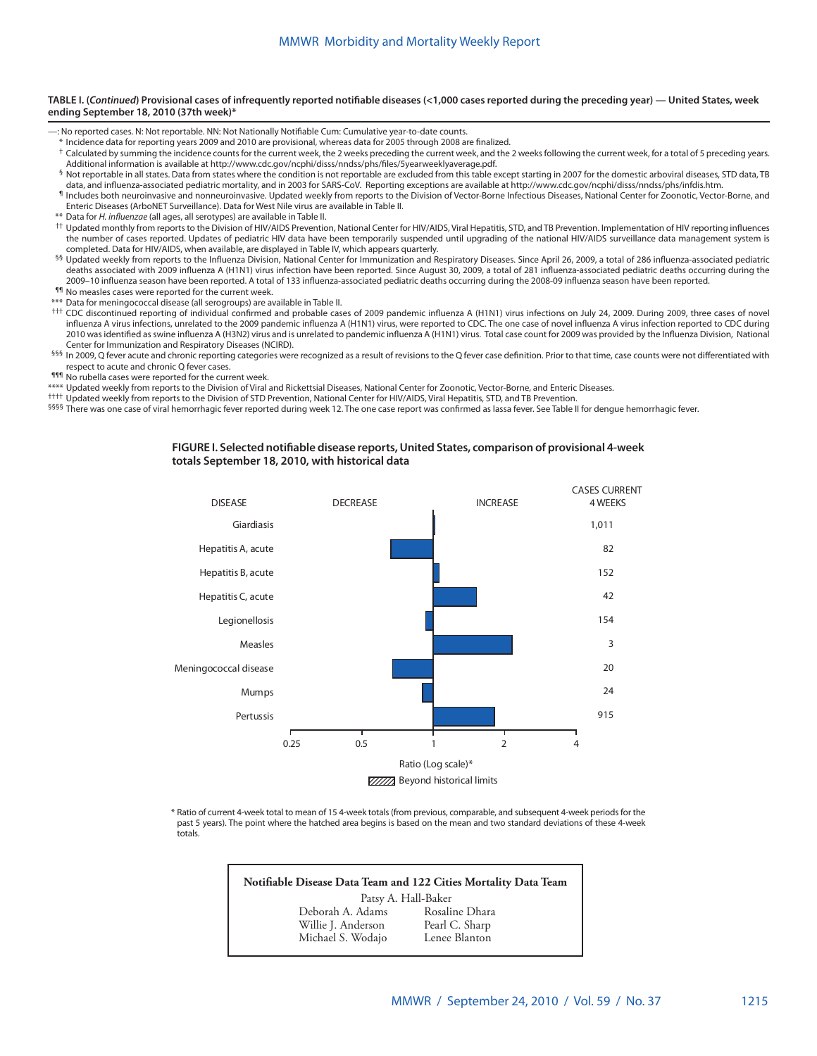**TABLE I. (*Continued*) Provisional cases of infrequently reported notifiable diseases (<1,000 cases reported during the preceding year) — United States, week ending September 18, 2010 (37th week)***

—: No reported cases. N: Not reportable. NN: Not Nationally Notifiable Cum: Cumulative year-to-date counts.

\* Incidence data for reporting years 2009 and 2010 are provisional, whereas data for 2005 through 2008 are finalized.

† Calculated by summing the incidence counts for the current week, the 2 weeks preceding the current week, and the 2 weeks following the current week, for a total of 5 preceding years. Additional information is available at http://www.cdc.gov/ncphi/disss/nndss/phs/files/5yearweeklyaverage.pdf.

§ Not reportable in all states. Data from states where the condition is not reportable are excluded from this table except starting in 2007 for the domestic arboviral diseases, STD data, TB data, and influenza-associated pediatric mortality, and in 2003 for SARS-CoV. Reporting exceptions are available at http://www.cdc.gov/ncphi/disss/nndss/phs/infdis.htm.

¶ Includes both neuroinvasive and nonneuroinvasive. Updated weekly from reports to the Division of Vector-Borne Infectious Diseases, National Center for Zoonotic, Vector-Borne, and Enteric Diseases (ArboNET Surveillance). Data for West Nile virus are available in Table II.

\*\* Data for *H. influenzae* (all ages, all serotypes) are available in Table II.

†† Updated monthly from reports to the Division of HIV/AIDS Prevention, National Center for HIV/AIDS, Viral Hepatitis, STD, and TB Prevention. Implementation of HIV reporting influences the number of cases reported. Updates of pediatric HIV data have been temporarily suspended until upgrading of the national HIV/AIDS surveillance data management system is completed. Data for HIV/AIDS, when available, are displayed in Table IV, which appears quarterly.

§§ Updated weekly from reports to the Influenza Division, National Center for Immunization and Respiratory Diseases. Since April 26, 2009, a total of 286 influenza-associated pediatric deaths associated with 2009 influenza A (H1N1) virus infection have been reported. Since August 30, 2009, a total of 281 influenza-associated pediatric deaths occurring during the 2009–10 influenza season have been reported. A total of 133 influenza-associated pediatric deaths occurring during the 2008-09 influenza season have been reported.

¶¶ No measles cases were reported for the current week.

\*\*\* Data for meningococcal disease (all serogroups) are available in Table II.

††† CDC discontinued reporting of individual confirmed and probable cases of 2009 pandemic influenza A (H1N1) virus infections on July 24, 2009. During 2009, three cases of novel influenza A virus infections, unrelated to the 2009 pandemic influenza A (H1N1) virus, were reported to CDC. The one case of novel influenza A virus infection reported to CDC during 2010 was identified as swine influenza A (H3N2) virus and is unrelated to pandemic influenza A (H1N1) virus. Total case count for 2009 was provided by the Influenza Division, National Center for Immunization and Respiratory Diseases (NCIRD).

§§§ In 2009, Q fever acute and chronic reporting categories were recognized as a result of revisions to the Q fever case definition. Prior to that time, case counts were not differentiated with respect to acute and chronic Q fever cases.

¶¶¶ No rubella cases were reported for the current week.

\*\*\*\* Updated weekly from reports to the Division of Viral and Rickettsial Diseases, National Center for Zoonotic, Vector-Borne, and Enteric Diseases.

†††† Updated weekly from reports to the Division of STD Prevention, National Center for HIV/AIDS, Viral Hepatitis, STD, and TB Prevention.

§§§§ There was one case of viral hemorrhagic fever reported during week 12. The one case report was confirmed as lassa fever. See Table II for dengue hemorrhagic fever.

**FIGURE I. Selected notifiable disease reports, United States, comparison of provisional 4-week totals September 18, 2010, with historical data**

| DISEASE | CASES CURRENT 4 WEEKS |
|---|---|
| Giardiasis | 1,011 |
| Hepatitis A, acute | 82 |
| Hepatitis B, acute | 152 |
| Hepatitis C, acute | 42 |
| Legionellosis | 154 |
| Measles | 3 |
| Meningococcal disease | 20 |
| Mumps | 24 |
| Pertussis | 915 |

Ratio (Log scale)* — DECREASE / INCREASE; axis: 0.25, 0.5, 1, 2, 4

Beyond historical limits

\* Ratio of current 4-week total to mean of 15 4-week totals (from previous, comparable, and subsequent 4-week periods for the past 5 years). The point where the hatched area begins is based on the mean and two standard deviations of these 4-week totals.

**Notifiable Disease Data Team and 122 Cities Mortality Data Team**

Patsy A. Hall-Baker

| | |
|---|---|
| Deborah A. Adams | Rosaline Dhara |
| Willie J. Anderson | Pearl C. Sharp |
| Michael S. Wodajo | Lenee Blanton |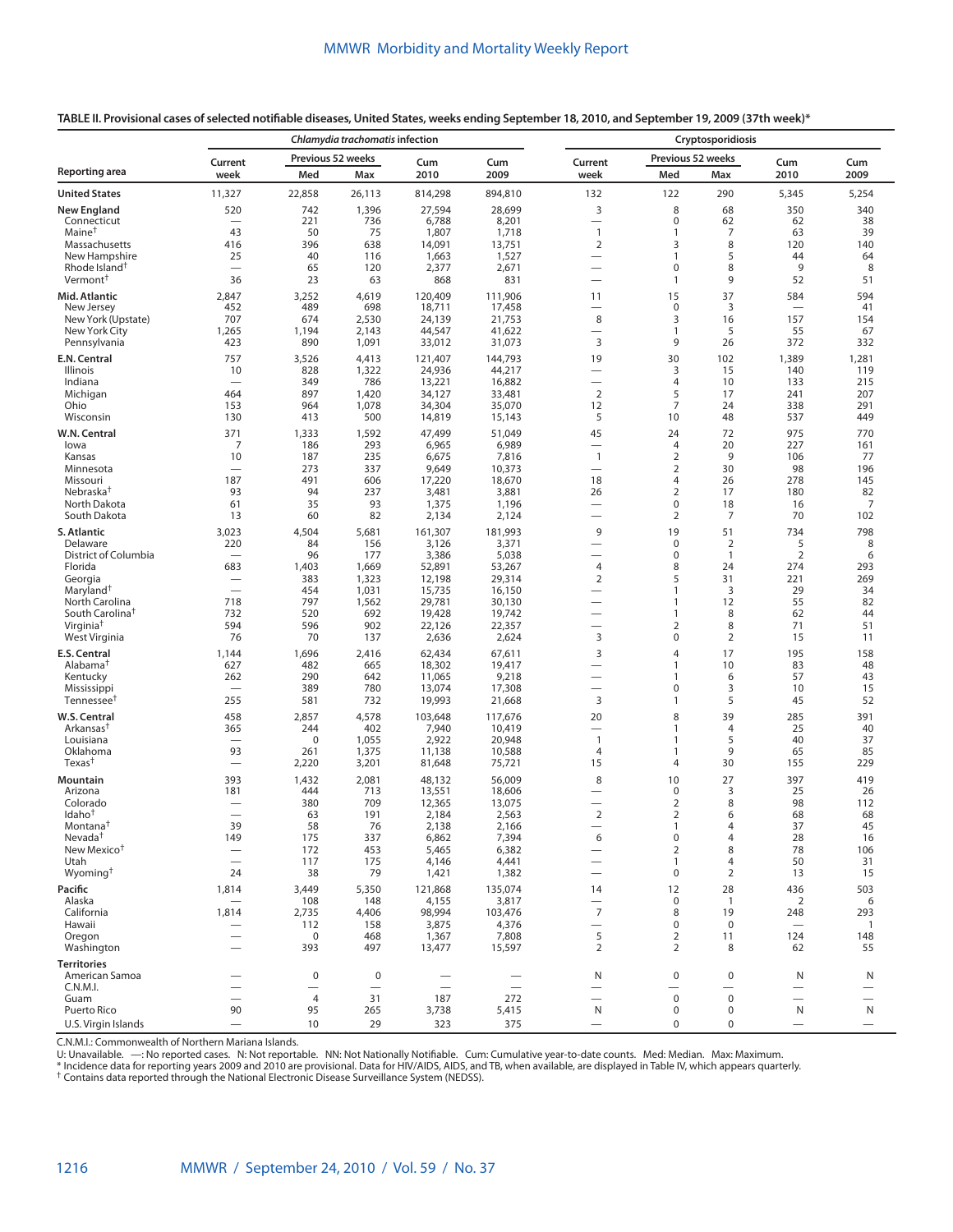**TABLE II. Provisional cases of selected notifiable diseases, United States, weeks ending September 18, 2010, and September 19, 2009 (37th week)***

| Reporting area | *Chlamydia trachomatis* infection | | | | | Cryptosporidiosis | | | | |
|---|---|---|---|---|---|---|---|---|---|---|
| | Current week | Previous 52 weeks Med | Previous 52 weeks Max | Cum 2010 | Cum 2009 | Current week | Previous 52 weeks Med | Previous 52 weeks Max | Cum 2010 | Cum 2009 |
| **United States** | 11,327 | 22,858 | 26,113 | 814,298 | 894,810 | 132 | 122 | 290 | 5,345 | 5,254 |
| **New England** | 520 | 742 | 1,396 | 27,594 | 28,699 | 3 | 8 | 68 | 350 | 340 |
| Connecticut | — | 221 | 736 | 6,788 | 8,201 | — | 0 | 62 | 62 | 38 |
| Maine† | 43 | 50 | 75 | 1,807 | 1,718 | 1 | 1 | 7 | 63 | 39 |
| Massachusetts | 416 | 396 | 638 | 14,091 | 13,751 | 2 | 3 | 8 | 120 | 140 |
| New Hampshire | 25 | 40 | 116 | 1,663 | 1,527 | — | 1 | 5 | 44 | 64 |
| Rhode Island† | — | 65 | 120 | 2,377 | 2,671 | — | 0 | 8 | 9 | 8 |
| Vermont† | 36 | 23 | 63 | 868 | 831 | — | 1 | 9 | 52 | 51 |
| **Mid. Atlantic** | 2,847 | 3,252 | 4,619 | 120,409 | 111,906 | 11 | 15 | 37 | 584 | 594 |
| New Jersey | 452 | 489 | 698 | 18,711 | 17,458 | — | 0 | 3 | — | 41 |
| New York (Upstate) | 707 | 674 | 2,530 | 24,139 | 21,753 | 8 | 3 | 16 | 157 | 154 |
| New York City | 1,265 | 1,194 | 2,143 | 44,547 | 41,622 | — | 1 | 5 | 55 | 67 |
| Pennsylvania | 423 | 890 | 1,091 | 33,012 | 31,073 | 3 | 9 | 26 | 372 | 332 |
| **E.N. Central** | 757 | 3,526 | 4,413 | 121,407 | 144,793 | 19 | 30 | 102 | 1,389 | 1,281 |
| Illinois | 10 | 828 | 1,322 | 24,936 | 44,217 | — | 3 | 15 | 140 | 119 |
| Indiana | — | 349 | 786 | 13,221 | 16,882 | — | 4 | 10 | 133 | 215 |
| Michigan | 464 | 897 | 1,420 | 34,127 | 33,481 | 2 | 5 | 17 | 241 | 207 |
| Ohio | 153 | 964 | 1,078 | 34,304 | 35,070 | 12 | 7 | 24 | 338 | 291 |
| Wisconsin | 130 | 413 | 500 | 14,819 | 15,143 | 5 | 10 | 48 | 537 | 449 |
| **W.N. Central** | 371 | 1,333 | 1,592 | 47,499 | 51,049 | 45 | 24 | 72 | 975 | 770 |
| Iowa | 7 | 186 | 293 | 6,965 | 6,989 | — | 4 | 20 | 227 | 161 |
| Kansas | 10 | 187 | 235 | 6,675 | 7,816 | 1 | 2 | 9 | 106 | 77 |
| Minnesota | — | 273 | 337 | 9,649 | 10,373 | — | 2 | 30 | 98 | 196 |
| Missouri | 187 | 491 | 606 | 17,220 | 18,670 | 18 | 4 | 26 | 278 | 145 |
| Nebraska† | 93 | 94 | 237 | 3,481 | 3,881 | 26 | 2 | 17 | 180 | 82 |
| North Dakota | 61 | 35 | 93 | 1,375 | 1,196 | — | 0 | 18 | 16 | 7 |
| South Dakota | 13 | 60 | 82 | 2,134 | 2,124 | — | 2 | 7 | 70 | 102 |
| **S. Atlantic** | 3,023 | 4,504 | 5,681 | 161,307 | 181,993 | 9 | 19 | 51 | 734 | 798 |
| Delaware | 220 | 84 | 156 | 3,126 | 3,371 | — | 0 | 2 | 5 | 8 |
| District of Columbia | — | 96 | 177 | 3,386 | 5,038 | — | 0 | 1 | 2 | 6 |
| Florida | 683 | 1,403 | 1,669 | 52,891 | 53,267 | 4 | 8 | 24 | 274 | 293 |
| Georgia | — | 383 | 1,323 | 12,198 | 29,314 | 2 | 5 | 31 | 221 | 269 |
| Maryland† | — | 454 | 1,031 | 15,735 | 16,150 | — | 1 | 3 | 29 | 34 |
| North Carolina | 718 | 797 | 1,562 | 29,781 | 30,130 | — | 1 | 12 | 55 | 82 |
| South Carolina† | 732 | 520 | 692 | 19,428 | 19,742 | — | 1 | 8 | 62 | 44 |
| Virginia† | 594 | 596 | 902 | 22,126 | 22,357 | — | 2 | 8 | 71 | 51 |
| West Virginia | 76 | 70 | 137 | 2,636 | 2,624 | 3 | 0 | 2 | 15 | 11 |
| **E.S. Central** | 1,144 | 1,696 | 2,416 | 62,434 | 67,611 | 3 | 4 | 17 | 195 | 158 |
| Alabama† | 627 | 482 | 665 | 18,302 | 19,417 | — | 1 | 10 | 83 | 48 |
| Kentucky | 262 | 290 | 642 | 11,065 | 9,218 | — | 1 | 6 | 57 | 43 |
| Mississippi | — | 389 | 780 | 13,074 | 17,308 | — | 0 | 3 | 10 | 15 |
| Tennessee† | 255 | 581 | 732 | 19,993 | 21,668 | 3 | 1 | 5 | 45 | 52 |
| **W.S. Central** | 458 | 2,857 | 4,578 | 103,648 | 117,676 | 20 | 8 | 39 | 285 | 391 |
| Arkansas† | 365 | 244 | 402 | 7,940 | 10,419 | — | 1 | 4 | 25 | 40 |
| Louisiana | — | 0 | 1,055 | 2,922 | 20,948 | 1 | 1 | 5 | 40 | 37 |
| Oklahoma | 93 | 261 | 1,375 | 11,138 | 10,588 | 4 | 1 | 9 | 65 | 85 |
| Texas† | — | 2,220 | 3,201 | 81,648 | 75,721 | 15 | 4 | 30 | 155 | 229 |
| **Mountain** | 393 | 1,432 | 2,081 | 48,132 | 56,009 | 8 | 10 | 27 | 397 | 419 |
| Arizona | 181 | 444 | 713 | 13,551 | 18,606 | — | 0 | 3 | 25 | 26 |
| Colorado | — | 380 | 709 | 12,365 | 13,075 | — | 2 | 8 | 98 | 112 |
| Idaho† | — | 63 | 191 | 2,184 | 2,563 | 2 | 2 | 6 | 68 | 68 |
| Montana† | 39 | 58 | 76 | 2,138 | 2,166 | — | 1 | 4 | 37 | 45 |
| Nevada† | 149 | 175 | 337 | 6,862 | 7,394 | 6 | 0 | 4 | 28 | 16 |
| New Mexico† | — | 172 | 453 | 5,465 | 6,382 | — | 2 | 8 | 78 | 106 |
| Utah | — | 117 | 175 | 4,146 | 4,441 | — | 1 | 4 | 50 | 31 |
| Wyoming† | 24 | 38 | 79 | 1,421 | 1,382 | — | 0 | 2 | 13 | 15 |
| **Pacific** | 1,814 | 3,449 | 5,350 | 121,868 | 135,074 | 14 | 12 | 28 | 436 | 503 |
| Alaska | — | 108 | 148 | 4,155 | 3,817 | — | 0 | 1 | 2 | 6 |
| California | 1,814 | 2,735 | 4,406 | 98,994 | 103,476 | 7 | 8 | 19 | 248 | 293 |
| Hawaii | — | 112 | 158 | 3,875 | 4,376 | — | 0 | 0 | — | 1 |
| Oregon | — | 0 | 468 | 1,367 | 7,808 | 5 | 2 | 11 | 124 | 148 |
| Washington | — | 393 | 497 | 13,477 | 15,597 | 2 | 2 | 8 | 62 | 55 |
| **Territories** | | | | | | | | | | |
| American Samoa | — | 0 | 0 | — | — | N | 0 | 0 | N | N |
| C.N.M.I. | — | — | — | — | — | — | — | — | — | — |
| Guam | — | 4 | 31 | 187 | 272 | — | 0 | 0 | — | — |
| Puerto Rico | 90 | 95 | 265 | 3,738 | 5,415 | N | 0 | 0 | N | N |
| U.S. Virgin Islands | — | 10 | 29 | 323 | 375 | — | 0 | 0 | — | — |

C.N.M.I.: Commonwealth of Northern Mariana Islands.
U: Unavailable. —: No reported cases. N: Not reportable. NN: Not Nationally Notifiable. Cum: Cumulative year-to-date counts. Med: Median. Max: Maximum.
\* Incidence data for reporting years 2009 and 2010 are provisional. Data for HIV/AIDS, AIDS, and TB, when available, are displayed in Table IV, which appears quarterly.
† Contains data reported through the National Electronic Disease Surveillance System (NEDSS).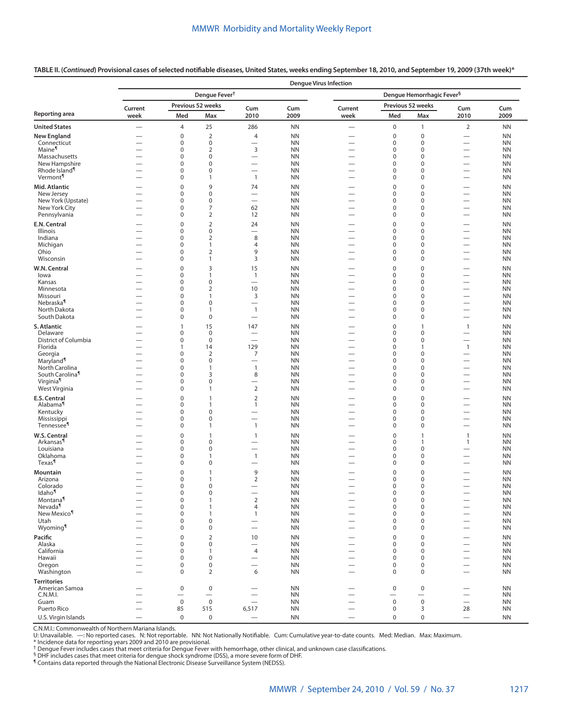**TABLE II. (*Continued*) Provisional cases of selected notifiable diseases, United States, weeks ending September 18, 2010, and September 19, 2009 (37th week)***

| | Dengue Virus Infection | | | | | | | | | |
|---|---|---|---|---|---|---|---|---|---|---|
| | Dengue Fever† | | | | | Dengue Hemorrhagic Fever§ | | | | |
| | Current | Previous 52 weeks | | Cum | Cum | Current | Previous 52 weeks | | Cum | Cum |
| Reporting area | week | Med | Max | 2010 | 2009 | week | Med | Max | 2010 | 2009 |
| **United States** | — | 4 | 25 | 286 | NN | — | 0 | 1 | 2 | NN |
| **New England** | — | 0 | 2 | 4 | NN | — | 0 | 0 | — | NN |
| Connecticut | — | 0 | 0 | — | NN | — | 0 | 0 | — | NN |
| Maine¶ | — | 0 | 2 | 3 | NN | — | 0 | 0 | — | NN |
| Massachusetts | — | 0 | 0 | — | NN | — | 0 | 0 | — | NN |
| New Hampshire | — | 0 | 0 | — | NN | — | 0 | 0 | — | NN |
| Rhode Island¶ | — | 0 | 0 | — | NN | — | 0 | 0 | — | NN |
| Vermont¶ | — | 0 | 1 | 1 | NN | — | 0 | 0 | — | NN |
| **Mid. Atlantic** | — | 0 | 9 | 74 | NN | — | 0 | 0 | — | NN |
| New Jersey | — | 0 | 0 | — | NN | — | 0 | 0 | — | NN |
| New York (Upstate) | — | 0 | 0 | — | NN | — | 0 | 0 | — | NN |
| New York City | — | 0 | 7 | 62 | NN | — | 0 | 0 | — | NN |
| Pennsylvania | — | 0 | 2 | 12 | NN | — | 0 | 0 | — | NN |
| **E.N. Central** | — | 0 | 2 | 24 | NN | — | 0 | 0 | — | NN |
| Illinois | — | 0 | 0 | — | NN | — | 0 | 0 | — | NN |
| Indiana | — | 0 | 2 | 8 | NN | — | 0 | 0 | — | NN |
| Michigan | — | 0 | 1 | 4 | NN | — | 0 | 0 | — | NN |
| Ohio | — | 0 | 2 | 9 | NN | — | 0 | 0 | — | NN |
| Wisconsin | — | 0 | 1 | 3 | NN | — | 0 | 0 | — | NN |
| **W.N. Central** | — | 0 | 3 | 15 | NN | — | 0 | 0 | — | NN |
| Iowa | — | 0 | 1 | 1 | NN | — | 0 | 0 | — | NN |
| Kansas | — | 0 | 0 | — | NN | — | 0 | 0 | — | NN |
| Minnesota | — | 0 | 2 | 10 | NN | — | 0 | 0 | — | NN |
| Missouri | — | 0 | 1 | 3 | NN | — | 0 | 0 | — | NN |
| Nebraska¶ | — | 0 | 0 | — | NN | — | 0 | 0 | — | NN |
| North Dakota | — | 0 | 1 | 1 | NN | — | 0 | 0 | — | NN |
| South Dakota | — | 0 | 0 | — | NN | — | 0 | 0 | — | NN |
| **S. Atlantic** | — | 1 | 15 | 147 | NN | — | 0 | 1 | 1 | NN |
| Delaware | — | 0 | 0 | — | NN | — | 0 | 0 | — | NN |
| District of Columbia | — | 0 | 0 | — | NN | — | 0 | 0 | — | NN |
| Florida | — | 1 | 14 | 129 | NN | — | 0 | 1 | 1 | NN |
| Georgia | — | 0 | 2 | 7 | NN | — | 0 | 0 | — | NN |
| Maryland¶ | — | 0 | 0 | — | NN | — | 0 | 0 | — | NN |
| North Carolina | — | 0 | 1 | 1 | NN | — | 0 | 0 | — | NN |
| South Carolina¶ | — | 0 | 3 | 8 | NN | — | 0 | 0 | — | NN |
| Virginia¶ | — | 0 | 0 | — | NN | — | 0 | 0 | — | NN |
| West Virginia | — | 0 | 1 | 2 | NN | — | 0 | 0 | — | NN |
| **E.S. Central** | — | 0 | 1 | 2 | NN | — | 0 | 0 | — | NN |
| Alabama¶ | — | 0 | 1 | 1 | NN | — | 0 | 0 | — | NN |
| Kentucky | — | 0 | 0 | — | NN | — | 0 | 0 | — | NN |
| Mississippi | — | 0 | 0 | — | NN | — | 0 | 0 | — | NN |
| Tennessee¶ | — | 0 | 1 | 1 | NN | — | 0 | 0 | — | NN |
| **W.S. Central** | — | 0 | 1 | 1 | NN | — | 0 | 1 | 1 | NN |
| Arkansas¶ | — | 0 | 0 | — | NN | — | 0 | 1 | 1 | NN |
| Louisiana | — | 0 | 0 | — | NN | — | 0 | 0 | — | NN |
| Oklahoma | — | 0 | 1 | 1 | NN | — | 0 | 0 | — | NN |
| Texas¶ | — | 0 | 0 | — | NN | — | 0 | 0 | — | NN |
| **Mountain** | — | 0 | 1 | 9 | NN | — | 0 | 0 | — | NN |
| Arizona | — | 0 | 1 | 2 | NN | — | 0 | 0 | — | NN |
| Colorado | — | 0 | 0 | — | NN | — | 0 | 0 | — | NN |
| Idaho¶ | — | 0 | 0 | — | NN | — | 0 | 0 | — | NN |
| Montana¶ | — | 0 | 1 | 2 | NN | — | 0 | 0 | — | NN |
| Nevada¶ | — | 0 | 1 | 4 | NN | — | 0 | 0 | — | NN |
| New Mexico¶ | — | 0 | 1 | 1 | NN | — | 0 | 0 | — | NN |
| Utah | — | 0 | 0 | — | NN | — | 0 | 0 | — | NN |
| Wyoming¶ | — | 0 | 0 | — | NN | — | 0 | 0 | — | NN |
| **Pacific** | — | 0 | 2 | 10 | NN | — | 0 | 0 | — | NN |
| Alaska | — | 0 | 0 | — | NN | — | 0 | 0 | — | NN |
| California | — | 0 | 1 | 4 | NN | — | 0 | 0 | — | NN |
| Hawaii | — | 0 | 0 | — | NN | — | 0 | 0 | — | NN |
| Oregon | — | 0 | 0 | — | NN | — | 0 | 0 | — | NN |
| Washington | — | 0 | 2 | 6 | NN | — | 0 | 0 | — | NN |
| **Territories** | | | | | | | | | | |
| American Samoa | — | 0 | 0 | — | NN | — | 0 | 0 | — | NN |
| C.N.M.I. | — | — | — | — | NN | — | — | — | — | NN |
| Guam | — | 0 | 0 | — | NN | — | 0 | 0 | — | NN |
| Puerto Rico | — | 85 | 515 | 6,517 | NN | — | 0 | 3 | 28 | NN |
| U.S. Virgin Islands | — | 0 | 0 | — | NN | — | 0 | 0 | — | NN |

C.N.M.I.: Commonwealth of Northern Mariana Islands.
U: Unavailable. —: No reported cases. N: Not reportable. NN: Not Nationally Notifiable. Cum: Cumulative year-to-date counts. Med: Median. Max: Maximum.
* Incidence data for reporting years 2009 and 2010 are provisional.
† Dengue Fever includes cases that meet criteria for Dengue Fever with hemorrhage, other clinical, and unknown case classifications.
§ DHF includes cases that meet criteria for dengue shock syndrome (DSS), a more severe form of DHF.
¶ Contains data reported through the National Electronic Disease Surveillance System (NEDSS).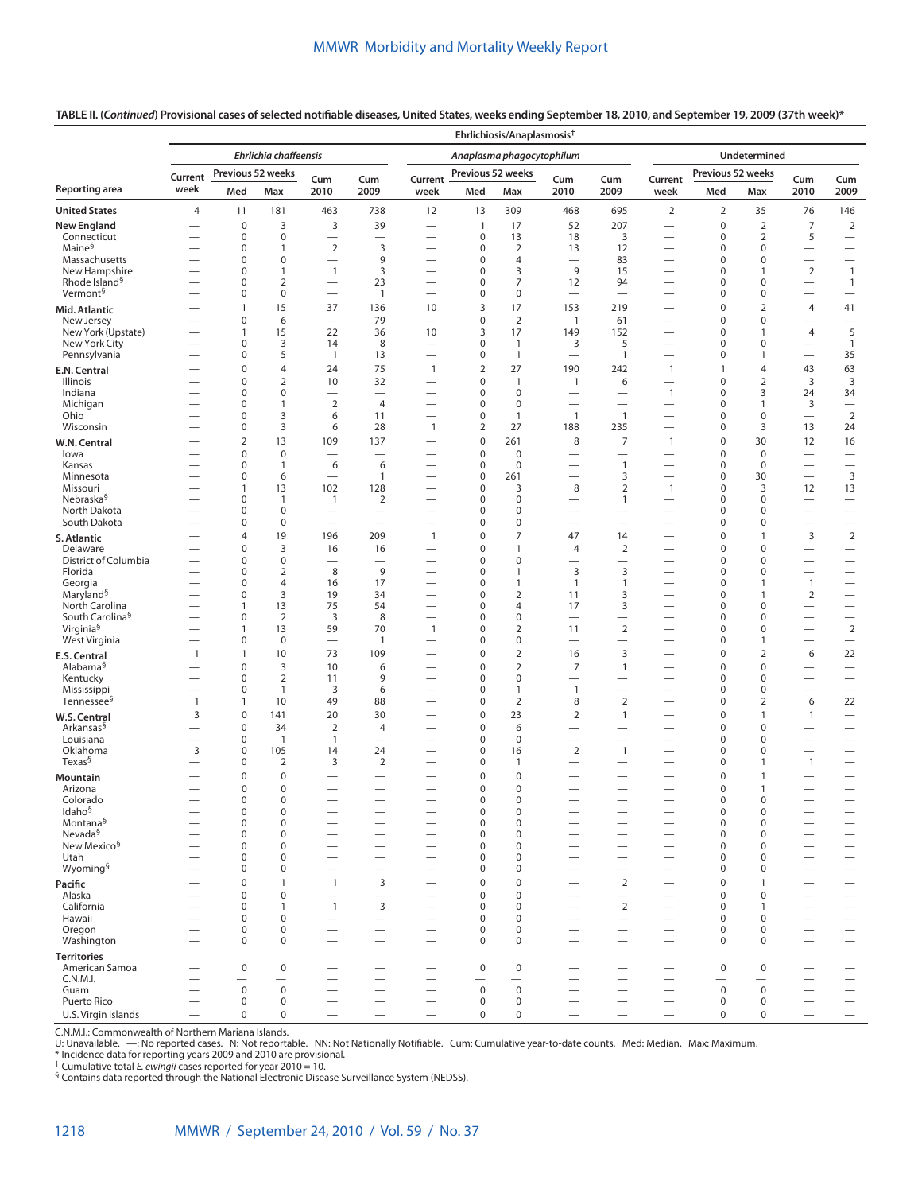**TABLE II. (*Continued*) Provisional cases of selected notifiable diseases, United States, weeks ending September 18, 2010, and September 19, 2009 (37th week)***

| | Ehrlichiosis/Anaplasmosis† | | | | | | | | | | | | | | |
|---|---|---|---|---|---|---|---|---|---|---|---|---|---|---|---|
| | *Ehrlichia chaffeensis* | | | | | *Anaplasma phagocytophilum* | | | | | Undetermined | | | | |
| Reporting area | Current week | Previous 52 weeks Med | Previous 52 weeks Max | Cum 2010 | Cum 2009 | Current week | Previous 52 weeks Med | Previous 52 weeks Max | Cum 2010 | Cum 2009 | Current week | Previous 52 weeks Med | Previous 52 weeks Max | Cum 2010 | Cum 2009 |
| **United States** | 4 | 11 | 181 | 463 | 738 | 12 | 13 | 309 | 468 | 695 | 2 | 2 | 35 | 76 | 146 |
| **New England** | — | 0 | 3 | 3 | 39 | — | 1 | 17 | 52 | 207 | — | 0 | 2 | 7 | 2 |
| Connecticut | — | 0 | 0 | — | — | — | 0 | 13 | 18 | 3 | — | 0 | 2 | 5 | — |
| Maine§ | — | 0 | 1 | 2 | 3 | — | 0 | 2 | 13 | 12 | — | 0 | 0 | — | — |
| Massachusetts | — | 0 | 0 | — | 9 | — | 0 | 4 | — | 83 | — | 0 | 0 | — | — |
| New Hampshire | — | 0 | 1 | 1 | 3 | — | 0 | 3 | 9 | 15 | — | 0 | 1 | 2 | 1 |
| Rhode Island§ | — | 0 | 2 | — | 23 | — | 0 | 7 | 12 | 94 | — | 0 | 0 | — | 1 |
| Vermont§ | — | 0 | 0 | — | 1 | — | 0 | 0 | — | — | — | 0 | 0 | — | — |
| **Mid. Atlantic** | — | 1 | 15 | 37 | 136 | 10 | 3 | 17 | 153 | 219 | — | 0 | 2 | 4 | 41 |
| New Jersey | — | 0 | 6 | — | 79 | — | 0 | 2 | 1 | 61 | — | 0 | 0 | — | — |
| New York (Upstate) | — | 1 | 15 | 22 | 36 | 10 | 3 | 17 | 149 | 152 | — | 0 | 1 | 4 | 5 |
| New York City | — | 0 | 3 | 14 | 8 | — | 0 | 1 | 3 | 5 | — | 0 | 0 | — | 1 |
| Pennsylvania | — | 0 | 5 | 1 | 13 | — | 0 | 1 | — | 1 | — | 0 | 1 | — | 35 |
| **E.N. Central** | — | 0 | 4 | 24 | 75 | 1 | 2 | 27 | 190 | 242 | 1 | 1 | 4 | 43 | 63 |
| Illinois | — | 0 | 2 | 10 | 32 | — | 0 | 1 | 1 | 6 | — | 0 | 2 | 3 | 3 |
| Indiana | — | 0 | 0 | — | — | — | 0 | 0 | — | — | 1 | 0 | 3 | 24 | 34 |
| Michigan | — | 0 | 1 | 2 | 4 | — | 0 | 0 | — | — | — | 0 | 1 | 3 | — |
| Ohio | — | 0 | 3 | 6 | 11 | — | 0 | 1 | 1 | 1 | — | 0 | 0 | — | 2 |
| Wisconsin | — | 0 | 3 | 6 | 28 | 1 | 2 | 27 | 188 | 235 | — | 0 | 3 | 13 | 24 |
| **W.N. Central** | — | 2 | 13 | 109 | 137 | — | 0 | 261 | 8 | 7 | 1 | 0 | 30 | 12 | 16 |
| Iowa | — | 0 | 0 | — | — | — | 0 | 0 | — | — | — | 0 | 0 | — | — |
| Kansas | — | 0 | 1 | 6 | 6 | — | 0 | 0 | — | 1 | — | 0 | 0 | — | — |
| Minnesota | — | 0 | 6 | — | 1 | — | 0 | 261 | — | 3 | — | 0 | 30 | — | 3 |
| Missouri | — | 1 | 13 | 102 | 128 | — | 0 | 3 | 8 | 2 | 1 | 0 | 3 | 12 | 13 |
| Nebraska§ | — | 0 | 1 | 1 | 2 | — | 0 | 0 | — | 1 | — | 0 | 0 | — | — |
| North Dakota | — | 0 | 0 | — | — | — | 0 | 0 | — | — | — | 0 | 0 | — | — |
| South Dakota | — | 0 | 0 | — | — | — | 0 | 0 | — | — | — | 0 | 0 | — | — |
| **S. Atlantic** | — | 4 | 19 | 196 | 209 | 1 | 0 | 7 | 47 | 14 | — | 0 | 1 | 3 | 2 |
| Delaware | — | 0 | 3 | 16 | 16 | — | 0 | 1 | 4 | 2 | — | 0 | 0 | — | — |
| District of Columbia | — | 0 | 0 | — | — | — | 0 | 0 | — | — | — | 0 | 0 | — | — |
| Florida | — | 0 | 2 | 8 | 9 | — | 0 | 1 | 3 | 3 | — | 0 | 0 | — | — |
| Georgia | — | 0 | 4 | 16 | 17 | — | 0 | 1 | 1 | 1 | — | 0 | 1 | 1 | — |
| Maryland§ | — | 0 | 3 | 19 | 34 | — | 0 | 2 | 11 | 3 | — | 0 | 1 | 2 | — |
| North Carolina | — | 1 | 13 | 75 | 54 | — | 0 | 4 | 17 | 3 | — | 0 | 0 | — | — |
| South Carolina§ | — | 0 | 2 | 3 | 8 | — | 0 | 0 | — | — | — | 0 | 0 | — | — |
| Virginia§ | — | 1 | 13 | 59 | 70 | 1 | 0 | 2 | 11 | 2 | — | 0 | 0 | — | 2 |
| West Virginia | — | 0 | 0 | — | 1 | — | 0 | 0 | — | — | — | 0 | 1 | — | — |
| **E.S. Central** | 1 | 1 | 10 | 73 | 109 | — | 0 | 2 | 16 | 3 | — | 0 | 2 | 6 | 22 |
| Alabama§ | — | 0 | 3 | 10 | 6 | — | 0 | 2 | 7 | 1 | — | 0 | 0 | — | — |
| Kentucky | — | 0 | 2 | 11 | 9 | — | 0 | 0 | — | — | — | 0 | 0 | — | — |
| Mississippi | — | 0 | 1 | 3 | 6 | — | 0 | 1 | 1 | — | — | 0 | 0 | — | — |
| Tennessee§ | 1 | 1 | 10 | 49 | 88 | — | 0 | 2 | 8 | 2 | — | 0 | 2 | 6 | 22 |
| **W.S. Central** | 3 | 0 | 141 | 20 | 30 | — | 0 | 23 | 2 | 1 | — | 0 | 1 | 1 | — |
| Arkansas§ | — | 0 | 34 | 2 | 4 | — | 0 | 6 | — | — | — | 0 | 0 | — | — |
| Louisiana | — | 0 | 1 | 1 | — | — | 0 | 0 | — | — | — | 0 | 0 | — | — |
| Oklahoma | 3 | 0 | 105 | 14 | 24 | — | 0 | 16 | 2 | 1 | — | 0 | 0 | — | — |
| Texas§ | — | 0 | 2 | 3 | 2 | — | 0 | 1 | — | — | — | 0 | 1 | 1 | — |
| **Mountain** | — | 0 | 0 | — | — | — | 0 | 0 | — | — | — | 0 | 1 | — | — |
| Arizona | — | 0 | 0 | — | — | — | 0 | 0 | — | — | — | 0 | 1 | — | — |
| Colorado | — | 0 | 0 | — | — | — | 0 | 0 | — | — | — | 0 | 0 | — | — |
| Idaho§ | — | 0 | 0 | — | — | — | 0 | 0 | — | — | — | 0 | 0 | — | — |
| Montana§ | — | 0 | 0 | — | — | — | 0 | 0 | — | — | — | 0 | 0 | — | — |
| Nevada§ | — | 0 | 0 | — | — | — | 0 | 0 | — | — | — | 0 | 0 | — | — |
| New Mexico§ | — | 0 | 0 | — | — | — | 0 | 0 | — | — | — | 0 | 0 | — | — |
| Utah | — | 0 | 0 | — | — | — | 0 | 0 | — | — | — | 0 | 0 | — | — |
| Wyoming§ | — | 0 | 0 | — | — | — | 0 | 0 | — | — | — | 0 | 0 | — | — |
| **Pacific** | — | 0 | 1 | 1 | 3 | — | 0 | 0 | — | 2 | — | 0 | 1 | — | — |
| Alaska | — | 0 | 0 | — | — | — | 0 | 0 | — | — | — | 0 | 0 | — | — |
| California | — | 0 | 1 | 1 | 3 | — | 0 | 0 | — | 2 | — | 0 | 1 | — | — |
| Hawaii | — | 0 | 0 | — | — | — | 0 | 0 | — | — | — | 0 | 0 | — | — |
| Oregon | — | 0 | 0 | — | — | — | 0 | 0 | — | — | — | 0 | 0 | — | — |
| Washington | — | 0 | 0 | — | — | — | 0 | 0 | — | — | — | 0 | 0 | — | — |
| **Territories** | | | | | | | | | | | | | | | |
| American Samoa | — | 0 | 0 | — | — | — | 0 | 0 | — | — | — | 0 | 0 | — | — |
| C.N.M.I. | — | — | — | — | — | — | — | — | — | — | — | — | — | — | — |
| Guam | — | 0 | 0 | — | — | — | 0 | 0 | — | — | — | 0 | 0 | — | — |
| Puerto Rico | — | 0 | 0 | — | — | — | 0 | 0 | — | — | — | 0 | 0 | — | — |
| U.S. Virgin Islands | — | 0 | 0 | — | — | — | 0 | 0 | — | — | — | 0 | 0 | — | — |

C.N.M.I.: Commonwealth of Northern Mariana Islands.
U: Unavailable. —: No reported cases. N: Not reportable. NN: Not Nationally Notifiable. Cum: Cumulative year-to-date counts. Med: Median. Max: Maximum.
* Incidence data for reporting years 2009 and 2010 are provisional.
† Cumulative total *E. ewingii* cases reported for year 2010 = 10.
§ Contains data reported through the National Electronic Disease Surveillance System (NEDSS).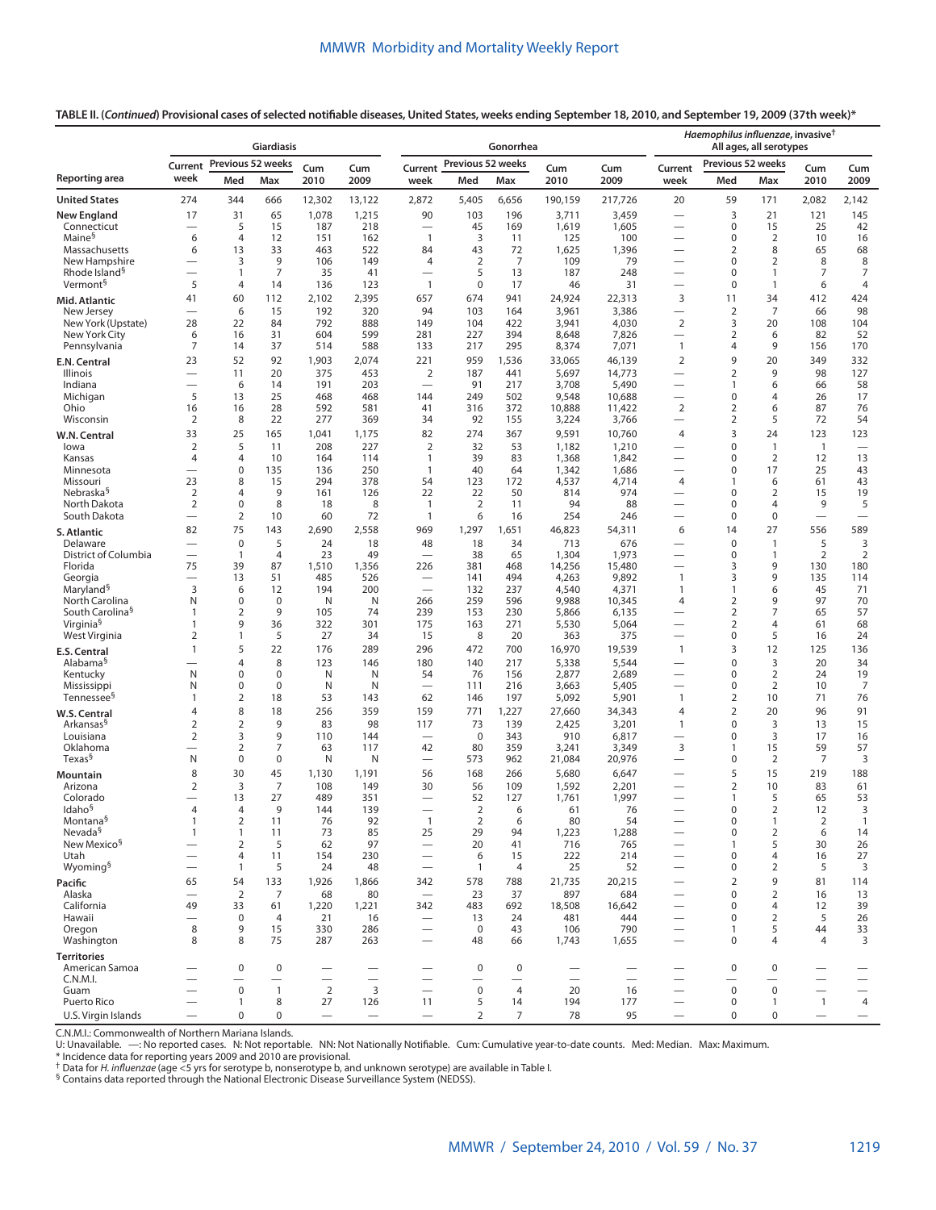**TABLE II. (*Continued*) Provisional cases of selected notifiable diseases, United States, weeks ending September 18, 2010, and September 19, 2009 (37th week)***

| Reporting area | Giardiasis | | | | | Gonorrhea | | | | | *Haemophilus influenzae*, invasive† All ages, all serotypes | | | | |
|---|---|---|---|---|---|---|---|---|---|---|---|---|---|---|---|
| | Current week | Previous 52 weeks Med | Previous 52 weeks Max | Cum 2010 | Cum 2009 | Current week | Previous 52 weeks Med | Previous 52 weeks Max | Cum 2010 | Cum 2009 | Current week | Previous 52 weeks Med | Previous 52 weeks Max | Cum 2010 | Cum 2009 |
| **United States** | 274 | 344 | 666 | 12,302 | 13,122 | 2,872 | 5,405 | 6,656 | 190,159 | 217,726 | 20 | 59 | 171 | 2,082 | 2,142 |
| **New England** | 17 | 31 | 65 | 1,078 | 1,215 | 90 | 103 | 196 | 3,711 | 3,459 | — | 3 | 21 | 121 | 145 |
| Connecticut | — | 5 | 15 | 187 | 218 | — | 45 | 169 | 1,619 | 1,605 | — | 0 | 15 | 25 | 42 |
| Maine§ | 6 | 4 | 12 | 151 | 162 | 1 | 3 | 11 | 125 | 100 | — | 0 | 2 | 10 | 16 |
| Massachusetts | 6 | 13 | 33 | 463 | 522 | 84 | 43 | 72 | 1,625 | 1,396 | — | 2 | 8 | 65 | 68 |
| New Hampshire | — | 3 | 9 | 106 | 149 | 4 | 2 | 7 | 109 | 79 | — | 0 | 2 | 8 | 8 |
| Rhode Island§ | — | 1 | 7 | 35 | 41 | — | 5 | 13 | 187 | 248 | — | 0 | 1 | 7 | 7 |
| Vermont§ | 5 | 4 | 14 | 136 | 123 | 1 | 0 | 17 | 46 | 31 | — | 0 | 1 | 6 | 4 |
| **Mid. Atlantic** | 41 | 60 | 112 | 2,102 | 2,395 | 657 | 674 | 941 | 24,924 | 22,313 | 3 | 11 | 34 | 412 | 424 |
| New Jersey | — | 6 | 15 | 192 | 320 | 94 | 103 | 164 | 3,961 | 3,386 | — | 2 | 7 | 66 | 98 |
| New York (Upstate) | 28 | 22 | 84 | 792 | 888 | 149 | 104 | 422 | 3,941 | 4,030 | 2 | 3 | 20 | 108 | 104 |
| New York City | 6 | 16 | 31 | 604 | 599 | 281 | 227 | 394 | 8,648 | 7,826 | — | 2 | 6 | 82 | 52 |
| Pennsylvania | 7 | 14 | 37 | 514 | 588 | 133 | 217 | 295 | 8,374 | 7,071 | 1 | 4 | 9 | 156 | 170 |
| **E.N. Central** | 23 | 52 | 92 | 1,903 | 2,074 | 221 | 959 | 1,536 | 33,065 | 46,139 | 2 | 9 | 20 | 349 | 332 |
| Illinois | — | 11 | 20 | 375 | 453 | 2 | 187 | 441 | 5,697 | 14,773 | — | 2 | 9 | 98 | 127 |
| Indiana | — | 6 | 14 | 191 | 203 | — | 91 | 217 | 3,708 | 5,490 | — | 1 | 6 | 66 | 58 |
| Michigan | 5 | 13 | 25 | 468 | 468 | 144 | 249 | 502 | 9,548 | 10,688 | — | 0 | 4 | 26 | 17 |
| Ohio | 16 | 16 | 28 | 592 | 581 | 41 | 316 | 372 | 10,888 | 11,422 | 2 | 2 | 6 | 87 | 76 |
| Wisconsin | 2 | 8 | 22 | 277 | 369 | 34 | 92 | 155 | 3,224 | 3,766 | — | 2 | 5 | 72 | 54 |
| **W.N. Central** | 33 | 25 | 165 | 1,041 | 1,175 | 82 | 274 | 367 | 9,591 | 10,760 | 4 | 3 | 24 | 123 | 123 |
| Iowa | 2 | 5 | 11 | 208 | 227 | 2 | 32 | 53 | 1,182 | 1,210 | — | 0 | 1 | 1 | — |
| Kansas | 4 | 4 | 10 | 164 | 114 | 1 | 39 | 83 | 1,368 | 1,842 | — | 0 | 2 | 12 | 13 |
| Minnesota | — | 0 | 135 | 136 | 250 | 1 | 40 | 64 | 1,342 | 1,686 | — | 0 | 17 | 25 | 43 |
| Missouri | 23 | 8 | 15 | 294 | 378 | 54 | 123 | 172 | 4,537 | 4,714 | 4 | 1 | 6 | 61 | 43 |
| Nebraska§ | 2 | 4 | 9 | 161 | 126 | 22 | 22 | 50 | 814 | 974 | — | 0 | 2 | 15 | 19 |
| North Dakota | 2 | 0 | 8 | 18 | 8 | 1 | 2 | 11 | 94 | 88 | — | 0 | 4 | 9 | 5 |
| South Dakota | — | 2 | 10 | 60 | 72 | 1 | 6 | 16 | 254 | 246 | — | 0 | 0 | — | — |
| **S. Atlantic** | 82 | 75 | 143 | 2,690 | 2,558 | 969 | 1,297 | 1,651 | 46,823 | 54,311 | 6 | 14 | 27 | 556 | 589 |
| Delaware | — | 0 | 5 | 24 | 18 | 48 | 18 | 34 | 713 | 676 | — | 0 | 1 | 5 | 3 |
| District of Columbia | — | 1 | 4 | 23 | 49 | — | 38 | 65 | 1,304 | 1,973 | — | 0 | 1 | 2 | 2 |
| Florida | 75 | 39 | 87 | 1,510 | 1,356 | 226 | 381 | 468 | 14,256 | 15,480 | — | 3 | 9 | 130 | 180 |
| Georgia | — | 13 | 51 | 485 | 526 | — | 141 | 494 | 4,263 | 9,892 | 1 | 3 | 9 | 135 | 114 |
| Maryland§ | 3 | 6 | 12 | 194 | 200 | — | 132 | 237 | 4,540 | 4,371 | 1 | 1 | 6 | 45 | 71 |
| North Carolina | N | 0 | 0 | N | N | 266 | 259 | 596 | 9,988 | 10,345 | 4 | 2 | 9 | 97 | 70 |
| South Carolina§ | 1 | 2 | 9 | 105 | 74 | 239 | 153 | 230 | 5,866 | 6,135 | — | 2 | 7 | 65 | 57 |
| Virginia§ | 1 | 9 | 36 | 322 | 301 | 175 | 163 | 271 | 5,530 | 5,064 | — | 2 | 4 | 61 | 68 |
| West Virginia | 2 | 1 | 5 | 27 | 34 | 15 | 8 | 20 | 363 | 375 | — | 0 | 5 | 16 | 24 |
| **E.S. Central** | 1 | 5 | 22 | 176 | 289 | 296 | 472 | 700 | 16,970 | 19,539 | 1 | 3 | 12 | 125 | 136 |
| Alabama§ | — | 4 | 8 | 123 | 146 | 180 | 140 | 217 | 5,338 | 5,544 | — | 0 | 3 | 20 | 34 |
| Kentucky | N | 0 | 0 | N | N | 54 | 76 | 156 | 2,877 | 2,689 | — | 0 | 2 | 24 | 19 |
| Mississippi | N | 0 | 0 | N | N | — | 111 | 216 | 3,663 | 5,405 | — | 0 | 2 | 10 | 7 |
| Tennessee§ | 1 | 2 | 18 | 53 | 143 | 62 | 146 | 197 | 5,092 | 5,901 | 1 | 2 | 10 | 71 | 76 |
| **W.S. Central** | 4 | 8 | 18 | 256 | 359 | 159 | 771 | 1,227 | 27,660 | 34,343 | 4 | 2 | 20 | 96 | 91 |
| Arkansas§ | 2 | 2 | 9 | 83 | 98 | 117 | 73 | 139 | 2,425 | 3,201 | 1 | 0 | 3 | 13 | 15 |
| Louisiana | 2 | 3 | 9 | 110 | 144 | — | 0 | 343 | 910 | 6,817 | — | 0 | 3 | 17 | 16 |
| Oklahoma | — | 2 | 7 | 63 | 117 | 42 | 80 | 359 | 3,241 | 3,349 | 3 | 1 | 15 | 59 | 57 |
| Texas§ | N | 0 | 0 | N | N | — | 573 | 962 | 21,084 | 20,976 | — | 0 | 2 | 7 | 3 |
| **Mountain** | 8 | 30 | 45 | 1,130 | 1,191 | 56 | 168 | 266 | 5,680 | 6,647 | — | 5 | 15 | 219 | 188 |
| Arizona | 2 | 3 | 7 | 108 | 149 | 30 | 56 | 109 | 1,592 | 2,201 | — | 2 | 10 | 83 | 61 |
| Colorado | — | 13 | 27 | 489 | 351 | — | 52 | 127 | 1,761 | 1,997 | — | 1 | 5 | 65 | 53 |
| Idaho§ | 4 | 4 | 9 | 144 | 139 | — | 2 | 6 | 61 | 76 | — | 0 | 2 | 12 | 3 |
| Montana§ | 1 | 2 | 11 | 76 | 92 | 1 | 2 | 6 | 80 | 54 | — | 0 | 1 | 2 | 1 |
| Nevada§ | 1 | 1 | 11 | 73 | 85 | 25 | 29 | 94 | 1,223 | 1,288 | — | 0 | 2 | 6 | 14 |
| New Mexico§ | — | 2 | 5 | 62 | 97 | — | 20 | 41 | 716 | 765 | — | 1 | 5 | 30 | 26 |
| Utah | — | 4 | 11 | 154 | 230 | — | 6 | 15 | 222 | 214 | — | 0 | 4 | 16 | 27 |
| Wyoming§ | — | 1 | 5 | 24 | 48 | — | 1 | 4 | 25 | 52 | — | 0 | 2 | 5 | 3 |
| **Pacific** | 65 | 54 | 133 | 1,926 | 1,866 | 342 | 578 | 788 | 21,735 | 20,215 | — | 2 | 9 | 81 | 114 |
| Alaska | — | 2 | 7 | 68 | 80 | — | 23 | 37 | 897 | 684 | — | 0 | 2 | 16 | 13 |
| California | 49 | 33 | 61 | 1,220 | 1,221 | 342 | 483 | 692 | 18,508 | 16,642 | — | 0 | 4 | 12 | 39 |
| Hawaii | — | 0 | 4 | 21 | 16 | — | 13 | 24 | 481 | 444 | — | 0 | 2 | 5 | 26 |
| Oregon | 8 | 9 | 15 | 330 | 286 | — | 0 | 43 | 106 | 790 | — | 1 | 5 | 44 | 33 |
| Washington | 8 | 8 | 75 | 287 | 263 | — | 48 | 66 | 1,743 | 1,655 | — | 0 | 4 | 4 | 3 |
| **Territories** | | | | | | | | | | | | | | | |
| American Samoa | — | 0 | 0 | — | — | — | 0 | 0 | — | — | — | 0 | 0 | — | — |
| C.N.M.I. | — | — | — | — | — | — | — | — | — | — | — | — | — | — | — |
| Guam | — | 0 | 1 | 2 | 3 | — | 0 | 4 | 20 | 16 | — | 0 | 0 | — | — |
| Puerto Rico | — | 1 | 8 | 27 | 126 | 11 | 5 | 14 | 194 | 177 | — | 0 | 1 | 1 | 4 |
| U.S. Virgin Islands | — | 0 | 0 | — | — | — | 2 | 7 | 78 | 95 | — | 0 | 0 | — | — |

C.N.M.I.: Commonwealth of Northern Mariana Islands.
U: Unavailable. —: No reported cases. N: Not reportable. NN: Not Nationally Notifiable. Cum: Cumulative year-to-date counts. Med: Median. Max: Maximum.
\* Incidence data for reporting years 2009 and 2010 are provisional.
† Data for *H. influenzae* (age <5 yrs for serotype b, nonserotype b, and unknown serotype) are available in Table I.
§ Contains data reported through the National Electronic Disease Surveillance System (NEDSS).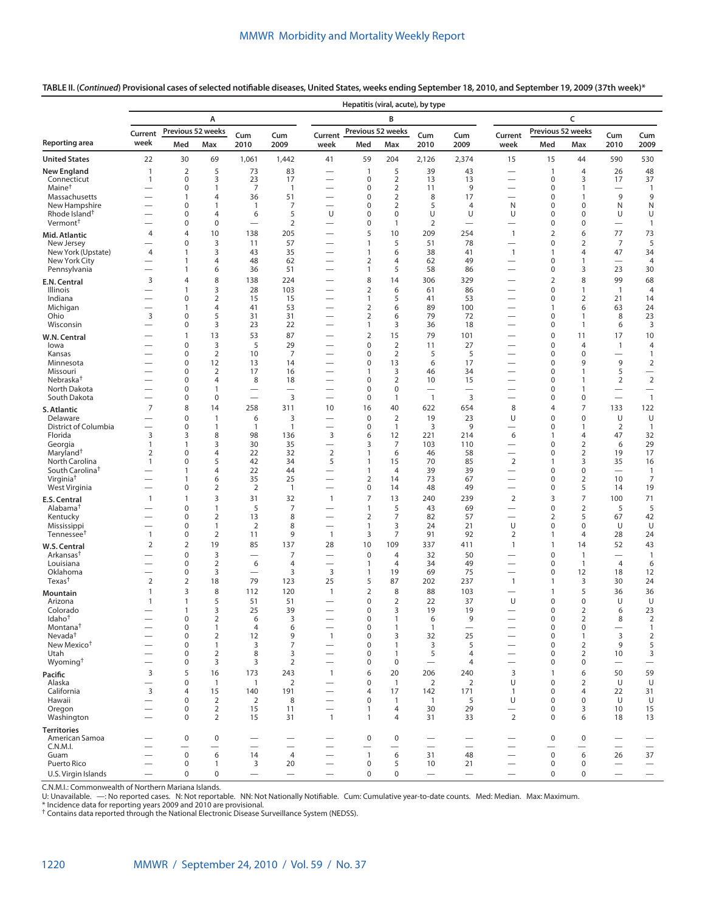**TABLE II. (*Continued*) Provisional cases of selected notifiable diseases, United States, weeks ending September 18, 2010, and September 19, 2009 (37th week)***

| Reporting area | Hepatitis (viral, acute), by type | | | | | | | | | | | | | | |
|---|---|---|---|---|---|---|---|---|---|---|---|---|---|---|---|
| | A | | | | | B | | | | | C | | | | |
| | Current week | Previous 52 weeks | | Cum 2010 | Cum 2009 | Current week | Previous 52 weeks | | Cum 2010 | Cum 2009 | Current week | Previous 52 weeks | | Cum 2010 | Cum 2009 |
| | | Med | Max | | | | Med | Max | | | | Med | Max | | |
| **United States** | 22 | 30 | 69 | 1,061 | 1,442 | 41 | 59 | 204 | 2,126 | 2,374 | 15 | 15 | 44 | 590 | 530 |
| **New England** | 1 | 2 | 5 | 73 | 83 | — | 1 | 5 | 39 | 43 | — | 1 | 4 | 26 | 48 |
| Connecticut | 1 | 0 | 3 | 23 | 17 | — | 0 | 2 | 13 | 13 | — | 0 | 3 | 17 | 37 |
| Maine† | — | 0 | 1 | 7 | 1 | — | 0 | 2 | 11 | 9 | — | 0 | 1 | — | 1 |
| Massachusetts | — | 1 | 4 | 36 | 51 | — | 0 | 2 | 8 | 17 | — | 0 | 1 | 9 | 9 |
| New Hampshire | — | 0 | 1 | 1 | 7 | — | 0 | 2 | 5 | 4 | N | 0 | 0 | N | N |
| Rhode Island† | — | 0 | 4 | 6 | 5 | U | 0 | 0 | U | U | U | 0 | 0 | U | U |
| Vermont† | — | 0 | 0 | — | 2 | — | 0 | 1 | 2 | — | — | 0 | 0 | — | 1 |
| **Mid. Atlantic** | 4 | 4 | 10 | 138 | 205 | — | 5 | 10 | 209 | 254 | 1 | 2 | 6 | 77 | 73 |
| New Jersey | — | 0 | 3 | 11 | 57 | — | 1 | 5 | 51 | 78 | — | 0 | 2 | 7 | 5 |
| New York (Upstate) | 4 | 1 | 3 | 43 | 35 | — | 1 | 6 | 38 | 41 | 1 | 1 | 4 | 47 | 34 |
| New York City | — | 1 | 4 | 48 | 62 | — | 2 | 4 | 62 | 49 | — | 0 | 1 | — | 4 |
| Pennsylvania | — | 1 | 6 | 36 | 51 | — | 1 | 5 | 58 | 86 | — | 0 | 3 | 23 | 30 |
| **E.N. Central** | 3 | 4 | 8 | 138 | 224 | — | 8 | 14 | 306 | 329 | — | 2 | 8 | 99 | 68 |
| Illinois | — | 1 | 3 | 28 | 103 | — | 2 | 6 | 61 | 86 | — | 0 | 1 | 1 | 4 |
| Indiana | — | 0 | 2 | 15 | 15 | — | 1 | 5 | 41 | 53 | — | 0 | 2 | 21 | 14 |
| Michigan | — | 1 | 4 | 41 | 53 | — | 2 | 6 | 89 | 100 | — | 1 | 6 | 63 | 24 |
| Ohio | 3 | 0 | 5 | 31 | 31 | — | 2 | 6 | 79 | 72 | — | 0 | 1 | 8 | 23 |
| Wisconsin | — | 0 | 3 | 23 | 22 | — | 1 | 3 | 36 | 18 | — | 0 | 1 | 6 | 3 |
| **W.N. Central** | — | 1 | 13 | 53 | 87 | — | 2 | 15 | 79 | 101 | — | 0 | 11 | 17 | 10 |
| Iowa | — | 0 | 3 | 5 | 29 | — | 0 | 2 | 11 | 27 | — | 0 | 4 | 1 | 4 |
| Kansas | — | 0 | 2 | 10 | 7 | — | 0 | 2 | 5 | 5 | — | 0 | 0 | — | 1 |
| Minnesota | — | 0 | 12 | 13 | 14 | — | 0 | 13 | 6 | 17 | — | 0 | 9 | 9 | 2 |
| Missouri | — | 0 | 2 | 17 | 16 | — | 1 | 3 | 46 | 34 | — | 0 | 1 | 5 | — |
| Nebraska† | — | 0 | 4 | 8 | 18 | — | 0 | 2 | 10 | 15 | — | 0 | 1 | 2 | 2 |
| North Dakota | — | 0 | 1 | — | — | — | 0 | 0 | — | — | — | 0 | 1 | — | — |
| South Dakota | — | 0 | 0 | — | 3 | — | 0 | 1 | 1 | 3 | — | 0 | 0 | — | 1 |
| **S. Atlantic** | 7 | 8 | 14 | 258 | 311 | 10 | 16 | 40 | 622 | 654 | 8 | 4 | 7 | 133 | 122 |
| Delaware | — | 0 | 1 | 6 | 3 | — | 0 | 2 | 19 | 23 | U | 0 | 0 | U | U |
| District of Columbia | — | 0 | 1 | 1 | 1 | — | 0 | 1 | 3 | 9 | — | 0 | 1 | 2 | 1 |
| Florida | 3 | 3 | 8 | 98 | 136 | 3 | 6 | 12 | 221 | 214 | 6 | 1 | 4 | 47 | 32 |
| Georgia | 1 | 1 | 3 | 30 | 35 | — | 3 | 7 | 103 | 110 | — | 0 | 2 | 6 | 29 |
| Maryland† | 2 | 0 | 4 | 22 | 32 | 2 | 1 | 6 | 46 | 58 | — | 0 | 2 | 19 | 17 |
| North Carolina | 1 | 0 | 5 | 42 | 34 | 5 | 1 | 15 | 70 | 85 | 2 | 1 | 3 | 35 | 16 |
| South Carolina† | — | 1 | 4 | 22 | 44 | — | 1 | 4 | 39 | 39 | — | 0 | 0 | — | 1 |
| Virginia† | — | 1 | 6 | 35 | 25 | — | 2 | 14 | 73 | 67 | — | 0 | 2 | 10 | 7 |
| West Virginia | — | 0 | 2 | 2 | 1 | — | 0 | 14 | 48 | 49 | — | 0 | 5 | 14 | 19 |
| **E.S. Central** | 1 | 1 | 3 | 31 | 32 | 1 | 7 | 13 | 240 | 239 | 2 | 3 | 7 | 100 | 71 |
| Alabama† | — | 0 | 1 | 5 | 7 | — | 1 | 5 | 43 | 69 | — | 0 | 2 | 5 | 5 |
| Kentucky | — | 0 | 2 | 13 | 8 | — | 2 | 7 | 82 | 57 | — | 2 | 5 | 67 | 42 |
| Mississippi | — | 0 | 1 | 2 | 8 | — | 1 | 3 | 24 | 21 | U | 0 | 0 | U | U |
| Tennessee† | 1 | 0 | 2 | 11 | 9 | 1 | 3 | 7 | 91 | 92 | 2 | 1 | 4 | 28 | 24 |
| **W.S. Central** | 2 | 2 | 19 | 85 | 137 | 28 | 10 | 109 | 337 | 411 | 1 | 1 | 14 | 52 | 43 |
| Arkansas† | — | 0 | 3 | — | 7 | — | 0 | 4 | 32 | 50 | — | 0 | 1 | — | 1 |
| Louisiana | — | 0 | 2 | 6 | 4 | — | 1 | 4 | 34 | 49 | — | 0 | 1 | 4 | 6 |
| Oklahoma | — | 0 | 3 | — | 3 | 3 | 1 | 19 | 69 | 75 | — | 0 | 12 | 18 | 12 |
| Texas† | 2 | 2 | 18 | 79 | 123 | 25 | 5 | 87 | 202 | 237 | 1 | 1 | 3 | 30 | 24 |
| **Mountain** | 1 | 3 | 8 | 112 | 120 | 1 | 2 | 8 | 88 | 103 | — | 1 | 5 | 36 | 36 |
| Arizona | 1 | 1 | 5 | 51 | 51 | — | 0 | 2 | 22 | 37 | U | 0 | 0 | U | U |
| Colorado | — | 1 | 3 | 25 | 39 | — | 0 | 3 | 19 | 19 | — | 0 | 2 | 6 | 23 |
| Idaho† | — | 0 | 2 | 6 | 3 | — | 0 | 1 | 6 | 9 | — | 0 | 2 | 8 | 2 |
| Montana† | — | 0 | 1 | 4 | 6 | — | 0 | 1 | 1 | — | — | 0 | 0 | — | 1 |
| Nevada† | — | 0 | 2 | 12 | 9 | 1 | 0 | 3 | 32 | 25 | — | 0 | 1 | 3 | 2 |
| New Mexico† | — | 0 | 1 | 3 | 7 | — | 0 | 1 | 3 | 5 | — | 0 | 2 | 9 | 5 |
| Utah | — | 0 | 2 | 8 | 3 | — | 0 | 1 | 5 | 4 | — | 0 | 2 | 10 | 3 |
| Wyoming† | — | 0 | 3 | 3 | 2 | — | 0 | 0 | — | 4 | — | 0 | 0 | — | — |
| **Pacific** | 3 | 5 | 16 | 173 | 243 | 1 | 6 | 20 | 206 | 240 | 3 | 1 | 6 | 50 | 59 |
| Alaska | — | 0 | 1 | 1 | 2 | — | 0 | 1 | 2 | 2 | U | 0 | 2 | U | U |
| California | 3 | 4 | 15 | 140 | 191 | — | 4 | 17 | 142 | 171 | 1 | 0 | 4 | 22 | 31 |
| Hawaii | — | 0 | 2 | 2 | 8 | — | 0 | 1 | 1 | 5 | U | 0 | 0 | U | U |
| Oregon | — | 0 | 2 | 15 | 11 | — | 1 | 4 | 30 | 29 | — | 0 | 3 | 10 | 15 |
| Washington | — | 0 | 2 | 15 | 31 | 1 | 1 | 4 | 31 | 33 | 2 | 0 | 6 | 18 | 13 |
| **Territories** | | | | | | | | | | | | | | | |
| American Samoa | — | 0 | 0 | — | — | — | 0 | 0 | — | — | — | 0 | 0 | — | — |
| C.N.M.I. | — | — | — | — | — | — | — | — | — | — | — | — | — | — | — |
| Guam | — | 0 | 6 | 14 | 4 | — | 1 | 6 | 31 | 48 | — | 0 | 6 | 26 | 37 |
| Puerto Rico | — | 0 | 1 | 3 | 20 | — | 0 | 5 | 10 | 21 | — | 0 | 0 | — | — |
| U.S. Virgin Islands | — | 0 | 0 | — | — | — | 0 | 0 | — | — | — | 0 | 0 | — | — |

C.N.M.I.: Commonwealth of Northern Mariana Islands.
U: Unavailable. —: No reported cases. N: Not reportable. NN: Not Nationally Notifiable. Cum: Cumulative year-to-date counts. Med: Median. Max: Maximum.
\* Incidence data for reporting years 2009 and 2010 are provisional.
† Contains data reported through the National Electronic Disease Surveillance System (NEDSS).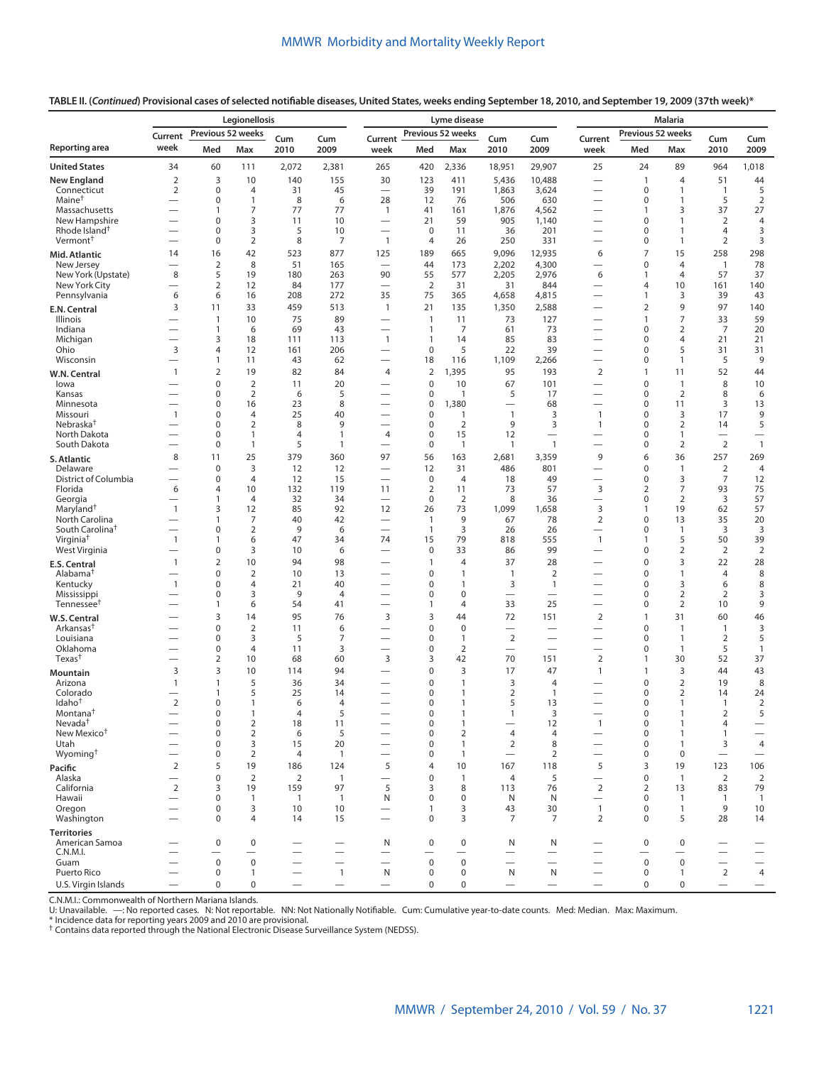**TABLE II. (*Continued*) Provisional cases of selected notifiable diseases, United States, weeks ending September 18, 2010, and September 19, 2009 (37th week)***

| Reporting area | Legionellosis | | | | | Lyme disease | | | | | Malaria | | | | |
|---|---|---|---|---|---|---|---|---|---|---|---|---|---|---|---|
| | Current week | Previous 52 weeks Med | Previous 52 weeks Max | Cum 2010 | Cum 2009 | Current week | Previous 52 weeks Med | Previous 52 weeks Max | Cum 2010 | Cum 2009 | Current week | Previous 52 weeks Med | Previous 52 weeks Max | Cum 2010 | Cum 2009 |
| **United States** | 34 | 60 | 111 | 2,072 | 2,381 | 265 | 420 | 2,336 | 18,951 | 29,907 | 25 | 24 | 89 | 964 | 1,018 |
| **New England** | 2 | 3 | 10 | 140 | 155 | 30 | 123 | 411 | 5,436 | 10,488 | — | 1 | 4 | 51 | 44 |
| Connecticut | 2 | 0 | 4 | 31 | 45 | — | 39 | 191 | 1,863 | 3,624 | — | 0 | 1 | 1 | 5 |
| Maine† | — | 0 | 1 | 8 | 6 | 28 | 12 | 76 | 506 | 630 | — | 0 | 1 | 5 | 2 |
| Massachusetts | — | 1 | 7 | 77 | 77 | 1 | 41 | 161 | 1,876 | 4,562 | — | 1 | 3 | 37 | 27 |
| New Hampshire | — | 0 | 3 | 11 | 10 | — | 21 | 59 | 905 | 1,140 | — | 0 | 1 | 2 | 4 |
| Rhode Island† | — | 0 | 3 | 5 | 10 | — | 0 | 11 | 36 | 201 | — | 0 | 1 | 4 | 3 |
| Vermont† | — | 0 | 2 | 8 | 7 | 1 | 4 | 26 | 250 | 331 | — | 0 | 1 | 2 | 3 |
| **Mid. Atlantic** | 14 | 16 | 42 | 523 | 877 | 125 | 189 | 665 | 9,096 | 12,935 | 6 | 7 | 15 | 258 | 298 |
| New Jersey | — | 2 | 8 | 51 | 165 | — | 44 | 173 | 2,202 | 4,300 | — | 0 | 4 | 1 | 78 |
| New York (Upstate) | 8 | 5 | 19 | 180 | 263 | 90 | 55 | 577 | 2,205 | 2,976 | 6 | 1 | 4 | 57 | 37 |
| New York City | — | 2 | 12 | 84 | 177 | — | 2 | 31 | 31 | 844 | — | 4 | 10 | 161 | 140 |
| Pennsylvania | 6 | 6 | 16 | 208 | 272 | 35 | 75 | 365 | 4,658 | 4,815 | — | 1 | 3 | 39 | 43 |
| **E.N. Central** | 3 | 11 | 33 | 459 | 513 | 1 | 21 | 135 | 1,350 | 2,588 | — | 2 | 9 | 97 | 140 |
| Illinois | — | 1 | 10 | 75 | 89 | — | 1 | 11 | 73 | 127 | — | 1 | 7 | 33 | 59 |
| Indiana | — | 1 | 6 | 69 | 43 | — | 1 | 7 | 61 | 73 | — | 0 | 2 | 7 | 20 |
| Michigan | — | 3 | 18 | 111 | 113 | 1 | 1 | 14 | 85 | 83 | — | 0 | 4 | 21 | 21 |
| Ohio | 3 | 4 | 12 | 161 | 206 | — | 0 | 5 | 22 | 39 | — | 0 | 5 | 31 | 31 |
| Wisconsin | — | 1 | 11 | 43 | 62 | — | 18 | 116 | 1,109 | 2,266 | — | 0 | 1 | 5 | 9 |
| **W.N. Central** | 1 | 2 | 19 | 82 | 84 | 4 | 2 | 1,395 | 95 | 193 | 2 | 1 | 11 | 52 | 44 |
| Iowa | — | 0 | 2 | 11 | 20 | — | 0 | 10 | 67 | 101 | — | 0 | 1 | 8 | 10 |
| Kansas | — | 0 | 2 | 6 | 5 | — | 0 | 1 | 5 | 17 | — | 0 | 2 | 8 | 6 |
| Minnesota | — | 0 | 16 | 23 | 8 | — | 0 | 1,380 | — | 68 | — | 0 | 11 | 3 | 13 |
| Missouri | 1 | 0 | 4 | 25 | 40 | — | 0 | 1 | 1 | 3 | 1 | 0 | 3 | 17 | 9 |
| Nebraska† | — | 0 | 2 | 8 | 9 | — | 0 | 2 | 9 | 3 | 1 | 0 | 2 | 14 | 5 |
| North Dakota | — | 0 | 1 | 4 | 1 | 4 | 0 | 15 | 12 | — | — | 0 | 1 | — | — |
| South Dakota | — | 0 | 1 | 5 | 1 | — | 0 | 1 | 1 | 1 | — | 0 | 2 | 2 | 1 |
| **S. Atlantic** | 8 | 11 | 25 | 379 | 360 | 97 | 56 | 163 | 2,681 | 3,359 | 9 | 6 | 36 | 257 | 269 |
| Delaware | — | 0 | 3 | 12 | 12 | — | 12 | 31 | 486 | 801 | — | 0 | 1 | 2 | 4 |
| District of Columbia | — | 0 | 4 | 12 | 15 | — | 0 | 4 | 18 | 49 | — | 0 | 3 | 7 | 12 |
| Florida | 6 | 4 | 10 | 132 | 119 | 11 | 2 | 11 | 73 | 57 | 3 | 2 | 7 | 93 | 75 |
| Georgia | — | 1 | 4 | 32 | 34 | — | 0 | 2 | 8 | 36 | — | 0 | 2 | 3 | 57 |
| Maryland† | 1 | 3 | 12 | 85 | 92 | 12 | 26 | 73 | 1,099 | 1,658 | 3 | 1 | 19 | 62 | 57 |
| North Carolina | — | 1 | 7 | 40 | 42 | — | 1 | 9 | 67 | 78 | 2 | 0 | 13 | 35 | 20 |
| South Carolina† | — | 0 | 2 | 9 | 6 | — | 1 | 3 | 26 | 26 | — | 0 | 1 | 3 | 3 |
| Virginia† | 1 | 1 | 6 | 47 | 34 | 74 | 15 | 79 | 818 | 555 | 1 | 1 | 5 | 50 | 39 |
| West Virginia | — | 0 | 3 | 10 | 6 | — | 0 | 33 | 86 | 99 | — | 0 | 2 | 2 | 2 |
| **E.S. Central** | 1 | 2 | 10 | 94 | 98 | — | 1 | 4 | 37 | 28 | — | 0 | 3 | 22 | 28 |
| Alabama† | — | 0 | 2 | 10 | 13 | — | 0 | 1 | 1 | 2 | — | 0 | 1 | 4 | 8 |
| Kentucky | 1 | 0 | 4 | 21 | 40 | — | 0 | 1 | 3 | 1 | — | 0 | 3 | 6 | 8 |
| Mississippi | — | 0 | 3 | 9 | 4 | — | 0 | 0 | — | — | — | 0 | 2 | 2 | 3 |
| Tennessee† | — | 1 | 6 | 54 | 41 | — | 1 | 4 | 33 | 25 | — | 0 | 2 | 10 | 9 |
| **W.S. Central** | — | 3 | 14 | 95 | 76 | 3 | 3 | 44 | 72 | 151 | 2 | 1 | 31 | 60 | 46 |
| Arkansas† | — | 0 | 2 | 11 | 6 | — | 0 | 0 | — | — | — | 0 | 1 | 1 | 3 |
| Louisiana | — | 0 | 3 | 5 | 7 | — | 0 | 1 | 2 | — | — | 0 | 1 | 2 | 5 |
| Oklahoma | — | 0 | 4 | 11 | 3 | — | 0 | 2 | — | — | — | 0 | 1 | 5 | 1 |
| Texas† | — | 2 | 10 | 68 | 60 | 3 | 3 | 42 | 70 | 151 | 2 | 1 | 30 | 52 | 37 |
| **Mountain** | 3 | 3 | 10 | 114 | 94 | — | 0 | 3 | 17 | 47 | 1 | 1 | 3 | 44 | 43 |
| Arizona | 1 | 1 | 5 | 36 | 34 | — | 0 | 1 | 3 | 4 | — | 0 | 2 | 19 | 8 |
| Colorado | — | 1 | 5 | 25 | 14 | — | 0 | 1 | 2 | 1 | — | 0 | 2 | 14 | 24 |
| Idaho† | 2 | 0 | 1 | 6 | 4 | — | 0 | 1 | 5 | 13 | — | 0 | 1 | 1 | 2 |
| Montana† | — | 0 | 1 | 4 | 5 | — | 0 | 1 | 1 | 3 | — | 0 | 1 | 2 | 5 |
| Nevada† | — | 0 | 2 | 18 | 11 | — | 0 | 1 | — | 12 | 1 | 0 | 1 | 4 | — |
| New Mexico† | — | 0 | 2 | 6 | 5 | — | 0 | 2 | 4 | 4 | — | 0 | 1 | 1 | — |
| Utah | — | 0 | 3 | 15 | 20 | — | 0 | 1 | 2 | 8 | — | 0 | 1 | 3 | 4 |
| Wyoming† | — | 0 | 2 | 4 | 1 | — | 0 | 1 | — | 2 | — | 0 | 0 | — | — |
| **Pacific** | 2 | 5 | 19 | 186 | 124 | 5 | 4 | 10 | 167 | 118 | 5 | 3 | 19 | 123 | 106 |
| Alaska | — | 0 | 2 | 2 | 1 | — | 0 | 1 | 4 | 5 | — | 0 | 1 | 2 | 2 |
| California | 2 | 3 | 19 | 159 | 97 | 5 | 3 | 8 | 113 | 76 | 2 | 2 | 13 | 83 | 79 |
| Hawaii | — | 0 | 1 | 1 | 1 | N | 0 | 0 | N | N | — | 0 | 1 | 1 | 1 |
| Oregon | — | 0 | 3 | 10 | 10 | — | 1 | 3 | 43 | 30 | 1 | 0 | 1 | 9 | 10 |
| Washington | — | 0 | 4 | 14 | 15 | — | 0 | 3 | 7 | 7 | 2 | 0 | 5 | 28 | 14 |
| **Territories** | | | | | | | | | | | | | | | |
| American Samoa | — | 0 | 0 | — | — | N | 0 | 0 | N | N | — | 0 | 0 | — | — |
| C.N.M.I. | — | — | — | — | — | — | — | — | — | — | — | — | — | — | — |
| Guam | — | 0 | 0 | — | — | — | 0 | 0 | — | — | — | 0 | 0 | — | — |
| Puerto Rico | — | 0 | 1 | — | 1 | N | 0 | 0 | N | N | — | 0 | 1 | 2 | 4 |
| U.S. Virgin Islands | — | 0 | 0 | — | — | — | 0 | 0 | — | — | — | 0 | 0 | — | — |

C.N.M.I.: Commonwealth of Northern Mariana Islands.
U: Unavailable. —: No reported cases. N: Not reportable. NN: Not Nationally Notifiable. Cum: Cumulative year-to-date counts. Med: Median. Max: Maximum.
\* Incidence data for reporting years 2009 and 2010 are provisional.
† Contains data reported through the National Electronic Disease Surveillance System (NEDSS).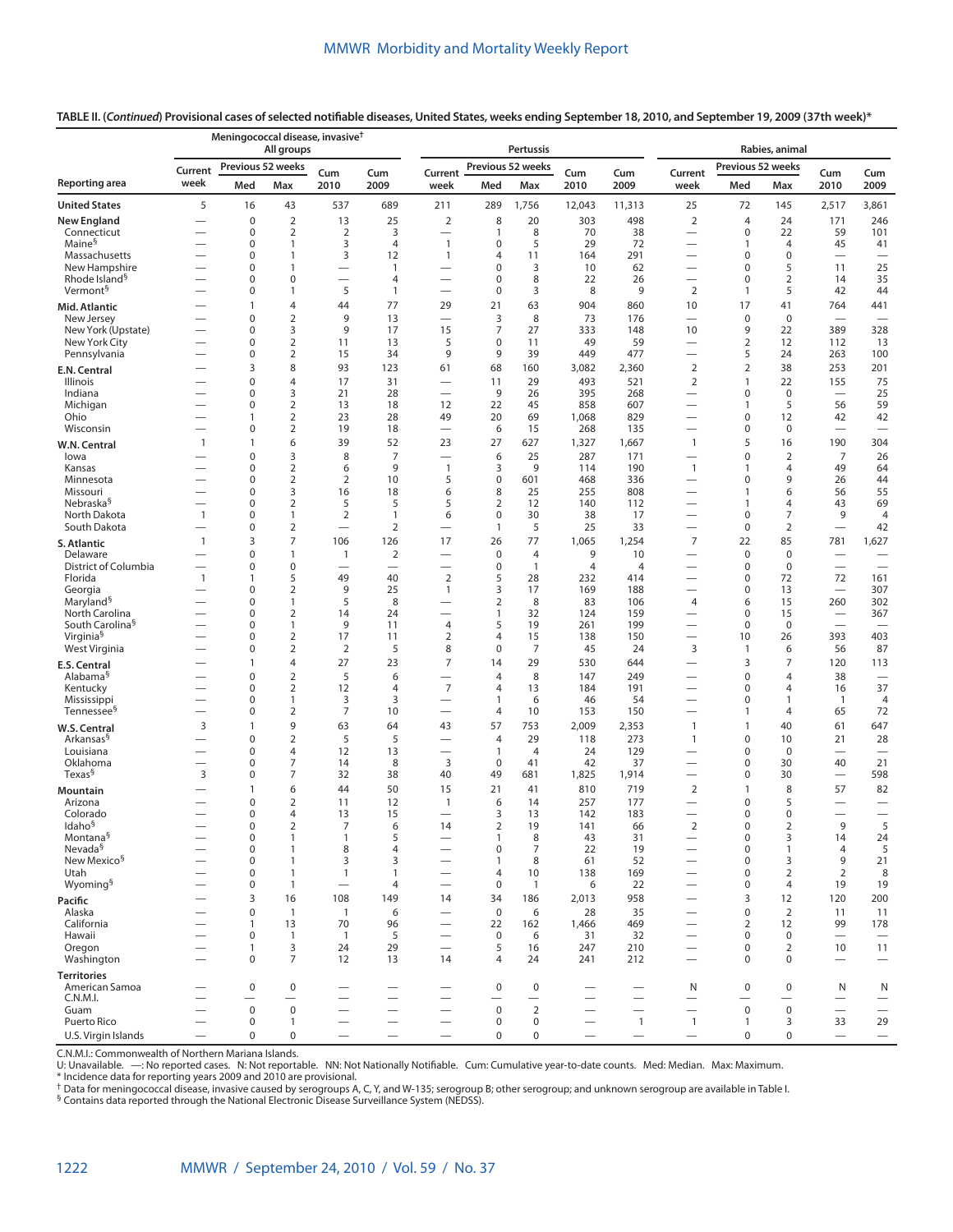**TABLE II. (*Continued*) Provisional cases of selected notifiable diseases, United States, weeks ending September 18, 2010, and September 19, 2009 (37th week)***

| Reporting area | Meningococcal disease, invasive† All groups | | | | | Pertussis | | | | | Rabies, animal | | | | |
|---|---|---|---|---|---|---|---|---|---|---|---|---|---|---|---|
| | Current week | Previous 52 weeks Med | Previous 52 weeks Max | Cum 2010 | Cum 2009 | Current week | Previous 52 weeks Med | Previous 52 weeks Max | Cum 2010 | Cum 2009 | Current week | Previous 52 weeks Med | Previous 52 weeks Max | Cum 2010 | Cum 2009 |
| **United States** | 5 | 16 | 43 | 537 | 689 | 211 | 289 | 1,756 | 12,043 | 11,313 | 25 | 72 | 145 | 2,517 | 3,861 |
| **New England** | — | 0 | 2 | 13 | 25 | 2 | 8 | 20 | 303 | 498 | 2 | 4 | 24 | 171 | 246 |
| Connecticut | — | 0 | 2 | 2 | 3 | — | 1 | 8 | 70 | 38 | — | 0 | 22 | 59 | 101 |
| Maine§ | — | 0 | 1 | 3 | 4 | 1 | 0 | 5 | 29 | 72 | — | 1 | 4 | 45 | 41 |
| Massachusetts | — | 0 | 1 | 3 | 12 | 1 | 4 | 11 | 164 | 291 | — | 0 | 0 | — | — |
| New Hampshire | — | 0 | 1 | — | 1 | — | 0 | 3 | 10 | 62 | — | 0 | 5 | 11 | 25 |
| Rhode Island§ | — | 0 | 0 | — | 4 | — | 0 | 8 | 22 | 26 | — | 0 | 2 | 14 | 35 |
| Vermont§ | — | 0 | 1 | 5 | 1 | — | 0 | 3 | 8 | 9 | 2 | 1 | 5 | 42 | 44 |
| **Mid. Atlantic** | — | 1 | 4 | 44 | 77 | 29 | 21 | 63 | 904 | 860 | 10 | 17 | 41 | 764 | 441 |
| New Jersey | — | 0 | 2 | 9 | 13 | — | 3 | 8 | 73 | 176 | — | 0 | 0 | — | — |
| New York (Upstate) | — | 0 | 3 | 9 | 17 | 15 | 7 | 27 | 333 | 148 | 10 | 9 | 22 | 389 | 328 |
| New York City | — | 0 | 2 | 11 | 13 | 5 | 0 | 11 | 49 | 59 | — | 2 | 12 | 112 | 13 |
| Pennsylvania | — | 0 | 2 | 15 | 34 | 9 | 9 | 39 | 449 | 477 | — | 5 | 24 | 263 | 100 |
| **E.N. Central** | — | 3 | 8 | 93 | 123 | 61 | 68 | 160 | 3,082 | 2,360 | 2 | 2 | 38 | 253 | 201 |
| Illinois | — | 0 | 4 | 17 | 31 | — | 11 | 29 | 493 | 521 | 2 | 1 | 22 | 155 | 75 |
| Indiana | — | 0 | 3 | 21 | 28 | — | 9 | 26 | 395 | 268 | — | 0 | 0 | — | 25 |
| Michigan | — | 0 | 2 | 13 | 18 | 12 | 22 | 45 | 858 | 607 | — | 1 | 5 | 56 | 59 |
| Ohio | — | 1 | 2 | 23 | 28 | 49 | 20 | 69 | 1,068 | 829 | — | 0 | 12 | 42 | 42 |
| Wisconsin | — | 0 | 2 | 19 | 18 | — | 6 | 15 | 268 | 135 | — | 0 | 0 | — | — |
| **W.N. Central** | 1 | 1 | 6 | 39 | 52 | 23 | 27 | 627 | 1,327 | 1,667 | 1 | 5 | 16 | 190 | 304 |
| Iowa | — | 0 | 3 | 8 | 7 | — | 6 | 25 | 287 | 171 | — | 0 | 2 | 7 | 26 |
| Kansas | — | 0 | 2 | 6 | 9 | 1 | 3 | 9 | 114 | 190 | 1 | 1 | 4 | 49 | 64 |
| Minnesota | — | 0 | 2 | 2 | 10 | 5 | 0 | 601 | 468 | 336 | — | 0 | 9 | 26 | 44 |
| Missouri | — | 0 | 3 | 16 | 18 | 6 | 8 | 25 | 255 | 808 | — | 1 | 6 | 56 | 55 |
| Nebraska§ | — | 0 | 2 | 5 | 5 | 5 | 2 | 12 | 140 | 112 | — | 1 | 4 | 43 | 69 |
| North Dakota | 1 | 0 | 1 | 2 | 1 | 6 | 0 | 30 | 38 | 17 | — | 0 | 7 | 9 | 4 |
| South Dakota | — | 0 | 2 | — | 2 | — | 1 | 5 | 25 | 33 | — | 0 | 2 | — | 42 |
| **S. Atlantic** | 1 | 3 | 7 | 106 | 126 | 17 | 26 | 77 | 1,065 | 1,254 | 7 | 22 | 85 | 781 | 1,627 |
| Delaware | — | 0 | 1 | 1 | 2 | — | 0 | 4 | 9 | 10 | — | 0 | 0 | — | — |
| District of Columbia | — | 0 | 0 | — | — | — | 0 | 1 | 4 | 4 | — | 0 | 0 | — | — |
| Florida | 1 | 1 | 5 | 49 | 40 | 2 | 5 | 28 | 232 | 414 | — | 0 | 72 | 72 | 161 |
| Georgia | — | 0 | 2 | 9 | 25 | 1 | 3 | 17 | 169 | 188 | — | 0 | 13 | — | 307 |
| Maryland§ | — | 0 | 1 | 5 | 8 | — | 2 | 8 | 83 | 106 | 4 | 6 | 15 | 260 | 302 |
| North Carolina | — | 0 | 2 | 14 | 24 | — | 1 | 32 | 124 | 159 | — | 0 | 15 | — | 367 |
| South Carolina§ | — | 0 | 1 | 9 | 11 | 4 | 5 | 19 | 261 | 199 | — | 0 | 0 | — | — |
| Virginia§ | — | 0 | 2 | 17 | 11 | 2 | 4 | 15 | 138 | 150 | — | 10 | 26 | 393 | 403 |
| West Virginia | — | 0 | 2 | 2 | 5 | 8 | 0 | 7 | 45 | 24 | 3 | 1 | 6 | 56 | 87 |
| **E.S. Central** | — | 1 | 4 | 27 | 23 | 7 | 14 | 29 | 530 | 644 | — | 3 | 7 | 120 | 113 |
| Alabama§ | — | 0 | 2 | 5 | 6 | — | 4 | 8 | 147 | 249 | — | 0 | 4 | 38 | — |
| Kentucky | — | 0 | 2 | 12 | 4 | 7 | 4 | 13 | 184 | 191 | — | 0 | 4 | 16 | 37 |
| Mississippi | — | 0 | 1 | 3 | 3 | — | 1 | 6 | 46 | 54 | — | 0 | 1 | 1 | 4 |
| Tennessee§ | — | 0 | 2 | 7 | 10 | — | 4 | 10 | 153 | 150 | — | 1 | 4 | 65 | 72 |
| **W.S. Central** | 3 | 1 | 9 | 63 | 64 | 43 | 57 | 753 | 2,009 | 2,353 | 1 | 1 | 40 | 61 | 647 |
| Arkansas§ | — | 0 | 2 | 5 | 5 | — | 4 | 29 | 118 | 273 | 1 | 0 | 10 | 21 | 28 |
| Louisiana | — | 0 | 4 | 12 | 13 | — | 1 | 4 | 24 | 129 | — | 0 | 0 | — | — |
| Oklahoma | — | 0 | 7 | 14 | 8 | 3 | 0 | 41 | 42 | 37 | — | 0 | 30 | 40 | 21 |
| Texas§ | 3 | 0 | 7 | 32 | 38 | 40 | 49 | 681 | 1,825 | 1,914 | — | 0 | 30 | — | 598 |
| **Mountain** | — | 1 | 6 | 44 | 50 | 15 | 21 | 41 | 810 | 719 | 2 | 1 | 8 | 57 | 82 |
| Arizona | — | 0 | 2 | 11 | 12 | 1 | 6 | 14 | 257 | 177 | — | 0 | 5 | — | — |
| Colorado | — | 0 | 4 | 13 | 15 | — | 3 | 13 | 142 | 183 | — | 0 | 0 | — | — |
| Idaho§ | — | 0 | 2 | 7 | 6 | 14 | 2 | 19 | 141 | 66 | 2 | 0 | 2 | 9 | 5 |
| Montana§ | — | 0 | 1 | 1 | 5 | — | 1 | 8 | 43 | 31 | — | 0 | 3 | 14 | 24 |
| Nevada§ | — | 0 | 1 | 8 | 4 | — | 0 | 7 | 22 | 19 | — | 0 | 1 | 4 | 5 |
| New Mexico§ | — | 0 | 1 | 3 | 3 | — | 1 | 8 | 61 | 52 | — | 0 | 3 | 9 | 21 |
| Utah | — | 0 | 1 | 1 | 1 | — | 4 | 10 | 138 | 169 | — | 0 | 2 | 2 | 8 |
| Wyoming§ | — | 0 | 1 | — | 4 | — | 0 | 1 | 6 | 22 | — | 0 | 4 | 19 | 19 |
| **Pacific** | — | 3 | 16 | 108 | 149 | 14 | 34 | 186 | 2,013 | 958 | — | 3 | 12 | 120 | 200 |
| Alaska | — | 0 | 1 | 1 | 6 | — | 0 | 6 | 28 | 35 | — | 0 | 2 | 11 | 11 |
| California | — | 1 | 13 | 70 | 96 | — | 22 | 162 | 1,466 | 469 | — | 2 | 12 | 99 | 178 |
| Hawaii | — | 0 | 1 | 1 | 5 | — | 0 | 6 | 31 | 32 | — | 0 | 0 | — | — |
| Oregon | — | 1 | 3 | 24 | 29 | — | 5 | 16 | 247 | 210 | — | 0 | 2 | 10 | 11 |
| Washington | — | 0 | 7 | 12 | 13 | 14 | 4 | 24 | 241 | 212 | — | 0 | 0 | — | — |
| **Territories** | | | | | | | | | | | | | | | |
| American Samoa | — | 0 | 0 | — | — | — | 0 | 0 | — | — | N | 0 | 0 | N | N |
| C.N.M.I. | — | — | — | — | — | — | — | — | — | — | — | — | — | — | — |
| Guam | — | 0 | 0 | — | — | — | 0 | 2 | — | — | — | 0 | 0 | — | — |
| Puerto Rico | — | 0 | 1 | — | — | — | 0 | 0 | — | 1 | 1 | 1 | 3 | 33 | 29 |
| U.S. Virgin Islands | — | 0 | 0 | — | — | — | 0 | 0 | — | — | — | 0 | 0 | — | — |

C.N.M.I.: Commonwealth of Northern Mariana Islands.
U: Unavailable. —: No reported cases. N: Not reportable. NN: Not Nationally Notifiable. Cum: Cumulative year-to-date counts. Med: Median. Max: Maximum.
\* Incidence data for reporting years 2009 and 2010 are provisional.
† Data for meningococcal disease, invasive caused by serogroups A, C, Y, and W-135; serogroup B; other serogroup; and unknown serogroup are available in Table I.
§ Contains data reported through the National Electronic Disease Surveillance System (NEDSS).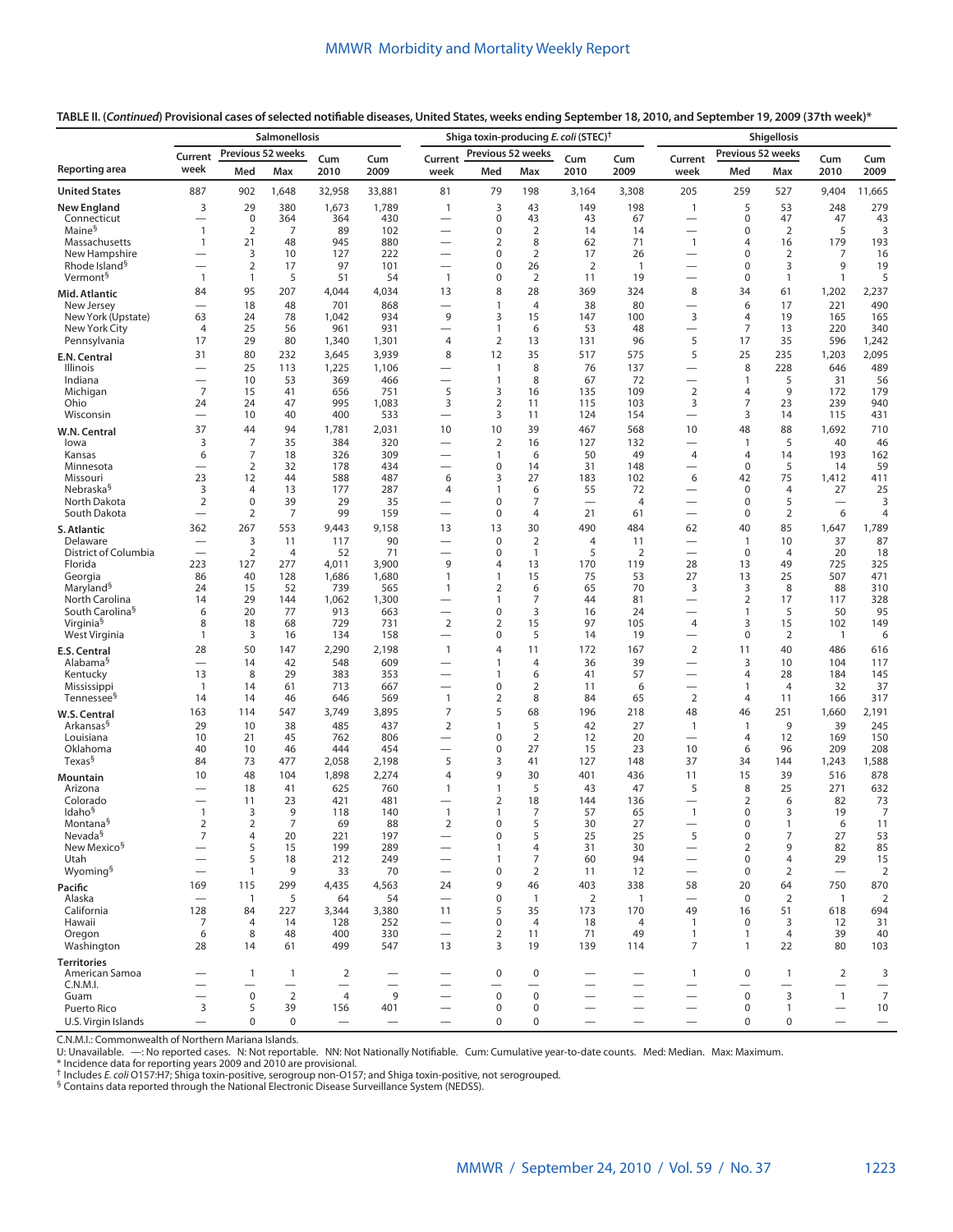**TABLE II. (*Continued*) Provisional cases of selected notifiable diseases, United States, weeks ending September 18, 2010, and September 19, 2009 (37th week)***

| Reporting area | Salmonellosis | | | | | Shiga toxin-producing *E. coli* (STEC)† | | | | | Shigellosis | | | | |
|---|---|---|---|---|---|---|---|---|---|---|---|---|---|---|---|
| | Current week | Previous 52 weeks | | Cum 2010 | Cum 2009 | Current week | Previous 52 weeks | | Cum 2010 | Cum 2009 | Current week | Previous 52 weeks | | Cum 2010 | Cum 2009 |
| | | Med | Max | | | | Med | Max | | | | Med | Max | | |
| **United States** | 887 | 902 | 1,648 | 32,958 | 33,881 | 81 | 79 | 198 | 3,164 | 3,308 | 205 | 259 | 527 | 9,404 | 11,665 |
| **New England** | 3 | 29 | 380 | 1,673 | 1,789 | 1 | 3 | 43 | 149 | 198 | 1 | 5 | 53 | 248 | 279 |
| Connecticut | — | 0 | 364 | 364 | 430 | — | 0 | 43 | 43 | 67 | — | 0 | 47 | 47 | 43 |
| Maine§ | 1 | 2 | 7 | 89 | 102 | — | 0 | 2 | 14 | 14 | — | 0 | 2 | 5 | 3 |
| Massachusetts | 1 | 21 | 48 | 945 | 880 | — | 2 | 8 | 62 | 71 | 1 | 4 | 16 | 179 | 193 |
| New Hampshire | — | 3 | 10 | 127 | 222 | — | 0 | 2 | 17 | 26 | — | 0 | 2 | 7 | 16 |
| Rhode Island§ | — | 2 | 17 | 97 | 101 | — | 0 | 26 | 2 | 1 | — | 0 | 3 | 9 | 19 |
| Vermont§ | 1 | 1 | 5 | 51 | 54 | 1 | 0 | 2 | 11 | 19 | — | 0 | 1 | 1 | 5 |
| **Mid. Atlantic** | 84 | 95 | 207 | 4,044 | 4,034 | 13 | 8 | 28 | 369 | 324 | 8 | 34 | 61 | 1,202 | 2,237 |
| New Jersey | — | 18 | 48 | 701 | 868 | — | 1 | 4 | 38 | 80 | — | 6 | 17 | 221 | 490 |
| New York (Upstate) | 63 | 24 | 78 | 1,042 | 934 | 9 | 3 | 15 | 147 | 100 | 3 | 4 | 19 | 165 | 165 |
| New York City | 4 | 25 | 56 | 961 | 931 | — | 1 | 6 | 53 | 48 | — | 7 | 13 | 220 | 340 |
| Pennsylvania | 17 | 29 | 80 | 1,340 | 1,301 | 4 | 2 | 13 | 131 | 96 | 5 | 17 | 35 | 596 | 1,242 |
| **E.N. Central** | 31 | 80 | 232 | 3,645 | 3,939 | 8 | 12 | 35 | 517 | 575 | 5 | 25 | 235 | 1,203 | 2,095 |
| Illinois | — | 25 | 113 | 1,225 | 1,106 | — | 1 | 8 | 76 | 137 | — | 8 | 228 | 646 | 489 |
| Indiana | — | 10 | 53 | 369 | 466 | — | 1 | 8 | 67 | 72 | — | 1 | 5 | 31 | 56 |
| Michigan | 7 | 15 | 41 | 656 | 751 | 5 | 3 | 16 | 135 | 109 | 2 | 4 | 9 | 172 | 179 |
| Ohio | 24 | 24 | 47 | 995 | 1,083 | 3 | 2 | 11 | 115 | 103 | 3 | 7 | 23 | 239 | 940 |
| Wisconsin | — | 10 | 40 | 400 | 533 | — | 3 | 11 | 124 | 154 | — | 3 | 14 | 115 | 431 |
| **W.N. Central** | 37 | 44 | 94 | 1,781 | 2,031 | 10 | 10 | 39 | 467 | 568 | 10 | 48 | 88 | 1,692 | 710 |
| Iowa | 3 | 7 | 35 | 384 | 320 | — | 2 | 16 | 127 | 132 | — | 1 | 5 | 40 | 46 |
| Kansas | 6 | 7 | 18 | 326 | 309 | — | 1 | 6 | 50 | 49 | 4 | 4 | 14 | 193 | 162 |
| Minnesota | — | 2 | 32 | 178 | 434 | — | 0 | 14 | 31 | 148 | — | 0 | 5 | 14 | 59 |
| Missouri | 23 | 12 | 44 | 588 | 487 | 6 | 3 | 27 | 183 | 102 | 6 | 42 | 75 | 1,412 | 411 |
| Nebraska§ | 3 | 4 | 13 | 177 | 287 | 4 | 1 | 6 | 55 | 72 | — | 0 | 4 | 27 | 25 |
| North Dakota | 2 | 0 | 39 | 29 | 35 | — | 0 | 7 | — | 4 | — | 0 | 5 | — | 3 |
| South Dakota | — | 2 | 7 | 99 | 159 | — | 0 | 4 | 21 | 61 | — | 0 | 2 | 6 | 4 |
| **S. Atlantic** | 362 | 267 | 553 | 9,443 | 9,158 | 13 | 13 | 30 | 490 | 484 | 62 | 40 | 85 | 1,647 | 1,789 |
| Delaware | — | 3 | 11 | 117 | 90 | — | 0 | 2 | 4 | 11 | — | 1 | 10 | 37 | 87 |
| District of Columbia | — | 2 | 4 | 52 | 71 | — | 0 | 1 | 5 | 2 | — | 0 | 4 | 20 | 18 |
| Florida | 223 | 127 | 277 | 4,011 | 3,900 | 9 | 4 | 13 | 170 | 119 | 28 | 13 | 49 | 725 | 325 |
| Georgia | 86 | 40 | 128 | 1,686 | 1,680 | 1 | 1 | 15 | 75 | 53 | 27 | 13 | 25 | 507 | 471 |
| Maryland§ | 24 | 15 | 52 | 739 | 565 | 1 | 2 | 6 | 65 | 70 | 3 | 3 | 8 | 88 | 310 |
| North Carolina | 14 | 29 | 144 | 1,062 | 1,300 | — | 1 | 7 | 44 | 81 | — | 2 | 17 | 117 | 328 |
| South Carolina§ | 6 | 20 | 77 | 913 | 663 | — | 0 | 3 | 16 | 24 | — | 1 | 5 | 50 | 95 |
| Virginia§ | 8 | 18 | 68 | 729 | 731 | 2 | 2 | 15 | 97 | 105 | 4 | 3 | 15 | 102 | 149 |
| West Virginia | 1 | 3 | 16 | 134 | 158 | — | 0 | 5 | 14 | 19 | — | 0 | 2 | 1 | 6 |
| **E.S. Central** | 28 | 50 | 147 | 2,290 | 2,198 | 1 | 4 | 11 | 172 | 167 | 2 | 11 | 40 | 486 | 616 |
| Alabama§ | — | 14 | 42 | 548 | 609 | — | 1 | 4 | 36 | 39 | — | 3 | 10 | 104 | 117 |
| Kentucky | 13 | 8 | 29 | 383 | 353 | — | 1 | 6 | 41 | 57 | — | 4 | 28 | 184 | 145 |
| Mississippi | 1 | 14 | 61 | 713 | 667 | — | 0 | 2 | 11 | 6 | — | 1 | 4 | 32 | 37 |
| Tennessee§ | 14 | 14 | 46 | 646 | 569 | 1 | 2 | 8 | 84 | 65 | 2 | 4 | 11 | 166 | 317 |
| **W.S. Central** | 163 | 114 | 547 | 3,749 | 3,895 | 7 | 5 | 68 | 196 | 218 | 48 | 46 | 251 | 1,660 | 2,191 |
| Arkansas§ | 29 | 10 | 38 | 485 | 437 | 2 | 1 | 5 | 42 | 27 | 1 | 1 | 9 | 39 | 245 |
| Louisiana | 10 | 21 | 45 | 762 | 806 | — | 0 | 2 | 12 | 20 | — | 4 | 12 | 169 | 150 |
| Oklahoma | 40 | 10 | 46 | 444 | 454 | — | 0 | 27 | 15 | 23 | 10 | 6 | 96 | 209 | 208 |
| Texas§ | 84 | 73 | 477 | 2,058 | 2,198 | 5 | 3 | 41 | 127 | 148 | 37 | 34 | 144 | 1,243 | 1,588 |
| **Mountain** | 10 | 48 | 104 | 1,898 | 2,274 | 4 | 9 | 30 | 401 | 436 | 11 | 15 | 39 | 516 | 878 |
| Arizona | — | 18 | 41 | 625 | 760 | 1 | 1 | 5 | 43 | 47 | 5 | 8 | 25 | 271 | 632 |
| Colorado | — | 11 | 23 | 421 | 481 | — | 2 | 18 | 144 | 136 | — | 2 | 6 | 82 | 73 |
| Idaho§ | 1 | 3 | 9 | 118 | 140 | 1 | 1 | 7 | 57 | 65 | 1 | 0 | 3 | 19 | 7 |
| Montana§ | 2 | 2 | 7 | 69 | 88 | 2 | 0 | 5 | 30 | 27 | — | 0 | 1 | 6 | 11 |
| Nevada§ | 7 | 4 | 20 | 221 | 197 | — | 0 | 5 | 25 | 25 | 5 | 0 | 7 | 27 | 53 |
| New Mexico§ | — | 5 | 15 | 199 | 289 | — | 1 | 4 | 31 | 30 | — | 2 | 9 | 82 | 85 |
| Utah | — | 5 | 18 | 212 | 249 | — | 1 | 7 | 60 | 94 | — | 0 | 4 | 29 | 15 |
| Wyoming§ | — | 1 | 9 | 33 | 70 | — | 0 | 2 | 11 | 12 | — | 0 | 2 | — | 2 |
| **Pacific** | 169 | 115 | 299 | 4,435 | 4,563 | 24 | 9 | 46 | 403 | 338 | 58 | 20 | 64 | 750 | 870 |
| Alaska | — | 1 | 5 | 64 | 54 | — | 0 | 1 | 2 | 1 | — | 0 | 2 | 1 | 2 |
| California | 128 | 84 | 227 | 3,344 | 3,380 | 11 | 5 | 35 | 173 | 170 | 49 | 16 | 51 | 618 | 694 |
| Hawaii | 7 | 4 | 14 | 128 | 252 | — | 0 | 4 | 18 | 4 | 1 | 0 | 3 | 12 | 31 |
| Oregon | 6 | 8 | 48 | 400 | 330 | — | 2 | 11 | 71 | 49 | 1 | 1 | 4 | 39 | 40 |
| Washington | 28 | 14 | 61 | 499 | 547 | 13 | 3 | 19 | 139 | 114 | 7 | 1 | 22 | 80 | 103 |
| **Territories** | | | | | | | | | | | | | | | |
| American Samoa | — | 1 | 1 | 2 | — | — | 0 | 0 | — | — | 1 | 0 | 1 | 2 | 3 |
| C.N.M.I. | — | — | — | — | — | — | — | — | — | — | — | — | — | — | — |
| Guam | — | 0 | 2 | 4 | 9 | — | 0 | 0 | — | — | — | 0 | 3 | 1 | 7 |
| Puerto Rico | 3 | 5 | 39 | 156 | 401 | — | 0 | 0 | — | — | — | 0 | 1 | — | 10 |
| U.S. Virgin Islands | — | 0 | 0 | — | — | — | 0 | 0 | — | — | — | 0 | 0 | — | — |

C.N.M.I.: Commonwealth of Northern Mariana Islands.
U: Unavailable. —: No reported cases. N: Not reportable. NN: Not Nationally Notifiable. Cum: Cumulative year-to-date counts. Med: Median. Max: Maximum.
* Incidence data for reporting years 2009 and 2010 are provisional.
† Includes *E. coli* O157:H7; Shiga toxin-positive, serogroup non-O157; and Shiga toxin-positive, not serogrouped.
§ Contains data reported through the National Electronic Disease Surveillance System (NEDSS).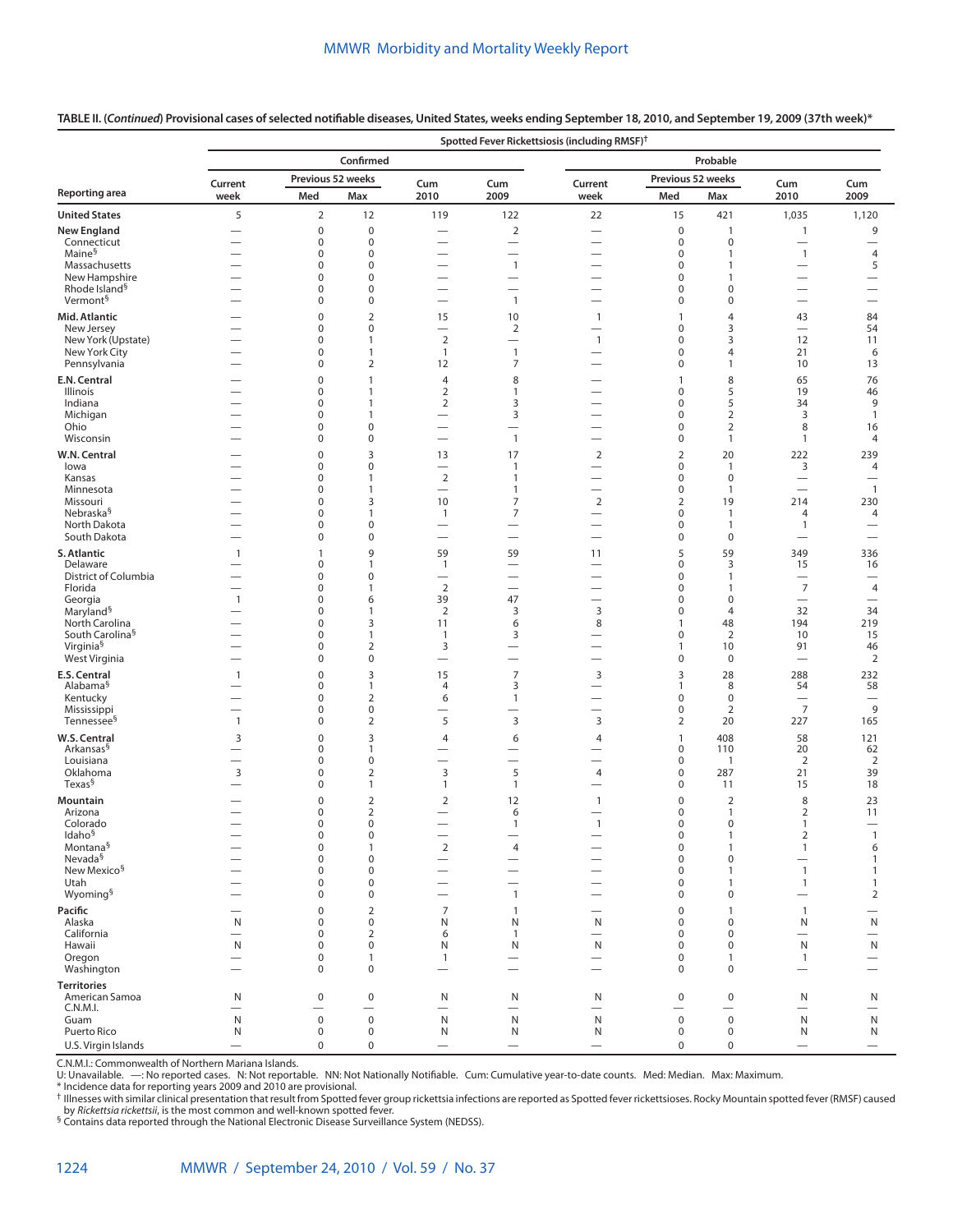**TABLE II. (*Continued*) Provisional cases of selected notifiable diseases, United States, weeks ending September 18, 2010, and September 19, 2009 (37th week)***

| Reporting area | Spotted Fever Rickettsiosis (including RMSF)† | | | | | | | | | |
|---|---|---|---|---|---|---|---|---|---|---|
| | Confirmed | | | | | Probable | | | | |
| | Current week | Previous 52 weeks Med | Previous 52 weeks Max | Cum 2010 | Cum 2009 | Current week | Previous 52 weeks Med | Previous 52 weeks Max | Cum 2010 | Cum 2009 |
| **United States** | 5 | 2 | 12 | 119 | 122 | 22 | 15 | 421 | 1,035 | 1,120 |
| **New England** | — | 0 | 0 | — | 2 | — | 0 | 1 | 1 | 9 |
| Connecticut | — | 0 | 0 | — | — | — | 0 | 0 | — | — |
| Maine§ | — | 0 | 0 | — | — | — | 0 | 1 | 1 | 4 |
| Massachusetts | — | 0 | 0 | — | 1 | — | 0 | 1 | — | 5 |
| New Hampshire | — | 0 | 0 | — | — | — | 0 | 1 | — | — |
| Rhode Island§ | — | 0 | 0 | — | — | — | 0 | 0 | — | — |
| Vermont§ | — | 0 | 0 | — | 1 | — | 0 | 0 | — | — |
| **Mid. Atlantic** | — | 0 | 2 | 15 | 10 | 1 | 1 | 4 | 43 | 84 |
| New Jersey | — | 0 | 0 | — | 2 | — | 0 | 3 | — | 54 |
| New York (Upstate) | — | 0 | 1 | 2 | — | 1 | 0 | 3 | 12 | 11 |
| New York City | — | 0 | 1 | 1 | 1 | — | 0 | 4 | 21 | 6 |
| Pennsylvania | — | 0 | 2 | 12 | 7 | — | 0 | 1 | 10 | 13 |
| **E.N. Central** | — | 0 | 1 | 4 | 8 | — | 1 | 8 | 65 | 76 |
| Illinois | — | 0 | 1 | 2 | 1 | — | 0 | 5 | 19 | 46 |
| Indiana | — | 0 | 1 | 2 | 3 | — | 0 | 5 | 34 | 9 |
| Michigan | — | 0 | 1 | — | 3 | — | 0 | 2 | 3 | 1 |
| Ohio | — | 0 | 0 | — | — | — | 0 | 2 | 8 | 16 |
| Wisconsin | — | 0 | 0 | — | 1 | — | 0 | 1 | 1 | 4 |
| **W.N. Central** | — | 0 | 3 | 13 | 17 | 2 | 2 | 20 | 222 | 239 |
| Iowa | — | 0 | 0 | — | 1 | — | 0 | 1 | 3 | 4 |
| Kansas | — | 0 | 1 | 2 | 1 | — | 0 | 0 | — | — |
| Minnesota | — | 0 | 1 | — | 1 | — | 0 | 1 | — | 1 |
| Missouri | — | 0 | 3 | 10 | 7 | 2 | 2 | 19 | 214 | 230 |
| Nebraska§ | — | 0 | 1 | 1 | 7 | — | 0 | 1 | 4 | 4 |
| North Dakota | — | 0 | 0 | — | — | — | 0 | 1 | 1 | — |
| South Dakota | — | 0 | 0 | — | — | — | 0 | 0 | — | — |
| **S. Atlantic** | 1 | 1 | 9 | 59 | 59 | 11 | 5 | 59 | 349 | 336 |
| Delaware | — | 0 | 1 | 1 | — | — | 0 | 3 | 15 | 16 |
| District of Columbia | — | 0 | 0 | — | — | — | 0 | 1 | — | — |
| Florida | — | 0 | 1 | 2 | — | — | 0 | 1 | 7 | 4 |
| Georgia | 1 | 0 | 6 | 39 | 47 | — | 0 | 0 | — | — |
| Maryland§ | — | 0 | 1 | 2 | 3 | 3 | 0 | 4 | 32 | 34 |
| North Carolina | — | 0 | 3 | 11 | 6 | 8 | 1 | 48 | 194 | 219 |
| South Carolina§ | — | 0 | 1 | 1 | 3 | — | 0 | 2 | 10 | 15 |
| Virginia§ | — | 0 | 2 | 3 | — | — | 1 | 10 | 91 | 46 |
| West Virginia | — | 0 | 0 | — | — | — | 0 | 0 | — | 2 |
| **E.S. Central** | 1 | 0 | 3 | 15 | 7 | 3 | 3 | 28 | 288 | 232 |
| Alabama§ | — | 0 | 1 | 4 | 3 | — | 1 | 8 | 54 | 58 |
| Kentucky | — | 0 | 2 | 6 | 1 | — | 0 | 0 | — | — |
| Mississippi | — | 0 | 0 | — | — | — | 0 | 2 | 7 | 9 |
| Tennessee§ | 1 | 0 | 2 | 5 | 3 | 3 | 2 | 20 | 227 | 165 |
| **W.S. Central** | 3 | 0 | 3 | 4 | 6 | 4 | 1 | 408 | 58 | 121 |
| Arkansas§ | — | 0 | 1 | — | — | — | 0 | 110 | 20 | 62 |
| Louisiana | — | 0 | 0 | — | — | — | 0 | 1 | 2 | 2 |
| Oklahoma | 3 | 0 | 2 | 3 | 5 | 4 | 0 | 287 | 21 | 39 |
| Texas§ | — | 0 | 1 | 1 | 1 | — | 0 | 11 | 15 | 18 |
| **Mountain** | — | 0 | 2 | 2 | 12 | 1 | 0 | 2 | 8 | 23 |
| Arizona | — | 0 | 2 | — | 6 | — | 0 | 1 | 2 | 11 |
| Colorado | — | 0 | 0 | — | 1 | 1 | 0 | 0 | 1 | — |
| Idaho§ | — | 0 | 0 | — | — | — | 0 | 1 | 2 | 1 |
| Montana§ | — | 0 | 1 | 2 | 4 | — | 0 | 1 | 1 | 6 |
| Nevada§ | — | 0 | 0 | — | — | — | 0 | 0 | — | 1 |
| New Mexico§ | — | 0 | 0 | — | — | — | 0 | 1 | 1 | 1 |
| Utah | — | 0 | 0 | — | — | — | 0 | 1 | 1 | 1 |
| Wyoming§ | — | 0 | 0 | — | 1 | — | 0 | 0 | — | 2 |
| **Pacific** | — | 0 | 2 | 7 | 1 | — | 0 | 1 | 1 | — |
| Alaska | N | 0 | 0 | N | N | N | 0 | 0 | N | N |
| California | — | 0 | 2 | 6 | 1 | — | 0 | 0 | — | — |
| Hawaii | N | 0 | 0 | N | N | N | 0 | 0 | N | N |
| Oregon | — | 0 | 1 | 1 | — | — | 0 | 1 | 1 | — |
| Washington | — | 0 | 0 | — | — | — | 0 | 0 | — | — |
| **Territories** | | | | | | | | | | |
| American Samoa | N | 0 | 0 | N | N | N | 0 | 0 | N | N |
| C.N.M.I. | — | — | — | — | — | — | — | — | — | — |
| Guam | N | 0 | 0 | N | N | N | 0 | 0 | N | N |
| Puerto Rico | N | 0 | 0 | N | N | N | 0 | 0 | N | N |
| U.S. Virgin Islands | — | 0 | 0 | — | — | — | 0 | 0 | — | — |

C.N.M.I.: Commonwealth of Northern Mariana Islands.
U: Unavailable. —: No reported cases. N: Not reportable. NN: Not Nationally Notifiable. Cum: Cumulative year-to-date counts. Med: Median. Max: Maximum.
* Incidence data for reporting years 2009 and 2010 are provisional.
† Illnesses with similar clinical presentation that result from Spotted fever group rickettsia infections are reported as Spotted fever rickettsioses. Rocky Mountain spotted fever (RMSF) caused by *Rickettsia rickettsii*, is the most common and well-known spotted fever.
§ Contains data reported through the National Electronic Disease Surveillance System (NEDSS).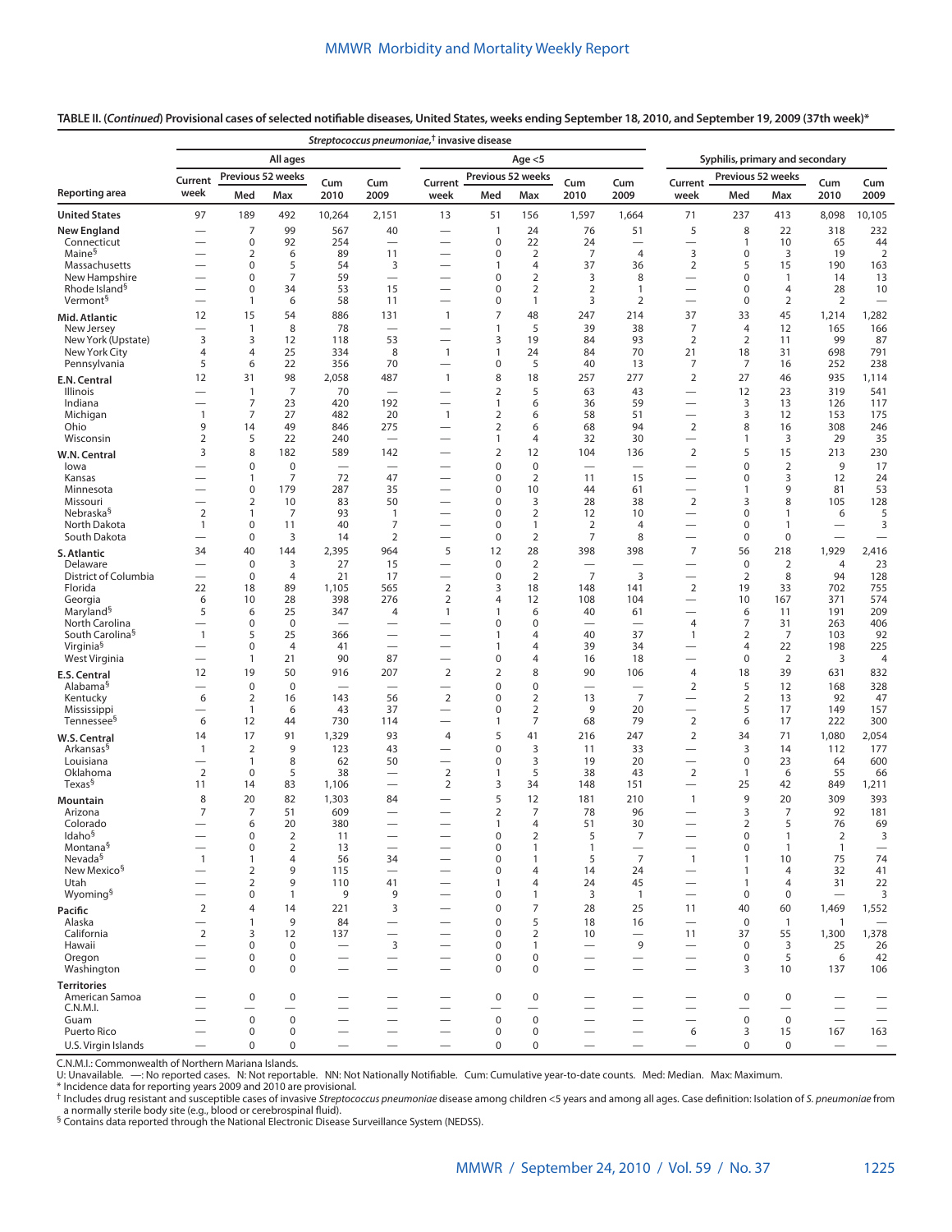**TABLE II. (*Continued*) Provisional cases of selected notifiable diseases, United States, weeks ending September 18, 2010, and September 19, 2009 (37th week)***

| Reporting area | *Streptococcus pneumoniae*,† invasive disease | | | | | | | | | | Syphilis, primary and secondary | | | | |
|---|---|---|---|---|---|---|---|---|---|---|---|---|---|---|---|
| | All ages | | | | | Age <5 | | | | | | | | | |
| | Current week | Previous 52 weeks | | Cum 2010 | Cum 2009 | Current week | Previous 52 weeks | | Cum 2010 | Cum 2009 | Current week | Previous 52 weeks | | Cum 2010 | Cum 2009 |
| | | Med | Max | | | | Med | Max | | | | Med | Max | | |
| **United States** | 97 | 189 | 492 | 10,264 | 2,151 | 13 | 51 | 156 | 1,597 | 1,664 | 71 | 237 | 413 | 8,098 | 10,105 |
| **New England** | — | 7 | 99 | 567 | 40 | — | 1 | 24 | 76 | 51 | 5 | 8 | 22 | 318 | 232 |
| Connecticut | — | 0 | 92 | 254 | — | — | 0 | 22 | 24 | — | — | 1 | 10 | 65 | 44 |
| Maine§ | — | 2 | 6 | 89 | 11 | — | 0 | 2 | 7 | 4 | 3 | 0 | 3 | 19 | 2 |
| Massachusetts | — | 0 | 5 | 54 | 3 | — | 1 | 4 | 37 | 36 | 2 | 5 | 15 | 190 | 163 |
| New Hampshire | — | 0 | 7 | 59 | — | — | 0 | 2 | 3 | 8 | — | 0 | 1 | 14 | 13 |
| Rhode Island§ | — | 0 | 34 | 53 | 15 | — | 0 | 2 | 2 | 1 | — | 0 | 4 | 28 | 10 |
| Vermont§ | — | 1 | 6 | 58 | 11 | — | 0 | 1 | 3 | 2 | — | 0 | 2 | 2 | — |
| **Mid. Atlantic** | 12 | 15 | 54 | 886 | 131 | 1 | 7 | 48 | 247 | 214 | 37 | 33 | 45 | 1,214 | 1,282 |
| New Jersey | — | 1 | 8 | 78 | — | — | 1 | 5 | 39 | 38 | 7 | 4 | 12 | 165 | 166 |
| New York (Upstate) | 3 | 3 | 12 | 118 | 53 | — | 3 | 19 | 84 | 93 | 2 | 2 | 11 | 99 | 87 |
| New York City | 4 | 4 | 25 | 334 | 8 | 1 | 1 | 24 | 84 | 70 | 21 | 18 | 31 | 698 | 791 |
| Pennsylvania | 5 | 6 | 22 | 356 | 70 | — | 0 | 5 | 40 | 13 | 7 | 7 | 16 | 252 | 238 |
| **E.N. Central** | 12 | 31 | 98 | 2,058 | 487 | 1 | 8 | 18 | 257 | 277 | 2 | 27 | 46 | 935 | 1,114 |
| Illinois | — | 1 | 7 | 70 | — | — | 2 | 5 | 63 | 43 | — | 12 | 23 | 319 | 541 |
| Indiana | — | 7 | 23 | 420 | 192 | — | 1 | 6 | 36 | 59 | — | 3 | 13 | 126 | 117 |
| Michigan | 1 | 7 | 27 | 482 | 20 | 1 | 2 | 6 | 58 | 51 | — | 3 | 12 | 153 | 175 |
| Ohio | 9 | 14 | 49 | 846 | 275 | — | 2 | 6 | 68 | 94 | 2 | 8 | 16 | 308 | 246 |
| Wisconsin | 2 | 5 | 22 | 240 | — | — | 1 | 4 | 32 | 30 | — | 1 | 3 | 29 | 35 |
| **W.N. Central** | 3 | 8 | 182 | 589 | 142 | — | 2 | 12 | 104 | 136 | 2 | 5 | 15 | 213 | 230 |
| Iowa | — | 0 | 0 | — | — | — | 0 | 0 | — | — | — | 0 | 2 | 9 | 17 |
| Kansas | — | 1 | 7 | 72 | 47 | — | 0 | 2 | 11 | 15 | — | 0 | 3 | 12 | 24 |
| Minnesota | — | 0 | 179 | 287 | 35 | — | 0 | 10 | 44 | 61 | — | 1 | 9 | 81 | 53 |
| Missouri | — | 2 | 10 | 83 | 50 | — | 0 | 3 | 28 | 38 | 2 | 3 | 8 | 105 | 128 |
| Nebraska§ | 2 | 1 | 7 | 93 | 1 | — | 0 | 2 | 12 | 10 | — | 0 | 1 | 6 | 5 |
| North Dakota | 1 | 0 | 11 | 40 | 7 | — | 0 | 1 | 2 | 4 | — | 0 | 1 | — | 3 |
| South Dakota | — | 0 | 3 | 14 | 2 | — | 0 | 2 | 7 | 8 | — | 0 | 0 | — | — |
| **S. Atlantic** | 34 | 40 | 144 | 2,395 | 964 | 5 | 12 | 28 | 398 | 398 | 7 | 56 | 218 | 1,929 | 2,416 |
| Delaware | — | 0 | 3 | 27 | 15 | — | 0 | 2 | — | — | — | 0 | 2 | 4 | 23 |
| District of Columbia | — | 0 | 4 | 21 | 17 | — | 0 | 2 | 7 | 3 | — | 2 | 8 | 94 | 128 |
| Florida | 22 | 18 | 89 | 1,105 | 565 | 2 | 3 | 18 | 148 | 141 | 2 | 19 | 33 | 702 | 755 |
| Georgia | 6 | 10 | 28 | 398 | 276 | 2 | 4 | 12 | 108 | 104 | — | 10 | 167 | 371 | 574 |
| Maryland§ | 5 | 6 | 25 | 347 | 4 | 1 | 1 | 6 | 40 | 61 | — | 6 | 11 | 191 | 209 |
| North Carolina | — | 0 | 0 | — | — | — | 0 | 0 | — | — | 4 | 7 | 31 | 263 | 406 |
| South Carolina§ | 1 | 5 | 25 | 366 | — | — | 1 | 4 | 40 | 37 | 1 | 2 | 7 | 103 | 92 |
| Virginia§ | — | 0 | 4 | 41 | — | — | 1 | 4 | 39 | 34 | — | 4 | 22 | 198 | 225 |
| West Virginia | — | 1 | 21 | 90 | 87 | — | 0 | 4 | 16 | 18 | — | 0 | 2 | 3 | 4 |
| **E.S. Central** | 12 | 19 | 50 | 916 | 207 | 2 | 2 | 8 | 90 | 106 | 4 | 18 | 39 | 631 | 832 |
| Alabama§ | — | 0 | 0 | — | — | — | 0 | 0 | — | — | 2 | 5 | 12 | 168 | 328 |
| Kentucky | 6 | 2 | 16 | 143 | 56 | 2 | 0 | 2 | 13 | 7 | — | 2 | 13 | 92 | 47 |
| Mississippi | — | 1 | 6 | 43 | 37 | — | 0 | 2 | 9 | 20 | — | 5 | 17 | 149 | 157 |
| Tennessee§ | 6 | 12 | 44 | 730 | 114 | — | 1 | 7 | 68 | 79 | 2 | 6 | 17 | 222 | 300 |
| **W.S. Central** | 14 | 17 | 91 | 1,329 | 93 | 4 | 5 | 41 | 216 | 247 | 2 | 34 | 71 | 1,080 | 2,054 |
| Arkansas§ | 1 | 2 | 9 | 123 | 43 | — | 0 | 3 | 11 | 33 | — | 3 | 14 | 112 | 177 |
| Louisiana | — | 1 | 8 | 62 | 50 | — | 0 | 3 | 19 | 20 | — | 0 | 23 | 64 | 600 |
| Oklahoma | 2 | 0 | 5 | 38 | — | 2 | 1 | 5 | 38 | 43 | 2 | 1 | 6 | 55 | 66 |
| Texas§ | 11 | 14 | 83 | 1,106 | — | 2 | 3 | 34 | 148 | 151 | — | 25 | 42 | 849 | 1,211 |
| **Mountain** | 8 | 20 | 82 | 1,303 | 84 | — | 5 | 12 | 181 | 210 | 1 | 9 | 20 | 309 | 393 |
| Arizona | 7 | 7 | 51 | 609 | — | — | 2 | 7 | 78 | 96 | — | 3 | 7 | 92 | 181 |
| Colorado | — | 6 | 20 | 380 | — | — | 1 | 4 | 51 | 30 | — | 2 | 5 | 76 | 69 |
| Idaho§ | — | 0 | 2 | 11 | — | — | 0 | 2 | 5 | 7 | — | 0 | 1 | 2 | 3 |
| Montana§ | — | 0 | 2 | 13 | — | — | 0 | 1 | 1 | — | — | 0 | 1 | 1 | — |
| Nevada§ | 1 | 1 | 4 | 56 | 34 | — | 0 | 1 | 5 | 7 | 1 | 1 | 10 | 75 | 74 |
| New Mexico§ | — | 2 | 9 | 115 | — | — | 0 | 4 | 14 | 24 | — | 1 | 4 | 32 | 41 |
| Utah | — | 2 | 9 | 110 | 41 | — | 1 | 4 | 24 | 45 | — | 1 | 4 | 31 | 22 |
| Wyoming§ | — | 0 | 1 | 9 | 9 | — | 0 | 1 | 3 | 1 | — | 0 | 0 | — | 3 |
| **Pacific** | 2 | 4 | 14 | 221 | 3 | — | 0 | 7 | 28 | 25 | 11 | 40 | 60 | 1,469 | 1,552 |
| Alaska | — | 1 | 9 | 84 | — | — | 0 | 5 | 18 | 16 | — | 0 | 1 | 1 | — |
| California | 2 | 3 | 12 | 137 | — | — | 0 | 2 | 10 | — | 11 | 37 | 55 | 1,300 | 1,378 |
| Hawaii | — | 0 | 0 | — | 3 | — | 0 | 1 | — | 9 | — | 0 | 3 | 25 | 26 |
| Oregon | — | 0 | 0 | — | — | — | 0 | 0 | — | — | — | 0 | 5 | 6 | 42 |
| Washington | — | 0 | 0 | — | — | — | 0 | 0 | — | — | — | 3 | 10 | 137 | 106 |
| **Territories** | | | | | | | | | | | | | | | |
| American Samoa | — | 0 | 0 | — | — | — | 0 | 0 | — | — | — | 0 | 0 | — | — |
| C.N.M.I. | — | — | — | — | — | — | — | — | — | — | — | — | — | — | — |
| Guam | — | 0 | 0 | — | — | — | 0 | 0 | — | — | — | 0 | 0 | — | — |
| Puerto Rico | — | 0 | 0 | — | — | — | 0 | 0 | — | — | 6 | 3 | 15 | 167 | 163 |
| U.S. Virgin Islands | — | 0 | 0 | — | — | — | 0 | 0 | — | — | — | 0 | 0 | — | — |

C.N.M.I.: Commonwealth of Northern Mariana Islands.
U: Unavailable. —: No reported cases. N: Not reportable. NN: Not Nationally Notifiable. Cum: Cumulative year-to-date counts. Med: Median. Max: Maximum.
\* Incidence data for reporting years 2009 and 2010 are provisional.
† Includes drug resistant and susceptible cases of invasive *Streptococcus pneumoniae* disease among children <5 years and among all ages. Case definition: Isolation of *S. pneumoniae* from a normally sterile body site (e.g., blood or cerebrospinal fluid).
§ Contains data reported through the National Electronic Disease Surveillance System (NEDSS).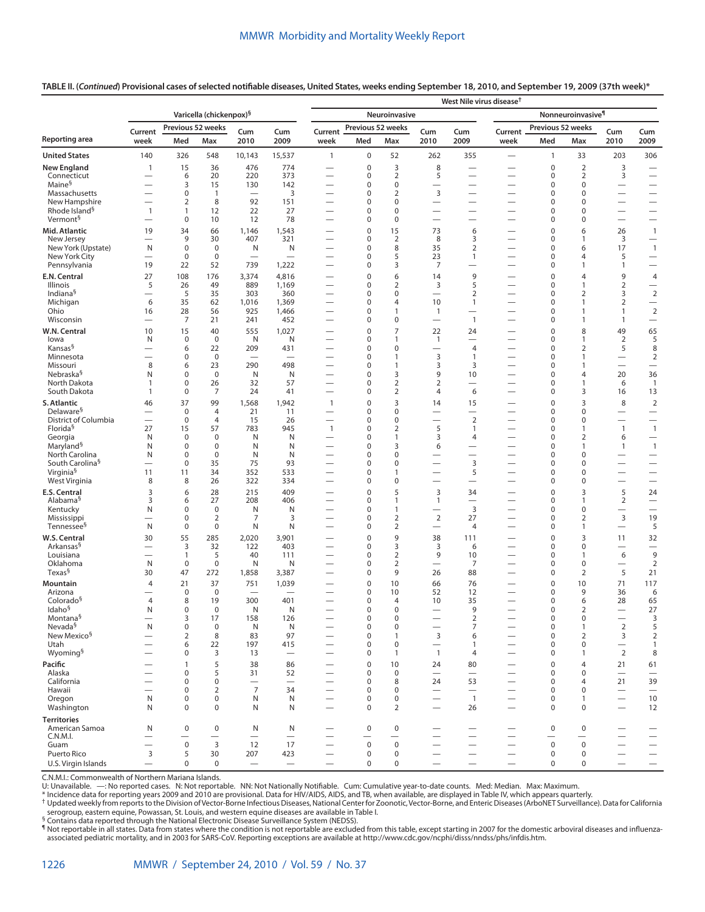**TABLE II. (*Continued*) Provisional cases of selected notifiable diseases, United States, weeks ending September 18, 2010, and September 19, 2009 (37th week)***

| Reporting area | Varicella (chickenpox)§ | | | | | West Nile virus disease† Neuroinvasive | | | | | West Nile virus disease† Nonneuroinvasive¶ | | | | |
|---|---|---|---|---|---|---|---|---|---|---|---|---|---|---|---|
| | Current week | Previous 52 weeks Med | Previous 52 weeks Max | Cum 2010 | Cum 2009 | Current week | Previous 52 weeks Med | Previous 52 weeks Max | Cum 2010 | Cum 2009 | Current week | Previous 52 weeks Med | Previous 52 weeks Max | Cum 2010 | Cum 2009 |
| **United States** | 140 | 326 | 548 | 10,143 | 15,537 | 1 | 0 | 52 | 262 | 355 | — | 1 | 33 | 203 | 306 |
| **New England** | 1 | 15 | 36 | 476 | 774 | — | 0 | 3 | 8 | — | — | 0 | 2 | 3 | — |
| Connecticut | — | 6 | 20 | 220 | 373 | — | 0 | 2 | 5 | — | — | 0 | 2 | 3 | — |
| Maine§ | — | 3 | 15 | 130 | 142 | — | 0 | 0 | — | — | — | 0 | 0 | — | — |
| Massachusetts | — | 0 | 1 | — | 3 | — | 0 | 2 | 3 | — | — | 0 | 0 | — | — |
| New Hampshire | — | 2 | 8 | 92 | 151 | — | 0 | 0 | — | — | — | 0 | 0 | — | — |
| Rhode Island§ | 1 | 1 | 12 | 22 | 27 | — | 0 | 0 | — | — | — | 0 | 0 | — | — |
| Vermont§ | — | 0 | 10 | 12 | 78 | — | 0 | 0 | — | — | — | 0 | 0 | — | — |
| **Mid. Atlantic** | 19 | 34 | 66 | 1,146 | 1,543 | — | 0 | 15 | 73 | 6 | — | 0 | 6 | 26 | 1 |
| New Jersey | — | 9 | 30 | 407 | 321 | — | 0 | 2 | 8 | 3 | — | 0 | 1 | 3 | — |
| New York (Upstate) | N | 0 | 0 | N | N | — | 0 | 8 | 35 | 2 | — | 0 | 6 | 17 | 1 |
| New York City | — | 0 | 0 | — | — | — | 0 | 5 | 23 | 1 | — | 0 | 4 | 5 | — |
| Pennsylvania | 19 | 22 | 52 | 739 | 1,222 | — | 0 | 3 | 7 | — | — | 0 | 1 | 1 | — |
| **E.N. Central** | 27 | 108 | 176 | 3,374 | 4,816 | — | 0 | 6 | 14 | 9 | — | 0 | 4 | 9 | 4 |
| Illinois | 5 | 26 | 49 | 889 | 1,169 | — | 0 | 2 | 3 | 5 | — | 0 | 1 | 2 | — |
| Indiana§ | — | 5 | 35 | 303 | 360 | — | 0 | 0 | — | 2 | — | 0 | 2 | 3 | 2 |
| Michigan | 6 | 35 | 62 | 1,016 | 1,369 | — | 0 | 4 | 10 | 1 | — | 0 | 1 | 2 | — |
| Ohio | 16 | 28 | 56 | 925 | 1,466 | — | 0 | 1 | 1 | — | — | 0 | 1 | 1 | 2 |
| Wisconsin | — | 7 | 21 | 241 | 452 | — | 0 | 0 | — | 1 | — | 0 | 1 | 1 | — |
| **W.N. Central** | 10 | 15 | 40 | 555 | 1,027 | — | 0 | 7 | 22 | 24 | — | 0 | 8 | 49 | 65 |
| Iowa | N | 0 | 0 | N | N | — | 0 | 1 | 1 | — | — | 0 | 1 | 2 | 5 |
| Kansas§ | — | 6 | 22 | 209 | 431 | — | 0 | 0 | — | 4 | — | 0 | 2 | 5 | 8 |
| Minnesota | — | 0 | 0 | — | — | — | 0 | 1 | 3 | 1 | — | 0 | 1 | — | 2 |
| Missouri | 8 | 6 | 23 | 290 | 498 | — | 0 | 1 | 3 | 3 | — | 0 | 1 | — | — |
| Nebraska§ | N | 0 | 0 | N | N | — | 0 | 3 | 9 | 10 | — | 0 | 4 | 20 | 36 |
| North Dakota | 1 | 0 | 26 | 32 | 57 | — | 0 | 2 | 2 | — | — | 0 | 1 | 6 | 1 |
| South Dakota | 1 | 0 | 7 | 24 | 41 | — | 0 | 2 | 4 | 6 | — | 0 | 3 | 16 | 13 |
| **S. Atlantic** | 46 | 37 | 99 | 1,568 | 1,942 | 1 | 0 | 3 | 14 | 15 | — | 0 | 3 | 8 | 2 |
| Delaware§ | — | 0 | 4 | 21 | 11 | — | 0 | 0 | — | — | — | 0 | 0 | — | — |
| District of Columbia | — | 0 | 4 | 15 | 26 | — | 0 | 0 | — | 2 | — | 0 | 0 | — | — |
| Florida§ | 27 | 15 | 57 | 783 | 945 | 1 | 0 | 2 | 5 | 1 | — | 0 | 1 | 1 | 1 |
| Georgia | N | 0 | 0 | N | N | — | 0 | 1 | 3 | 4 | — | 0 | 2 | 6 | — |
| Maryland§ | N | 0 | 0 | N | N | — | 0 | 3 | 6 | — | — | 0 | 1 | 1 | 1 |
| North Carolina | N | 0 | 0 | N | N | — | 0 | 0 | — | — | — | 0 | 0 | — | — |
| South Carolina§ | — | 0 | 35 | 75 | 93 | — | 0 | 0 | — | 3 | — | 0 | 0 | — | — |
| Virginia§ | 11 | 11 | 34 | 352 | 533 | — | 0 | 1 | — | 5 | — | 0 | 0 | — | — |
| West Virginia | 8 | 8 | 26 | 322 | 334 | — | 0 | 0 | — | — | — | 0 | 0 | — | — |
| **E.S. Central** | 3 | 6 | 28 | 215 | 409 | — | 0 | 5 | 3 | 34 | — | 0 | 3 | 5 | 24 |
| Alabama§ | 3 | 6 | 27 | 208 | 406 | — | 0 | 1 | 1 | — | — | 0 | 1 | 2 | — |
| Kentucky | N | 0 | 0 | N | N | — | 0 | 1 | — | 3 | — | 0 | 0 | — | — |
| Mississippi | — | 0 | 2 | 7 | 3 | — | 0 | 2 | 2 | 27 | — | 0 | 2 | 3 | 19 |
| Tennessee§ | N | 0 | 0 | N | N | — | 0 | 2 | — | 4 | — | 0 | 1 | — | 5 |
| **W.S. Central** | 30 | 55 | 285 | 2,020 | 3,901 | — | 0 | 9 | 38 | 111 | — | 0 | 3 | 11 | 32 |
| Arkansas§ | — | 3 | 32 | 122 | 403 | — | 0 | 3 | 3 | 6 | — | 0 | 0 | — | — |
| Louisiana | — | 1 | 5 | 40 | 111 | — | 0 | 2 | 9 | 10 | — | 0 | 1 | 6 | 9 |
| Oklahoma | N | 0 | 0 | N | N | — | 0 | 2 | — | 7 | — | 0 | 0 | — | 2 |
| Texas§ | 30 | 47 | 272 | 1,858 | 3,387 | — | 0 | 9 | 26 | 88 | — | 0 | 2 | 5 | 21 |
| **Mountain** | 4 | 21 | 37 | 751 | 1,039 | — | 0 | 10 | 66 | 76 | — | 0 | 10 | 71 | 117 |
| Arizona | — | 0 | 0 | — | — | — | 0 | 10 | 52 | 12 | — | 0 | 9 | 36 | 6 |
| Colorado§ | 4 | 8 | 19 | 300 | 401 | — | 0 | 4 | 10 | 35 | — | 0 | 6 | 28 | 65 |
| Idaho§ | N | 0 | 0 | N | N | — | 0 | 0 | — | 9 | — | 0 | 2 | — | 27 |
| Montana§ | — | 3 | 17 | 158 | 126 | — | 0 | 0 | — | 2 | — | 0 | 0 | — | 3 |
| Nevada§ | N | 0 | 0 | N | N | — | 0 | 0 | — | 7 | — | 0 | 1 | 2 | 5 |
| New Mexico§ | — | 2 | 8 | 83 | 97 | — | 0 | 1 | 3 | 6 | — | 0 | 2 | 3 | 2 |
| Utah | — | 6 | 22 | 197 | 415 | — | 0 | 0 | — | 1 | — | 0 | 0 | — | 1 |
| Wyoming§ | — | 0 | 3 | 13 | — | — | 0 | 1 | 1 | 4 | — | 0 | 1 | 2 | 8 |
| **Pacific** | — | 1 | 5 | 38 | 86 | — | 0 | 10 | 24 | 80 | — | 0 | 4 | 21 | 61 |
| Alaska | — | 0 | 5 | 31 | 52 | — | 0 | 0 | — | — | — | 0 | 0 | — | — |
| California | — | 0 | 0 | — | — | — | 0 | 8 | 24 | 53 | — | 0 | 4 | 21 | 39 |
| Hawaii | — | 0 | 2 | 7 | 34 | — | 0 | 0 | — | — | — | 0 | 0 | — | — |
| Oregon | N | 0 | 0 | N | N | — | 0 | 0 | — | 1 | — | 0 | 1 | — | 10 |
| Washington | N | 0 | 0 | N | N | — | 0 | 2 | — | 26 | — | 0 | 0 | — | 12 |
| **Territories** | | | | | | | | | | | | | | | |
| American Samoa | N | 0 | 0 | N | N | — | 0 | 0 | — | — | — | 0 | 0 | — | — |
| C.N.M.I. | — | — | — | — | — | — | — | — | — | — | — | — | — | — | — |
| Guam | — | 0 | 3 | 12 | 17 | — | 0 | 0 | — | — | — | 0 | 0 | — | — |
| Puerto Rico | 3 | 5 | 30 | 207 | 423 | — | 0 | 0 | — | — | — | 0 | 0 | — | — |
| U.S. Virgin Islands | — | 0 | 0 | — | — | — | 0 | 0 | — | — | — | 0 | 0 | — | — |

C.N.M.I.: Commonwealth of Northern Mariana Islands.
U: Unavailable. —: No reported cases. N: Not reportable. NN: Not Nationally Notifiable. Cum: Cumulative year-to-date counts. Med: Median. Max: Maximum.
\* Incidence data for reporting years 2009 and 2010 are provisional. Data for HIV/AIDS, AIDS, and TB, when available, are displayed in Table IV, which appears quarterly.
† Updated weekly from reports to the Division of Vector-Borne Infectious Diseases, National Center for Zoonotic, Vector-Borne, and Enteric Diseases (ArboNET Surveillance). Data for California serogroup, eastern equine, Powassan, St. Louis, and western equine diseases are available in Table I.
§ Contains data reported through the National Electronic Disease Surveillance System (NEDSS).
¶ Not reportable in all states. Data from states where the condition is not reportable are excluded from this table, except starting in 2007 for the domestic arboviral diseases and influenza-associated pediatric mortality, and in 2003 for SARS-CoV. Reporting exceptions are available at http://www.cdc.gov/ncphi/disss/nndss/phs/infdis.htm.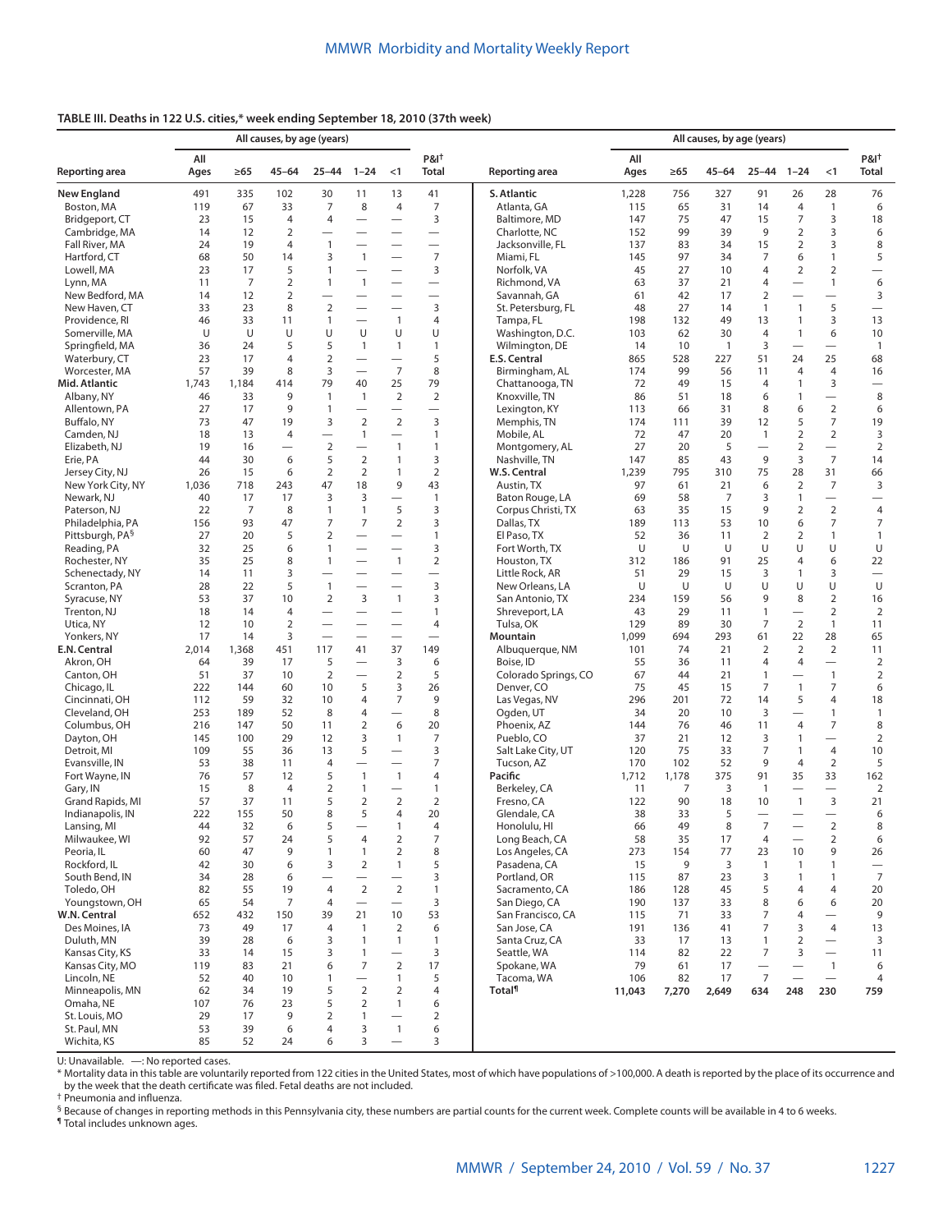**TABLE III. Deaths in 122 U.S. cities,* week ending September 18, 2010 (37th week)**

| Reporting area | All causes, by age (years) | | | | | | P&I† |
|---|---|---|---|---|---|---|---|
| | All Ages | ≥65 | 45–64 | 25–44 | 1–24 | <1 | Total |
| **New England** | 491 | 335 | 102 | 30 | 11 | 13 | 41 |
| Boston, MA | 119 | 67 | 33 | 7 | 8 | 4 | 7 |
| Bridgeport, CT | 23 | 15 | 4 | 4 | — | — | 3 |
| Cambridge, MA | 14 | 12 | 2 | — | — | — | — |
| Fall River, MA | 24 | 19 | 4 | 1 | — | — | — |
| Hartford, CT | 68 | 50 | 14 | 3 | 1 | — | 7 |
| Lowell, MA | 23 | 17 | 5 | 1 | — | — | 3 |
| Lynn, MA | 11 | 7 | 2 | 1 | 1 | — | — |
| New Bedford, MA | 14 | 12 | 2 | — | — | — | — |
| New Haven, CT | 33 | 23 | 8 | 2 | — | — | 3 |
| Providence, RI | 46 | 33 | 11 | 1 | — | 1 | 4 |
| Somerville, MA | U | U | U | U | U | U | U |
| Springfield, MA | 36 | 24 | 5 | 5 | 1 | 1 | 1 |
| Waterbury, CT | 23 | 17 | 4 | 2 | — | — | 5 |
| Worcester, MA | 57 | 39 | 8 | 3 | — | 7 | 8 |
| **Mid. Atlantic** | 1,743 | 1,184 | 414 | 79 | 40 | 25 | 79 |
| Albany, NY | 46 | 33 | 9 | 1 | 1 | 2 | 2 |
| Allentown, PA | 27 | 17 | 9 | 1 | — | — | — |
| Buffalo, NY | 73 | 47 | 19 | 3 | 2 | 2 | 3 |
| Camden, NJ | 18 | 13 | 4 | — | 1 | — | 1 |
| Elizabeth, NJ | 19 | 16 | — | 2 | — | 1 | 1 |
| Erie, PA | 44 | 30 | 6 | 5 | 2 | 1 | 3 |
| Jersey City, NJ | 26 | 15 | 6 | 2 | 2 | 1 | 2 |
| New York City, NY | 1,036 | 718 | 243 | 47 | 18 | 9 | 43 |
| Newark, NJ | 40 | 17 | 17 | 3 | 3 | — | 1 |
| Paterson, NJ | 22 | 7 | 8 | 1 | 1 | 5 | 3 |
| Philadelphia, PA | 156 | 93 | 47 | 7 | 7 | 2 | 3 |
| Pittsburgh, PA§ | 27 | 20 | 5 | 2 | — | — | 1 |
| Reading, PA | 32 | 25 | 6 | 1 | — | — | 3 |
| Rochester, NY | 35 | 25 | 8 | 1 | — | 1 | 2 |
| Schenectady, NY | 14 | 11 | 3 | — | — | — | — |
| Scranton, PA | 28 | 22 | 5 | 1 | — | — | 3 |
| Syracuse, NY | 53 | 37 | 10 | 2 | 3 | 1 | 3 |
| Trenton, NJ | 18 | 14 | 4 | — | — | — | 1 |
| Utica, NY | 12 | 10 | 2 | — | — | — | 4 |
| Yonkers, NY | 17 | 14 | 3 | — | — | — | — |
| **E.N. Central** | 2,014 | 1,368 | 451 | 117 | 41 | 37 | 149 |
| Akron, OH | 64 | 39 | 17 | 5 | — | 3 | 6 |
| Canton, OH | 51 | 37 | 10 | 2 | — | 2 | 5 |
| Chicago, IL | 222 | 144 | 60 | 10 | 5 | 3 | 26 |
| Cincinnati, OH | 112 | 59 | 32 | 10 | 4 | 7 | 9 |
| Cleveland, OH | 253 | 189 | 52 | 8 | 4 | — | 8 |
| Columbus, OH | 216 | 147 | 50 | 11 | 2 | 6 | 20 |
| Dayton, OH | 145 | 100 | 29 | 12 | 3 | 1 | 7 |
| Detroit, MI | 109 | 55 | 36 | 13 | 5 | — | 3 |
| Evansville, IN | 53 | 38 | 11 | 4 | — | — | 7 |
| Fort Wayne, IN | 76 | 57 | 12 | 5 | 1 | 1 | 4 |
| Gary, IN | 15 | 8 | 4 | 2 | 1 | — | 1 |
| Grand Rapids, MI | 57 | 37 | 11 | 5 | 2 | 2 | 2 |
| Indianapolis, IN | 222 | 155 | 50 | 8 | 5 | 4 | 20 |
| Lansing, MI | 44 | 32 | 6 | 5 | — | 1 | 4 |
| Milwaukee, WI | 92 | 57 | 24 | 5 | 4 | 2 | 7 |
| Peoria, IL | 60 | 47 | 9 | 1 | 1 | 2 | 8 |
| Rockford, IL | 42 | 30 | 6 | 3 | 2 | 1 | 5 |
| South Bend, IN | 34 | 28 | 6 | — | — | — | 3 |
| Toledo, OH | 82 | 55 | 19 | 4 | 2 | 2 | 1 |
| Youngstown, OH | 65 | 54 | 7 | 4 | — | — | 3 |
| **W.N. Central** | 652 | 432 | 150 | 39 | 21 | 10 | 53 |
| Des Moines, IA | 73 | 49 | 17 | 4 | 1 | 2 | 6 |
| Duluth, MN | 39 | 28 | 6 | 3 | 1 | 1 | 1 |
| Kansas City, KS | 33 | 14 | 15 | 3 | 1 | — | 3 |
| Kansas City, MO | 119 | 83 | 21 | 6 | 7 | 2 | 17 |
| Lincoln, NE | 52 | 40 | 10 | 1 | — | 1 | 5 |
| Minneapolis, MN | 62 | 34 | 19 | 5 | 2 | 2 | 4 |
| Omaha, NE | 107 | 76 | 23 | 5 | 2 | 1 | 6 |
| St. Louis, MO | 29 | 17 | 9 | 2 | 1 | — | 2 |
| St. Paul, MN | 53 | 39 | 6 | 4 | 3 | 1 | 6 |
| Wichita, KS | 85 | 52 | 24 | 6 | 3 | — | 3 |
| **S. Atlantic** | 1,228 | 756 | 327 | 91 | 26 | 28 | 76 |
| Atlanta, GA | 115 | 65 | 31 | 14 | 4 | 1 | 6 |
| Baltimore, MD | 147 | 75 | 47 | 15 | 7 | 3 | 18 |
| Charlotte, NC | 152 | 99 | 39 | 9 | 2 | 3 | 6 |
| Jacksonville, FL | 137 | 83 | 34 | 15 | 2 | 3 | 8 |
| Miami, FL | 145 | 97 | 34 | 7 | 6 | 1 | 5 |
| Norfolk, VA | 45 | 27 | 10 | 4 | 2 | 2 | — |
| Richmond, VA | 63 | 37 | 21 | 4 | — | 1 | 6 |
| Savannah, GA | 61 | 42 | 17 | 2 | — | — | 3 |
| St. Petersburg, FL | 48 | 27 | 14 | 1 | 1 | 5 | — |
| Tampa, FL | 198 | 132 | 49 | 13 | 1 | 3 | 13 |
| Washington, D.C. | 103 | 62 | 30 | 4 | 1 | 6 | 10 |
| Wilmington, DE | 14 | 10 | 1 | 3 | — | — | 1 |
| **E.S. Central** | 865 | 528 | 227 | 51 | 24 | 25 | 68 |
| Birmingham, AL | 174 | 99 | 56 | 11 | 4 | 4 | 16 |
| Chattanooga, TN | 72 | 49 | 15 | 4 | 1 | 3 | — |
| Knoxville, TN | 86 | 51 | 18 | 6 | 1 | — | 8 |
| Lexington, KY | 113 | 66 | 31 | 8 | 6 | 2 | 6 |
| Memphis, TN | 174 | 111 | 39 | 12 | 5 | 7 | 19 |
| Mobile, AL | 72 | 47 | 20 | 1 | 2 | 2 | 3 |
| Montgomery, AL | 27 | 20 | 5 | — | 2 | — | 2 |
| Nashville, TN | 147 | 85 | 43 | 9 | 3 | 7 | 14 |
| **W.S. Central** | 1,239 | 795 | 310 | 75 | 28 | 31 | 66 |
| Austin, TX | 97 | 61 | 21 | 6 | 2 | 7 | 3 |
| Baton Rouge, LA | 69 | 58 | 7 | 3 | 1 | — | — |
| Corpus Christi, TX | 63 | 35 | 15 | 9 | 2 | 2 | 4 |
| Dallas, TX | 189 | 113 | 53 | 10 | 6 | 7 | 7 |
| El Paso, TX | 52 | 36 | 11 | 2 | 2 | 1 | 1 |
| Fort Worth, TX | U | U | U | U | U | U | U |
| Houston, TX | 312 | 186 | 91 | 25 | 4 | 6 | 22 |
| Little Rock, AR | 51 | 29 | 15 | 3 | 1 | 3 | — |
| New Orleans, LA | U | U | U | U | U | U | U |
| San Antonio, TX | 234 | 159 | 56 | 9 | 8 | 2 | 16 |
| Shreveport, LA | 43 | 29 | 11 | 1 | — | 2 | 2 |
| Tulsa, OK | 129 | 89 | 30 | 7 | 2 | 1 | 11 |
| **Mountain** | 1,099 | 694 | 293 | 61 | 22 | 28 | 65 |
| Albuquerque, NM | 101 | 74 | 21 | 2 | 2 | 2 | 11 |
| Boise, ID | 55 | 36 | 11 | 4 | 4 | — | 2 |
| Colorado Springs, CO | 67 | 44 | 21 | 1 | — | 1 | 2 |
| Denver, CO | 75 | 45 | 15 | 7 | 1 | 7 | 6 |
| Las Vegas, NV | 296 | 201 | 72 | 14 | 5 | 4 | 18 |
| Ogden, UT | 34 | 20 | 10 | 3 | — | 1 | 1 |
| Phoenix, AZ | 144 | 76 | 46 | 11 | 4 | 7 | 8 |
| Pueblo, CO | 37 | 21 | 12 | 3 | 1 | — | 2 |
| Salt Lake City, UT | 120 | 75 | 33 | 7 | 1 | 4 | 10 |
| Tucson, AZ | 170 | 102 | 52 | 9 | 4 | 2 | 5 |
| **Pacific** | 1,712 | 1,178 | 375 | 91 | 35 | 33 | 162 |
| Berkeley, CA | 11 | 7 | 3 | 1 | — | — | 2 |
| Fresno, CA | 122 | 90 | 18 | 10 | 1 | 3 | 21 |
| Glendale, CA | 38 | 33 | 5 | — | — | — | 6 |
| Honolulu, HI | 66 | 49 | 8 | 7 | — | 2 | 8 |
| Long Beach, CA | 58 | 35 | 17 | 4 | — | 2 | 6 |
| Los Angeles, CA | 273 | 154 | 77 | 23 | 10 | 9 | 26 |
| Pasadena, CA | 15 | 9 | 3 | 1 | 1 | 1 | — |
| Portland, OR | 115 | 87 | 23 | 3 | 1 | 1 | 7 |
| Sacramento, CA | 186 | 128 | 45 | 5 | 4 | 4 | 20 |
| San Diego, CA | 190 | 137 | 33 | 8 | 6 | 6 | 20 |
| San Francisco, CA | 115 | 71 | 33 | 7 | 4 | — | 9 |
| San Jose, CA | 191 | 136 | 41 | 7 | 3 | 4 | 13 |
| Santa Cruz, CA | 33 | 17 | 13 | 1 | 2 | — | 3 |
| Seattle, WA | 114 | 82 | 22 | 7 | 3 | — | 11 |
| Spokane, WA | 79 | 61 | 17 | — | — | 1 | 6 |
| Tacoma, WA | 106 | 82 | 17 | 7 | — | — | 4 |
| **Total¶** | **11,043** | **7,270** | **2,649** | **634** | **248** | **230** | **759** |

U: Unavailable. —: No reported cases.

\* Mortality data in this table are voluntarily reported from 122 cities in the United States, most of which have populations of >100,000. A death is reported by the place of its occurrence and by the week that the death certificate was filed. Fetal deaths are not included.

† Pneumonia and influenza.

§ Because of changes in reporting methods in this Pennsylvania city, these numbers are partial counts for the current week. Complete counts will be available in 4 to 6 weeks.

¶ Total includes unknown ages.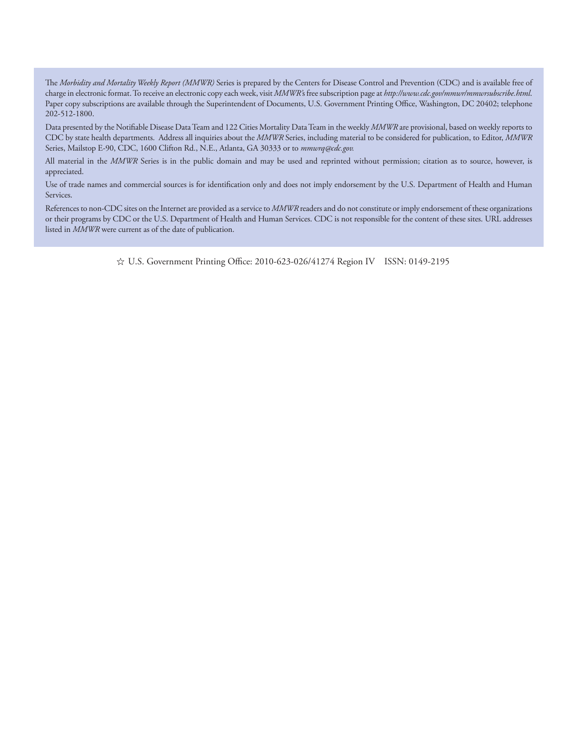The *Morbidity and Mortality Weekly Report (MMWR)* Series is prepared by the Centers for Disease Control and Prevention (CDC) and is available free of charge in electronic format. To receive an electronic copy each week, visit *MMWR*'s free subscription page at *http://www.cdc.gov/mmwr/mmwrsubscribe.html*. Paper copy subscriptions are available through the Superintendent of Documents, U.S. Government Printing Office, Washington, DC 20402; telephone 202-512-1800.

Data presented by the Notifiable Disease Data Team and 122 Cities Mortality Data Team in the weekly *MMWR* are provisional, based on weekly reports to CDC by state health departments. Address all inquiries about the *MMWR* Series, including material to be considered for publication, to Editor, *MMWR* Series, Mailstop E-90, CDC, 1600 Clifton Rd., N.E., Atlanta, GA 30333 or to *mmwrq@cdc.gov.*

All material in the *MMWR* Series is in the public domain and may be used and reprinted without permission; citation as to source, however, is appreciated.

Use of trade names and commercial sources is for identification only and does not imply endorsement by the U.S. Department of Health and Human Services.

References to non-CDC sites on the Internet are provided as a service to *MMWR* readers and do not constitute or imply endorsement of these organizations or their programs by CDC or the U.S. Department of Health and Human Services. CDC is not responsible for the content of these sites. URL addresses listed in *MMWR* were current as of the date of publication.

☆ U.S. Government Printing Office: 2010-623-026/41274 Region IV ISSN: 0149-2195